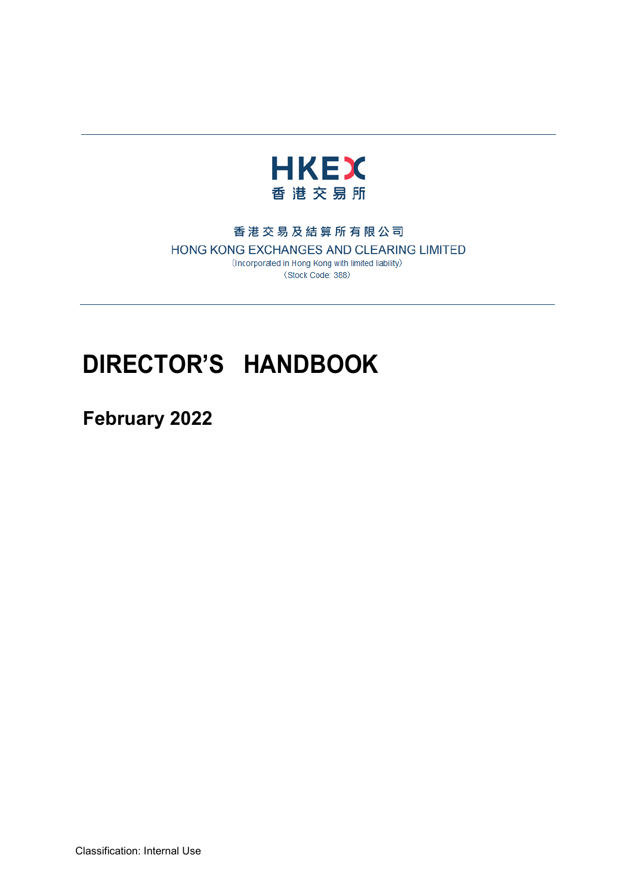HKEX
香 港 交 易 所

香港交易及結算所有限公司
HONG KONG EXCHANGES AND CLEARING LIMITED
(Incorporated in Hong Kong with limited liability)
(Stock Code: 388)

# DIRECTOR'S HANDBOOK

## February 2022

Classification: Internal Use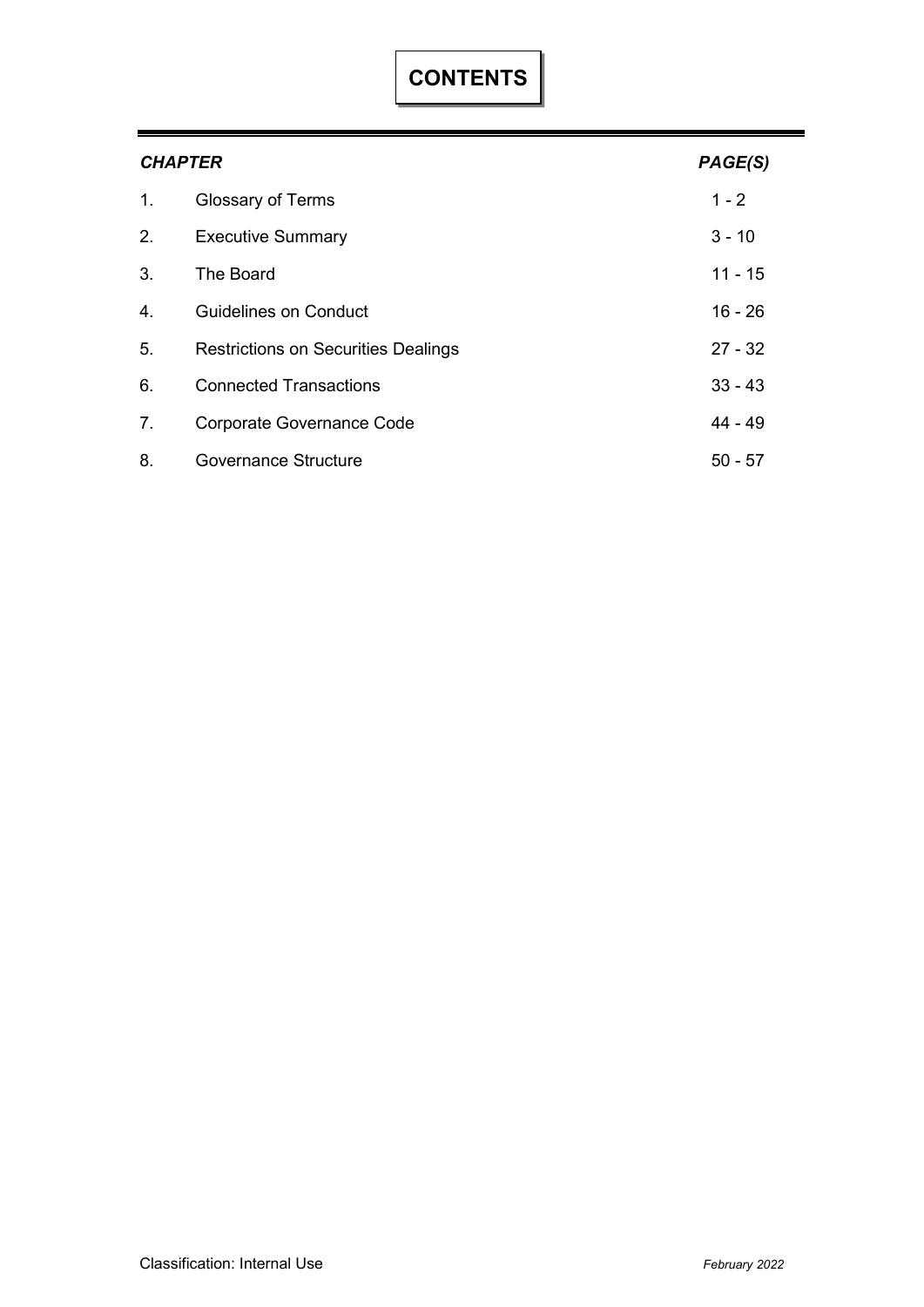# CONTENTS

| *CHAPTER* | | *PAGE(S)* |
|---|---|---|
| 1. | Glossary of Terms | 1 - 2 |
| 2. | Executive Summary | 3 - 10 |
| 3. | The Board | 11 - 15 |
| 4. | Guidelines on Conduct | 16 - 26 |
| 5. | Restrictions on Securities Dealings | 27 - 32 |
| 6. | Connected Transactions | 33 - 43 |
| 7. | Corporate Governance Code | 44 - 49 |
| 8. | Governance Structure | 50 - 57 |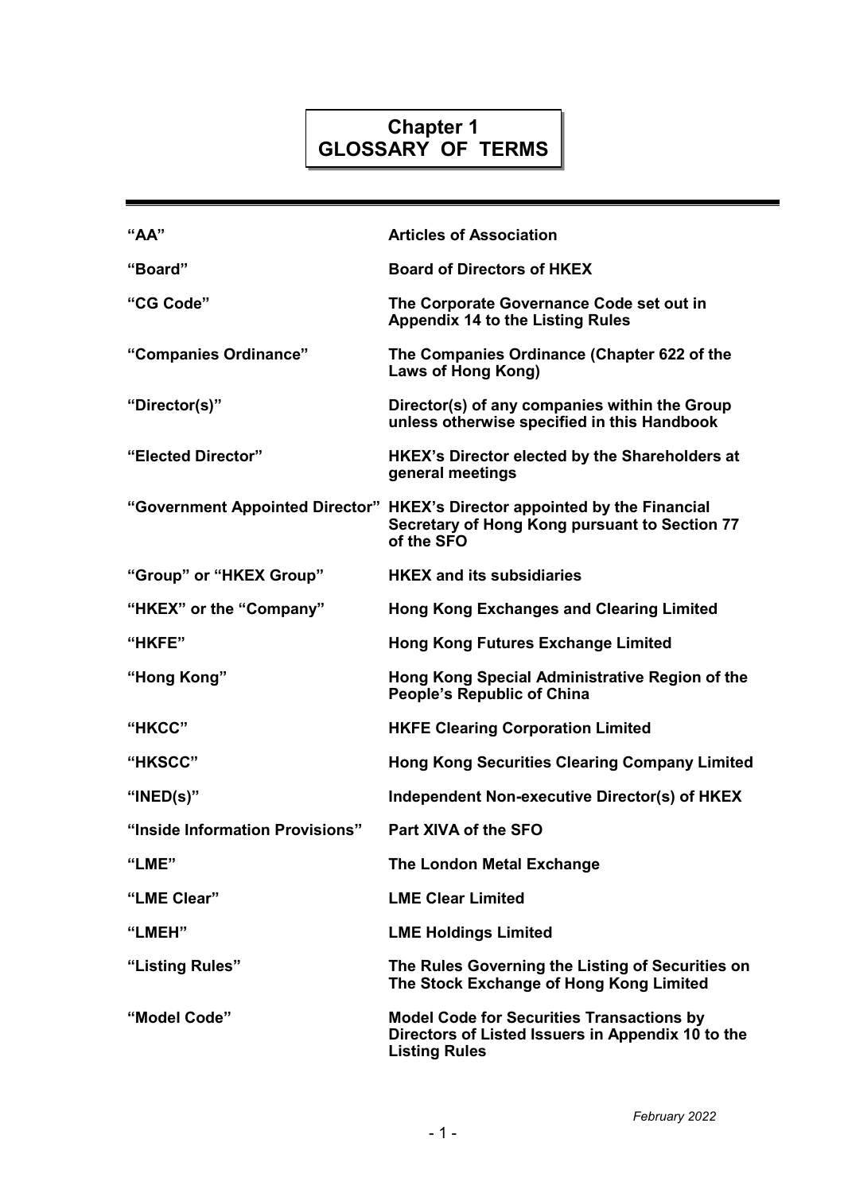# Chapter 1
# GLOSSARY OF TERMS

| | |
|---|---|
| **"AA"** | **Articles of Association** |
| **"Board"** | **Board of Directors of HKEX** |
| **"CG Code"** | **The Corporate Governance Code set out in Appendix 14 to the Listing Rules** |
| **"Companies Ordinance"** | **The Companies Ordinance (Chapter 622 of the Laws of Hong Kong)** |
| **"Director(s)"** | **Director(s) of any companies within the Group unless otherwise specified in this Handbook** |
| **"Elected Director"** | **HKEX's Director elected by the Shareholders at general meetings** |
| **"Government Appointed Director"** | **HKEX's Director appointed by the Financial Secretary of Hong Kong pursuant to Section 77 of the SFO** |
| **"Group" or "HKEX Group"** | **HKEX and its subsidiaries** |
| **"HKEX" or the "Company"** | **Hong Kong Exchanges and Clearing Limited** |
| **"HKFE"** | **Hong Kong Futures Exchange Limited** |
| **"Hong Kong"** | **Hong Kong Special Administrative Region of the People's Republic of China** |
| **"HKCC"** | **HKFE Clearing Corporation Limited** |
| **"HKSCC"** | **Hong Kong Securities Clearing Company Limited** |
| **"INED(s)"** | **Independent Non-executive Director(s) of HKEX** |
| **"Inside Information Provisions"** | **Part XIVA of the SFO** |
| **"LME"** | **The London Metal Exchange** |
| **"LME Clear"** | **LME Clear Limited** |
| **"LMEH"** | **LME Holdings Limited** |
| **"Listing Rules"** | **The Rules Governing the Listing of Securities on The Stock Exchange of Hong Kong Limited** |
| **"Model Code"** | **Model Code for Securities Transactions by Directors of Listed Issuers in Appendix 10 to the Listing Rules** |

*February 2022*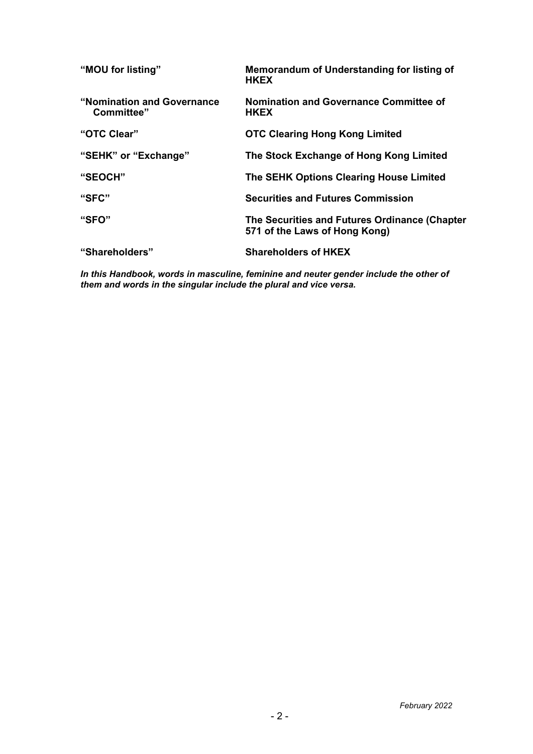| | |
|---|---|
| **“MOU for listing”** | **Memorandum of Understanding for listing of HKEX** |
| **“Nomination and Governance Committee”** | **Nomination and Governance Committee of HKEX** |
| **“OTC Clear”** | **OTC Clearing Hong Kong Limited** |
| **“SEHK” or “Exchange”** | **The Stock Exchange of Hong Kong Limited** |
| **“SEOCH”** | **The SEHK Options Clearing House Limited** |
| **“SFC”** | **Securities and Futures Commission** |
| **“SFO”** | **The Securities and Futures Ordinance (Chapter 571 of the Laws of Hong Kong)** |
| **“Shareholders”** | **Shareholders of HKEX** |

***In this Handbook, words in masculine, feminine and neuter gender include the other of them and words in the singular include the plural and vice versa.***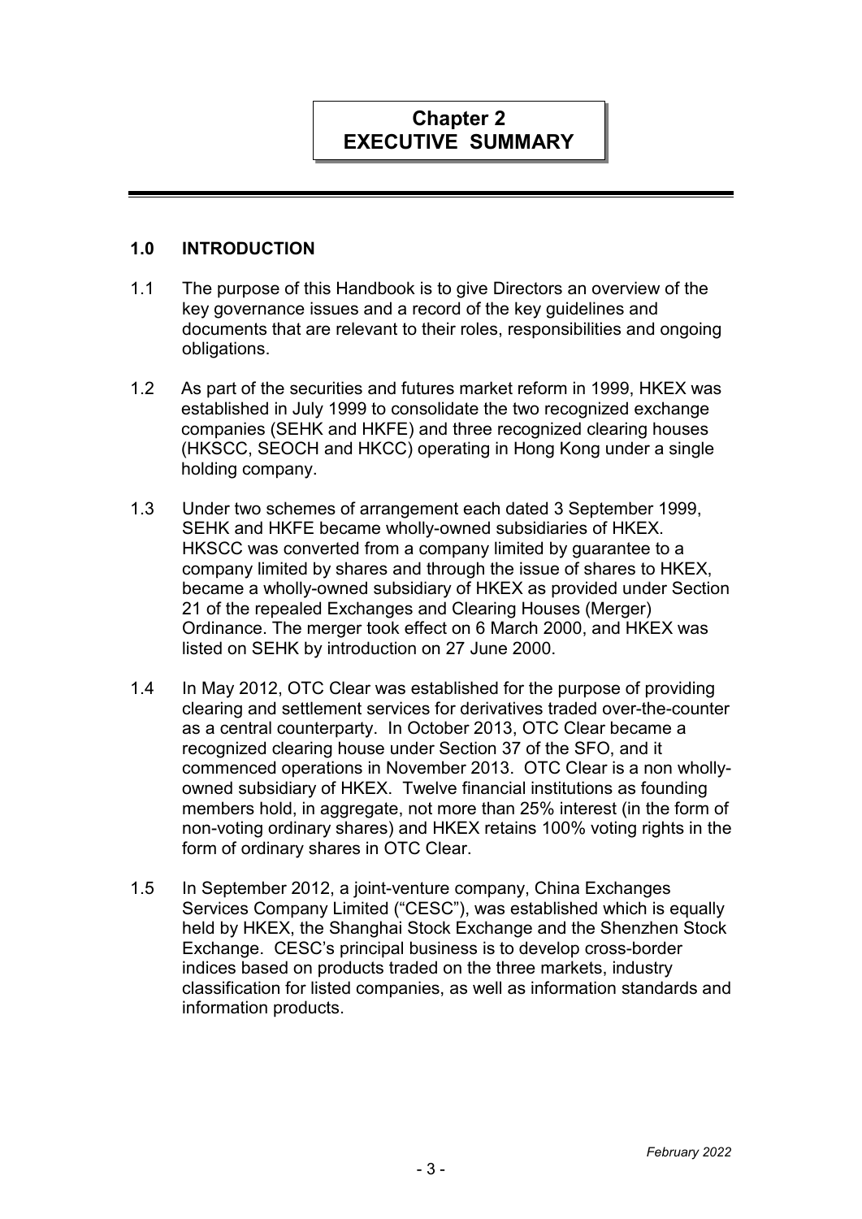# Chapter 2
# EXECUTIVE SUMMARY

## 1.0 INTRODUCTION

1.1 The purpose of this Handbook is to give Directors an overview of the key governance issues and a record of the key guidelines and documents that are relevant to their roles, responsibilities and ongoing obligations.

1.2 As part of the securities and futures market reform in 1999, HKEX was established in July 1999 to consolidate the two recognized exchange companies (SEHK and HKFE) and three recognized clearing houses (HKSCC, SEOCH and HKCC) operating in Hong Kong under a single holding company.

1.3 Under two schemes of arrangement each dated 3 September 1999, SEHK and HKFE became wholly-owned subsidiaries of HKEX. HKSCC was converted from a company limited by guarantee to a company limited by shares and through the issue of shares to HKEX, became a wholly-owned subsidiary of HKEX as provided under Section 21 of the repealed Exchanges and Clearing Houses (Merger) Ordinance. The merger took effect on 6 March 2000, and HKEX was listed on SEHK by introduction on 27 June 2000.

1.4 In May 2012, OTC Clear was established for the purpose of providing clearing and settlement services for derivatives traded over-the-counter as a central counterparty. In October 2013, OTC Clear became a recognized clearing house under Section 37 of the SFO, and it commenced operations in November 2013. OTC Clear is a non wholly-owned subsidiary of HKEX. Twelve financial institutions as founding members hold, in aggregate, not more than 25% interest (in the form of non-voting ordinary shares) and HKEX retains 100% voting rights in the form of ordinary shares in OTC Clear.

1.5 In September 2012, a joint-venture company, China Exchanges Services Company Limited ("CESC"), was established which is equally held by HKEX, the Shanghai Stock Exchange and the Shenzhen Stock Exchange. CESC's principal business is to develop cross-border indices based on products traded on the three markets, industry classification for listed companies, as well as information standards and information products.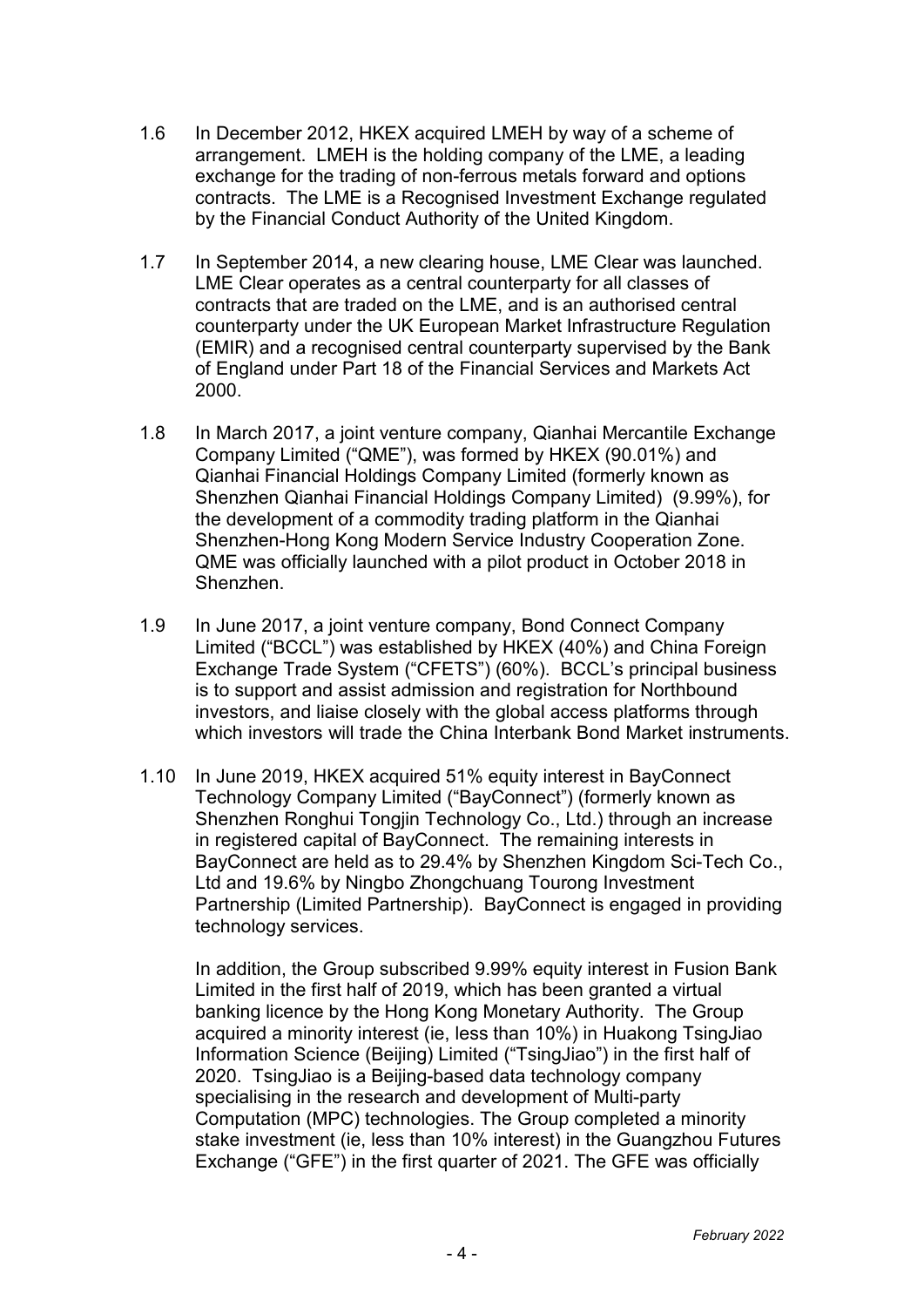1.6 In December 2012, HKEX acquired LMEH by way of a scheme of arrangement. LMEH is the holding company of the LME, a leading exchange for the trading of non-ferrous metals forward and options contracts. The LME is a Recognised Investment Exchange regulated by the Financial Conduct Authority of the United Kingdom.

1.7 In September 2014, a new clearing house, LME Clear was launched. LME Clear operates as a central counterparty for all classes of contracts that are traded on the LME, and is an authorised central counterparty under the UK European Market Infrastructure Regulation (EMIR) and a recognised central counterparty supervised by the Bank of England under Part 18 of the Financial Services and Markets Act 2000.

1.8 In March 2017, a joint venture company, Qianhai Mercantile Exchange Company Limited ("QME"), was formed by HKEX (90.01%) and Qianhai Financial Holdings Company Limited (formerly known as Shenzhen Qianhai Financial Holdings Company Limited) (9.99%), for the development of a commodity trading platform in the Qianhai Shenzhen-Hong Kong Modern Service Industry Cooperation Zone. QME was officially launched with a pilot product in October 2018 in Shenzhen.

1.9 In June 2017, a joint venture company, Bond Connect Company Limited ("BCCL") was established by HKEX (40%) and China Foreign Exchange Trade System ("CFETS") (60%). BCCL's principal business is to support and assist admission and registration for Northbound investors, and liaise closely with the global access platforms through which investors will trade the China Interbank Bond Market instruments.

1.10 In June 2019, HKEX acquired 51% equity interest in BayConnect Technology Company Limited ("BayConnect") (formerly known as Shenzhen Ronghui Tongjin Technology Co., Ltd.) through an increase in registered capital of BayConnect. The remaining interests in BayConnect are held as to 29.4% by Shenzhen Kingdom Sci-Tech Co., Ltd and 19.6% by Ningbo Zhongchuang Tourong Investment Partnership (Limited Partnership). BayConnect is engaged in providing technology services.

In addition, the Group subscribed 9.99% equity interest in Fusion Bank Limited in the first half of 2019, which has been granted a virtual banking licence by the Hong Kong Monetary Authority. The Group acquired a minority interest (ie, less than 10%) in Huakong TsingJiao Information Science (Beijing) Limited ("TsingJiao") in the first half of 2020. TsingJiao is a Beijing-based data technology company specialising in the research and development of Multi-party Computation (MPC) technologies. The Group completed a minority stake investment (ie, less than 10% interest) in the Guangzhou Futures Exchange ("GFE") in the first quarter of 2021. The GFE was officially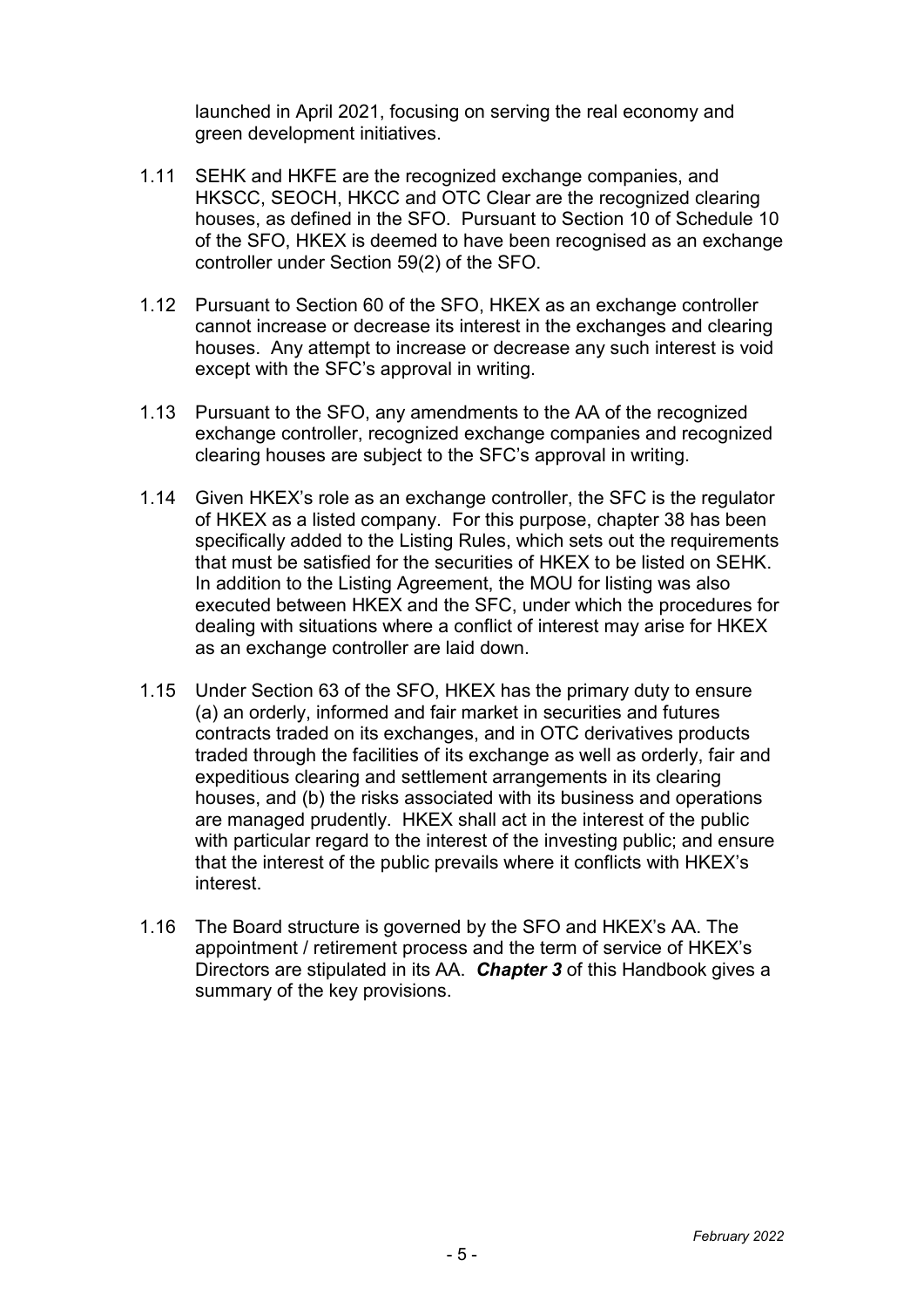launched in April 2021, focusing on serving the real economy and green development initiatives.

1.11 SEHK and HKFE are the recognized exchange companies, and HKSCC, SEOCH, HKCC and OTC Clear are the recognized clearing houses, as defined in the SFO. Pursuant to Section 10 of Schedule 10 of the SFO, HKEX is deemed to have been recognised as an exchange controller under Section 59(2) of the SFO.

1.12 Pursuant to Section 60 of the SFO, HKEX as an exchange controller cannot increase or decrease its interest in the exchanges and clearing houses. Any attempt to increase or decrease any such interest is void except with the SFC's approval in writing.

1.13 Pursuant to the SFO, any amendments to the AA of the recognized exchange controller, recognized exchange companies and recognized clearing houses are subject to the SFC's approval in writing.

1.14 Given HKEX's role as an exchange controller, the SFC is the regulator of HKEX as a listed company. For this purpose, chapter 38 has been specifically added to the Listing Rules, which sets out the requirements that must be satisfied for the securities of HKEX to be listed on SEHK. In addition to the Listing Agreement, the MOU for listing was also executed between HKEX and the SFC, under which the procedures for dealing with situations where a conflict of interest may arise for HKEX as an exchange controller are laid down.

1.15 Under Section 63 of the SFO, HKEX has the primary duty to ensure (a) an orderly, informed and fair market in securities and futures contracts traded on its exchanges, and in OTC derivatives products traded through the facilities of its exchange as well as orderly, fair and expeditious clearing and settlement arrangements in its clearing houses, and (b) the risks associated with its business and operations are managed prudently. HKEX shall act in the interest of the public with particular regard to the interest of the investing public; and ensure that the interest of the public prevails where it conflicts with HKEX's interest.

1.16 The Board structure is governed by the SFO and HKEX's AA. The appointment / retirement process and the term of service of HKEX's Directors are stipulated in its AA. ***Chapter 3*** of this Handbook gives a summary of the key provisions.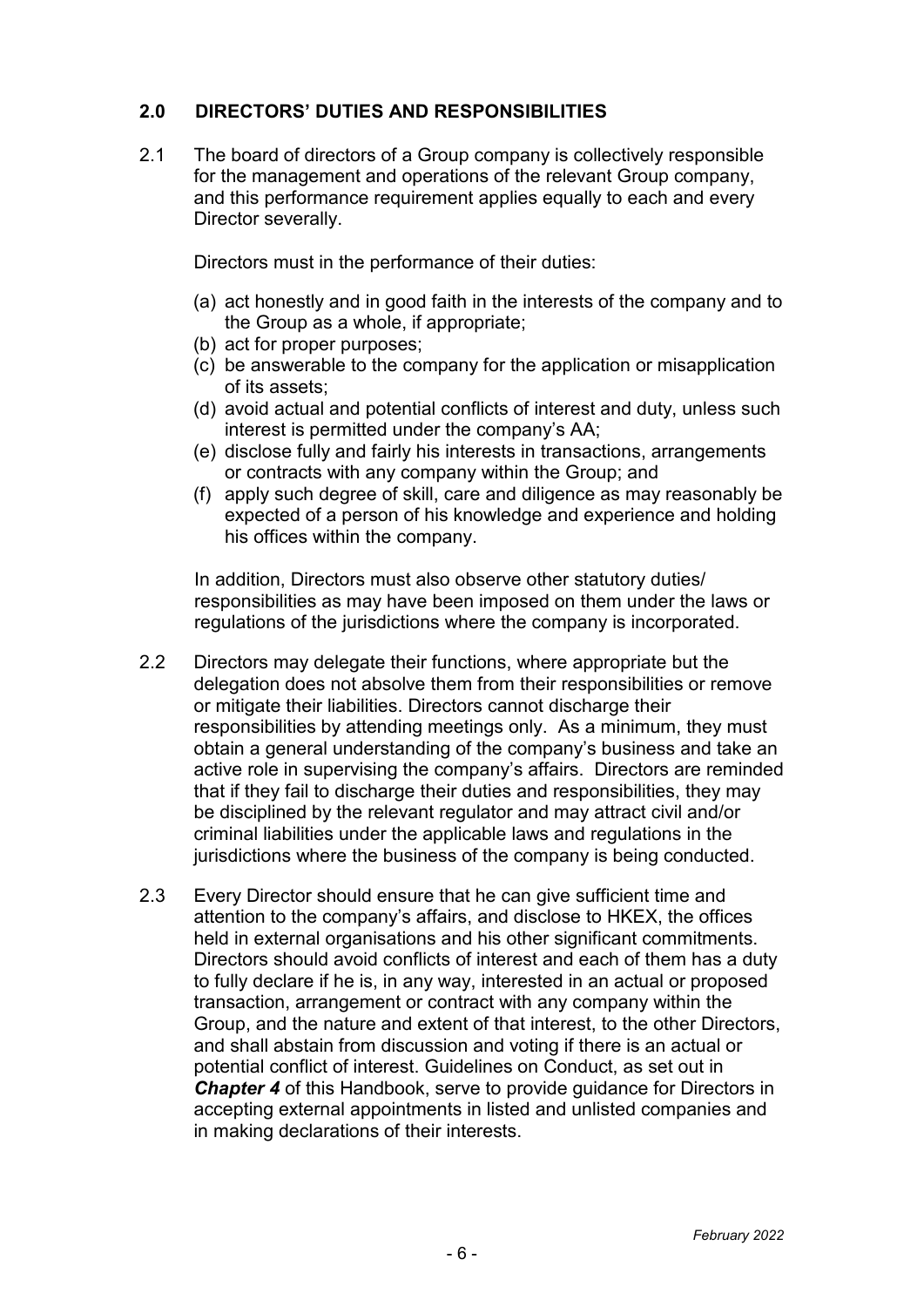## 2.0 DIRECTORS' DUTIES AND RESPONSIBILITIES

2.1 The board of directors of a Group company is collectively responsible for the management and operations of the relevant Group company, and this performance requirement applies equally to each and every Director severally.

Directors must in the performance of their duties:

(a) act honestly and in good faith in the interests of the company and to the Group as a whole, if appropriate;
(b) act for proper purposes;
(c) be answerable to the company for the application or misapplication of its assets;
(d) avoid actual and potential conflicts of interest and duty, unless such interest is permitted under the company's AA;
(e) disclose fully and fairly his interests in transactions, arrangements or contracts with any company within the Group; and
(f) apply such degree of skill, care and diligence as may reasonably be expected of a person of his knowledge and experience and holding his offices within the company.

In addition, Directors must also observe other statutory duties/ responsibilities as may have been imposed on them under the laws or regulations of the jurisdictions where the company is incorporated.

2.2 Directors may delegate their functions, where appropriate but the delegation does not absolve them from their responsibilities or remove or mitigate their liabilities. Directors cannot discharge their responsibilities by attending meetings only. As a minimum, they must obtain a general understanding of the company's business and take an active role in supervising the company's affairs. Directors are reminded that if they fail to discharge their duties and responsibilities, they may be disciplined by the relevant regulator and may attract civil and/or criminal liabilities under the applicable laws and regulations in the jurisdictions where the business of the company is being conducted.

2.3 Every Director should ensure that he can give sufficient time and attention to the company's affairs, and disclose to HKEX, the offices held in external organisations and his other significant commitments. Directors should avoid conflicts of interest and each of them has a duty to fully declare if he is, in any way, interested in an actual or proposed transaction, arrangement or contract with any company within the Group, and the nature and extent of that interest, to the other Directors, and shall abstain from discussion and voting if there is an actual or potential conflict of interest. Guidelines on Conduct, as set out in ***Chapter 4*** of this Handbook, serve to provide guidance for Directors in accepting external appointments in listed and unlisted companies and in making declarations of their interests.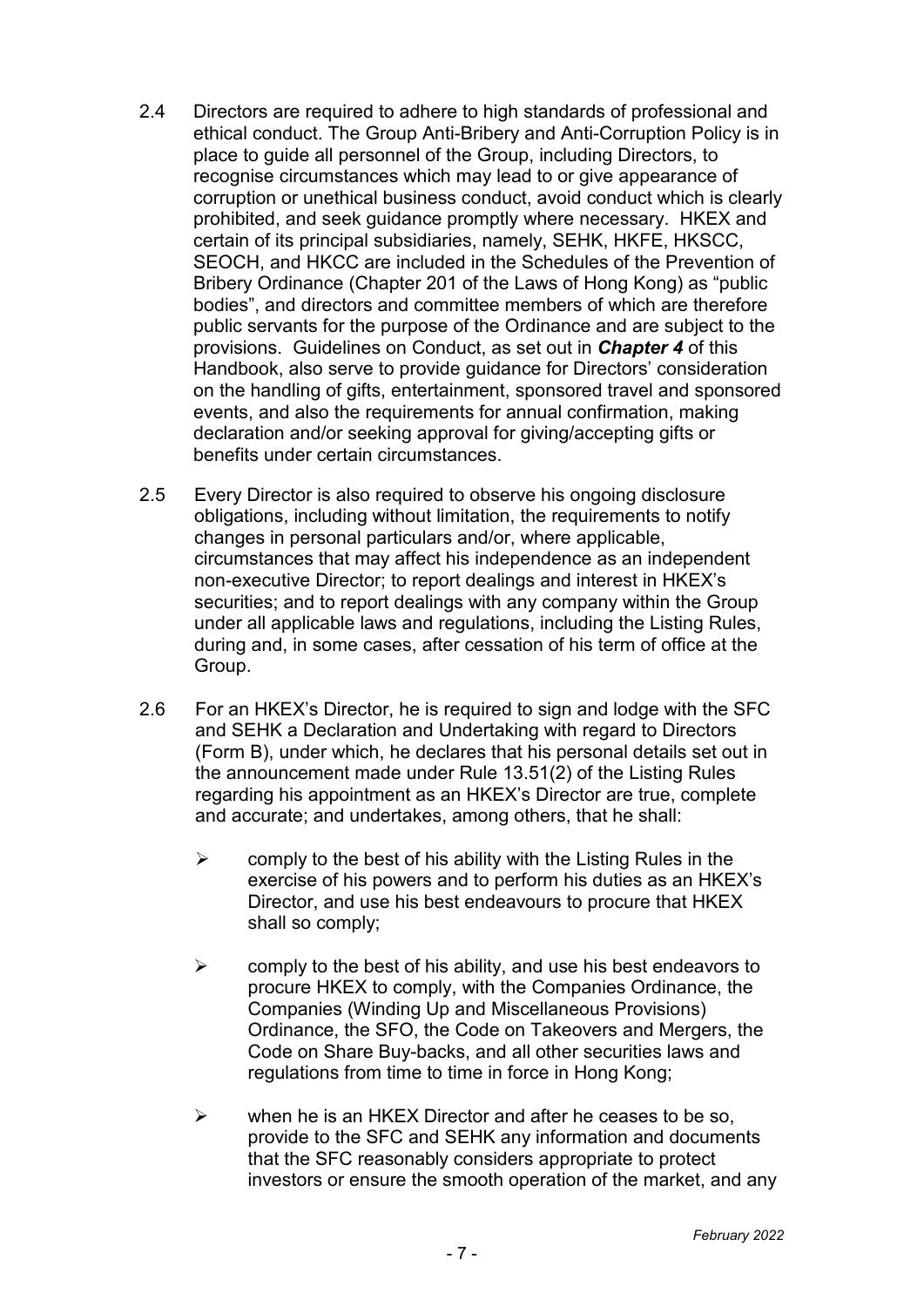2.4 Directors are required to adhere to high standards of professional and ethical conduct. The Group Anti-Bribery and Anti-Corruption Policy is in place to guide all personnel of the Group, including Directors, to recognise circumstances which may lead to or give appearance of corruption or unethical business conduct, avoid conduct which is clearly prohibited, and seek guidance promptly where necessary. HKEX and certain of its principal subsidiaries, namely, SEHK, HKFE, HKSCC, SEOCH, and HKCC are included in the Schedules of the Prevention of Bribery Ordinance (Chapter 201 of the Laws of Hong Kong) as "public bodies", and directors and committee members of which are therefore public servants for the purpose of the Ordinance and are subject to the provisions. Guidelines on Conduct, as set out in ***Chapter 4*** of this Handbook, also serve to provide guidance for Directors' consideration on the handling of gifts, entertainment, sponsored travel and sponsored events, and also the requirements for annual confirmation, making declaration and/or seeking approval for giving/accepting gifts or benefits under certain circumstances.

2.5 Every Director is also required to observe his ongoing disclosure obligations, including without limitation, the requirements to notify changes in personal particulars and/or, where applicable, circumstances that may affect his independence as an independent non-executive Director; to report dealings and interest in HKEX's securities; and to report dealings with any company within the Group under all applicable laws and regulations, including the Listing Rules, during and, in some cases, after cessation of his term of office at the Group.

2.6 For an HKEX's Director, he is required to sign and lodge with the SFC and SEHK a Declaration and Undertaking with regard to Directors (Form B), under which, he declares that his personal details set out in the announcement made under Rule 13.51(2) of the Listing Rules regarding his appointment as an HKEX's Director are true, complete and accurate; and undertakes, among others, that he shall:

- comply to the best of his ability with the Listing Rules in the exercise of his powers and to perform his duties as an HKEX's Director, and use his best endeavours to procure that HKEX shall so comply;
- comply to the best of his ability, and use his best endeavors to procure HKEX to comply, with the Companies Ordinance, the Companies (Winding Up and Miscellaneous Provisions) Ordinance, the SFO, the Code on Takeovers and Mergers, the Code on Share Buy-backs, and all other securities laws and regulations from time to time in force in Hong Kong;
- when he is an HKEX Director and after he ceases to be so, provide to the SFC and SEHK any information and documents that the SFC reasonably considers appropriate to protect investors or ensure the smooth operation of the market, and any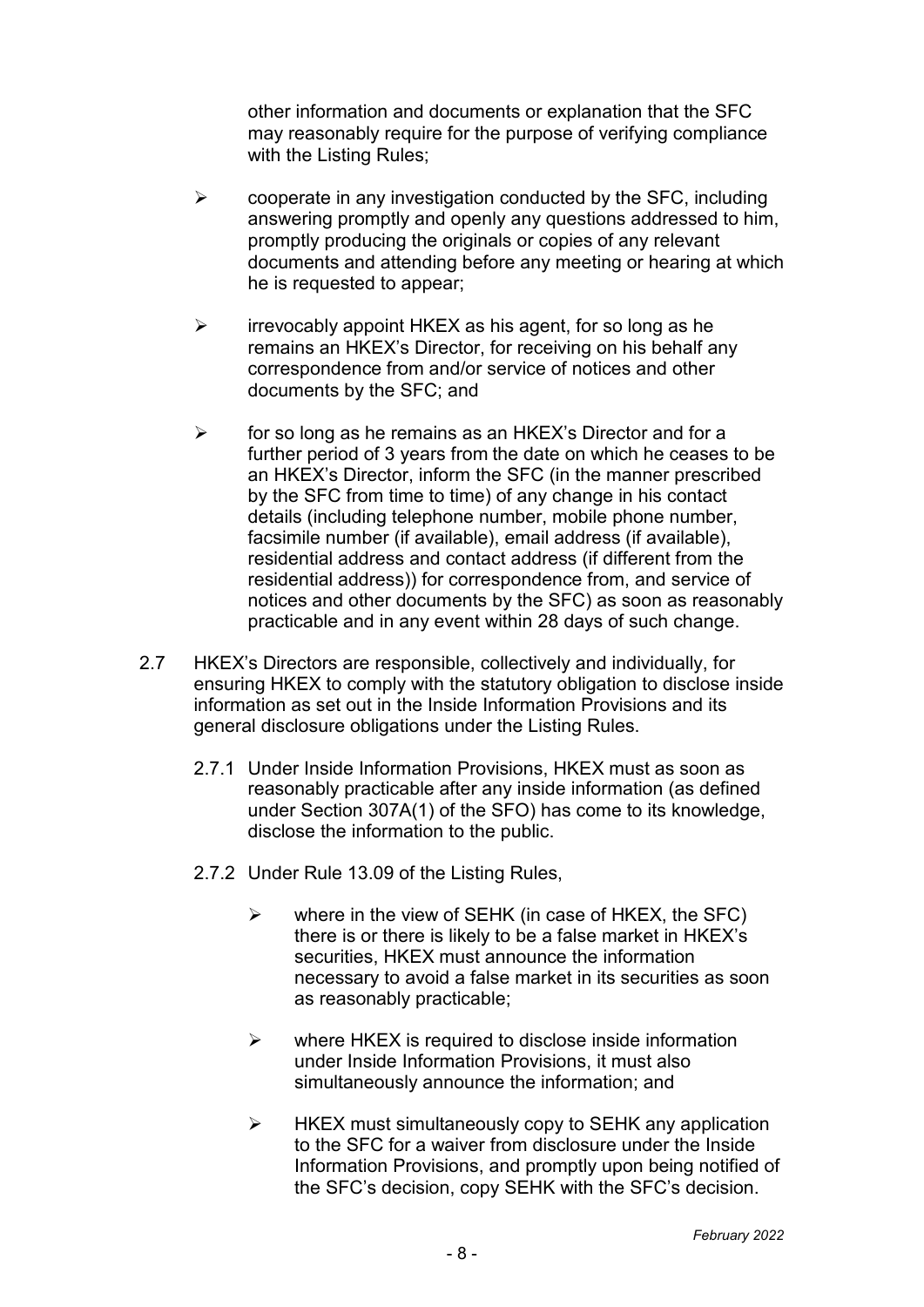other information and documents or explanation that the SFC may reasonably require for the purpose of verifying compliance with the Listing Rules;

- cooperate in any investigation conducted by the SFC, including answering promptly and openly any questions addressed to him, promptly producing the originals or copies of any relevant documents and attending before any meeting or hearing at which he is requested to appear;
- irrevocably appoint HKEX as his agent, for so long as he remains an HKEX's Director, for receiving on his behalf any correspondence from and/or service of notices and other documents by the SFC; and
- for so long as he remains as an HKEX's Director and for a further period of 3 years from the date on which he ceases to be an HKEX's Director, inform the SFC (in the manner prescribed by the SFC from time to time) of any change in his contact details (including telephone number, mobile phone number, facsimile number (if available), email address (if available), residential address and contact address (if different from the residential address)) for correspondence from, and service of notices and other documents by the SFC) as soon as reasonably practicable and in any event within 28 days of such change.

2.7 HKEX's Directors are responsible, collectively and individually, for ensuring HKEX to comply with the statutory obligation to disclose inside information as set out in the Inside Information Provisions and its general disclosure obligations under the Listing Rules.

2.7.1 Under Inside Information Provisions, HKEX must as soon as reasonably practicable after any inside information (as defined under Section 307A(1) of the SFO) has come to its knowledge, disclose the information to the public.

2.7.2 Under Rule 13.09 of the Listing Rules,

- where in the view of SEHK (in case of HKEX, the SFC) there is or there is likely to be a false market in HKEX's securities, HKEX must announce the information necessary to avoid a false market in its securities as soon as reasonably practicable;
- where HKEX is required to disclose inside information under Inside Information Provisions, it must also simultaneously announce the information; and
- HKEX must simultaneously copy to SEHK any application to the SFC for a waiver from disclosure under the Inside Information Provisions, and promptly upon being notified of the SFC's decision, copy SEHK with the SFC's decision.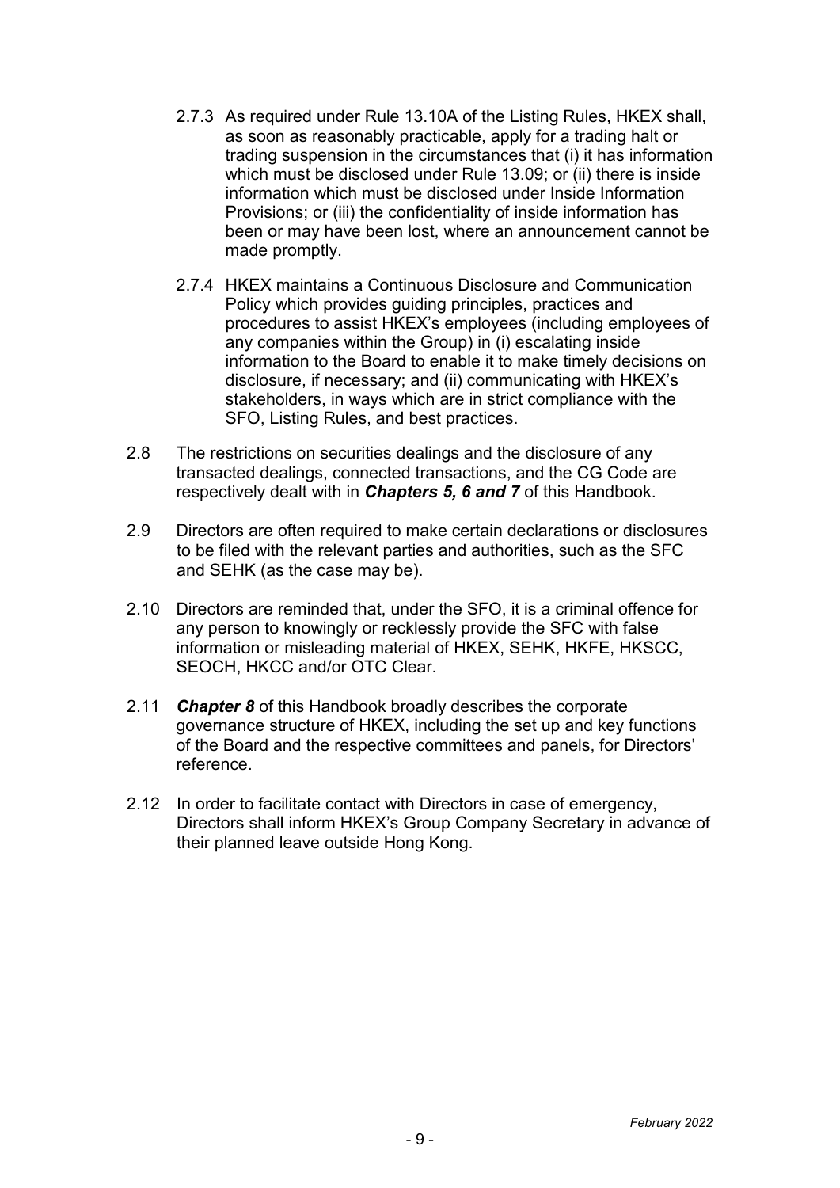2.7.3 As required under Rule 13.10A of the Listing Rules, HKEX shall, as soon as reasonably practicable, apply for a trading halt or trading suspension in the circumstances that (i) it has information which must be disclosed under Rule 13.09; or (ii) there is inside information which must be disclosed under Inside Information Provisions; or (iii) the confidentiality of inside information has been or may have been lost, where an announcement cannot be made promptly.

2.7.4 HKEX maintains a Continuous Disclosure and Communication Policy which provides guiding principles, practices and procedures to assist HKEX's employees (including employees of any companies within the Group) in (i) escalating inside information to the Board to enable it to make timely decisions on disclosure, if necessary; and (ii) communicating with HKEX's stakeholders, in ways which are in strict compliance with the SFO, Listing Rules, and best practices.

2.8 The restrictions on securities dealings and the disclosure of any transacted dealings, connected transactions, and the CG Code are respectively dealt with in ***Chapters 5, 6 and 7*** of this Handbook.

2.9 Directors are often required to make certain declarations or disclosures to be filed with the relevant parties and authorities, such as the SFC and SEHK (as the case may be).

2.10 Directors are reminded that, under the SFO, it is a criminal offence for any person to knowingly or recklessly provide the SFC with false information or misleading material of HKEX, SEHK, HKFE, HKSCC, SEOCH, HKCC and/or OTC Clear.

2.11 ***Chapter 8*** of this Handbook broadly describes the corporate governance structure of HKEX, including the set up and key functions of the Board and the respective committees and panels, for Directors' reference.

2.12 In order to facilitate contact with Directors in case of emergency, Directors shall inform HKEX's Group Company Secretary in advance of their planned leave outside Hong Kong.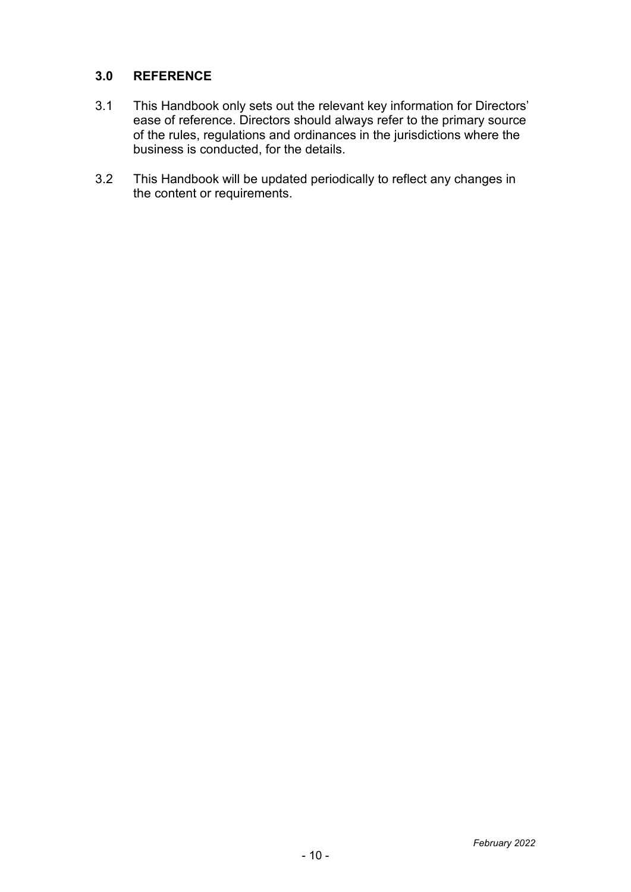## 3.0 REFERENCE

3.1 This Handbook only sets out the relevant key information for Directors' ease of reference. Directors should always refer to the primary source of the rules, regulations and ordinances in the jurisdictions where the business is conducted, for the details.

3.2 This Handbook will be updated periodically to reflect any changes in the content or requirements.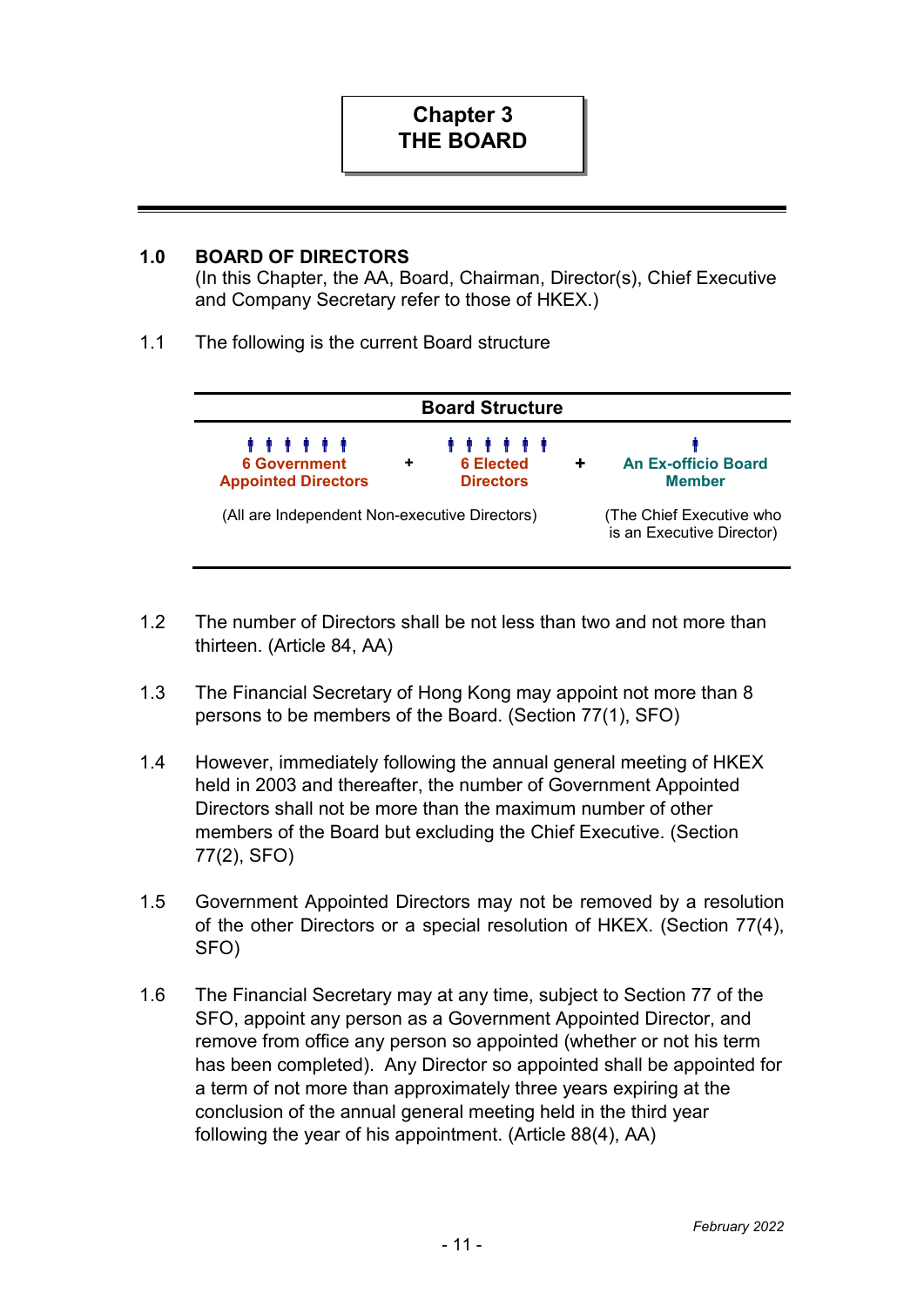# Chapter 3
# THE BOARD

## 1.0 BOARD OF DIRECTORS

(In this Chapter, the AA, Board, Chairman, Director(s), Chief Executive and Company Secretary refer to those of HKEX.)

1.1 The following is the current Board structure

| Board Structure | | | | |
|---|---|---|---|---|
| **6 Government Appointed Directors** | + | **6 Elected Directors** | + | **An Ex-officio Board Member** |
| (All are Independent Non-executive Directors) | | | | (The Chief Executive who is an Executive Director) |

1.2 The number of Directors shall be not less than two and not more than thirteen. (Article 84, AA)

1.3 The Financial Secretary of Hong Kong may appoint not more than 8 persons to be members of the Board. (Section 77(1), SFO)

1.4 However, immediately following the annual general meeting of HKEX held in 2003 and thereafter, the number of Government Appointed Directors shall not be more than the maximum number of other members of the Board but excluding the Chief Executive. (Section 77(2), SFO)

1.5 Government Appointed Directors may not be removed by a resolution of the other Directors or a special resolution of HKEX. (Section 77(4), SFO)

1.6 The Financial Secretary may at any time, subject to Section 77 of the SFO, appoint any person as a Government Appointed Director, and remove from office any person so appointed (whether or not his term has been completed). Any Director so appointed shall be appointed for a term of not more than approximately three years expiring at the conclusion of the annual general meeting held in the third year following the year of his appointment. (Article 88(4), AA)

*February 2022*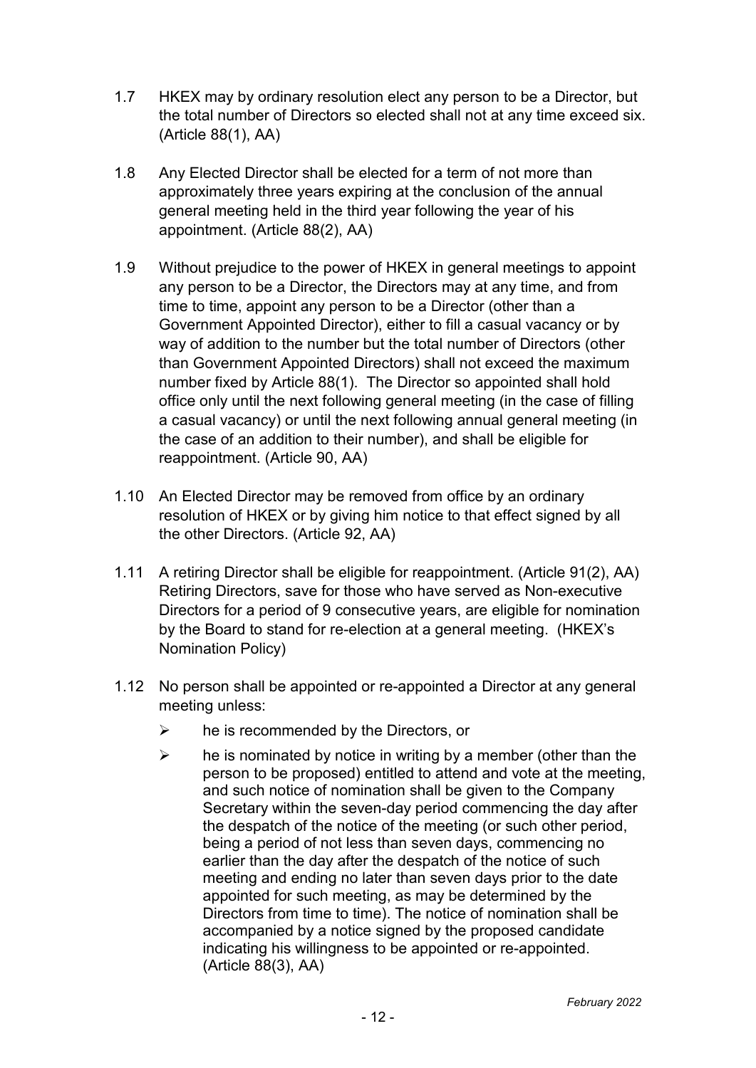1.7 HKEX may by ordinary resolution elect any person to be a Director, but the total number of Directors so elected shall not at any time exceed six. (Article 88(1), AA)

1.8 Any Elected Director shall be elected for a term of not more than approximately three years expiring at the conclusion of the annual general meeting held in the third year following the year of his appointment. (Article 88(2), AA)

1.9 Without prejudice to the power of HKEX in general meetings to appoint any person to be a Director, the Directors may at any time, and from time to time, appoint any person to be a Director (other than a Government Appointed Director), either to fill a casual vacancy or by way of addition to the number but the total number of Directors (other than Government Appointed Directors) shall not exceed the maximum number fixed by Article 88(1). The Director so appointed shall hold office only until the next following general meeting (in the case of filling a casual vacancy) or until the next following annual general meeting (in the case of an addition to their number), and shall be eligible for reappointment. (Article 90, AA)

1.10 An Elected Director may be removed from office by an ordinary resolution of HKEX or by giving him notice to that effect signed by all the other Directors. (Article 92, AA)

1.11 A retiring Director shall be eligible for reappointment. (Article 91(2), AA) Retiring Directors, save for those who have served as Non-executive Directors for a period of 9 consecutive years, are eligible for nomination by the Board to stand for re-election at a general meeting. (HKEX's Nomination Policy)

1.12 No person shall be appointed or re-appointed a Director at any general meeting unless:

- he is recommended by the Directors, or
- he is nominated by notice in writing by a member (other than the person to be proposed) entitled to attend and vote at the meeting, and such notice of nomination shall be given to the Company Secretary within the seven-day period commencing the day after the despatch of the notice of the meeting (or such other period, being a period of not less than seven days, commencing no earlier than the day after the despatch of the notice of such meeting and ending no later than seven days prior to the date appointed for such meeting, as may be determined by the Directors from time to time). The notice of nomination shall be accompanied by a notice signed by the proposed candidate indicating his willingness to be appointed or re-appointed. (Article 88(3), AA)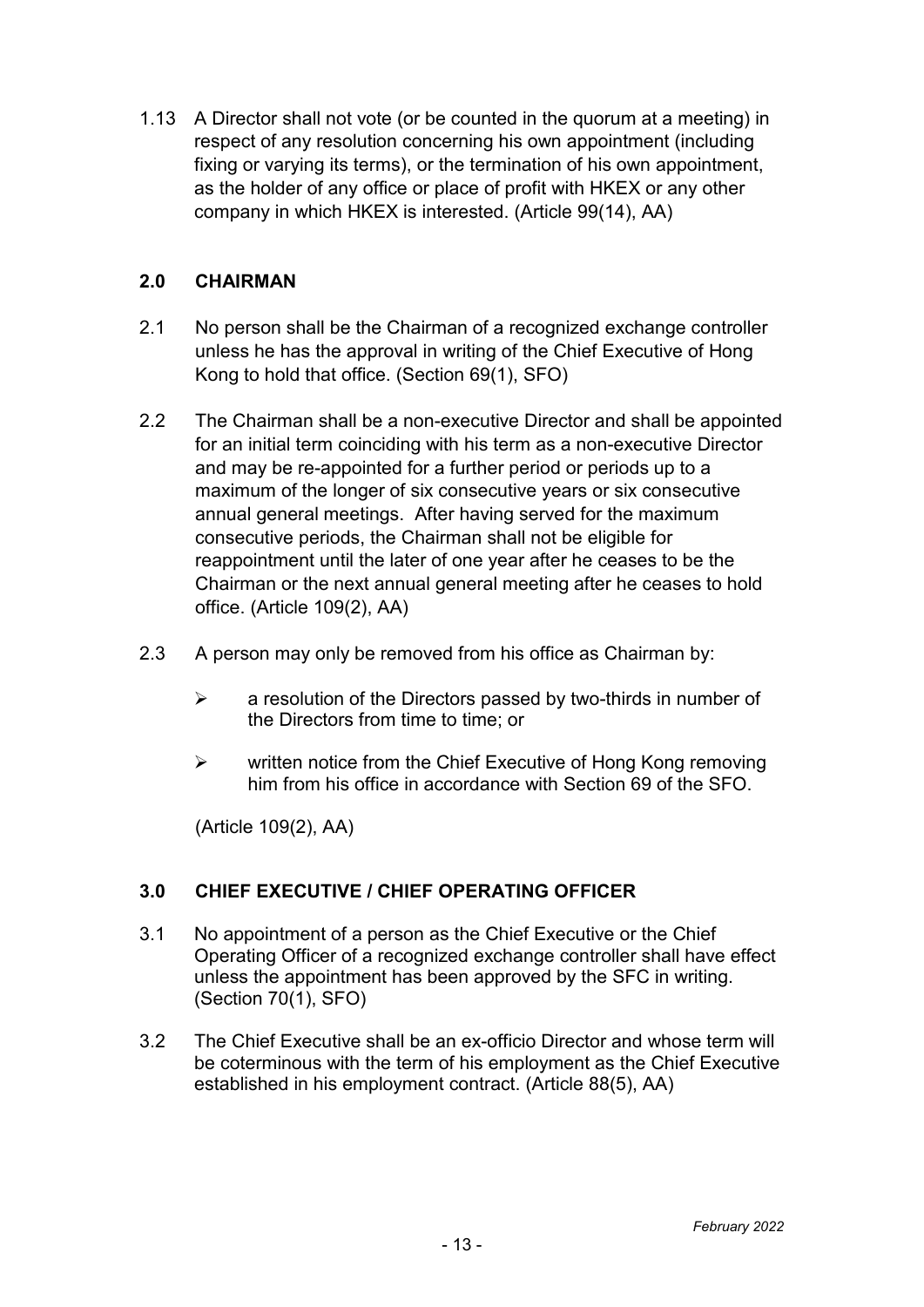1.13 A Director shall not vote (or be counted in the quorum at a meeting) in respect of any resolution concerning his own appointment (including fixing or varying its terms), or the termination of his own appointment, as the holder of any office or place of profit with HKEX or any other company in which HKEX is interested. (Article 99(14), AA)

## 2.0 CHAIRMAN

2.1 No person shall be the Chairman of a recognized exchange controller unless he has the approval in writing of the Chief Executive of Hong Kong to hold that office. (Section 69(1), SFO)

2.2 The Chairman shall be a non-executive Director and shall be appointed for an initial term coinciding with his term as a non-executive Director and may be re-appointed for a further period or periods up to a maximum of the longer of six consecutive years or six consecutive annual general meetings. After having served for the maximum consecutive periods, the Chairman shall not be eligible for reappointment until the later of one year after he ceases to be the Chairman or the next annual general meeting after he ceases to hold office. (Article 109(2), AA)

2.3 A person may only be removed from his office as Chairman by:

- a resolution of the Directors passed by two-thirds in number of the Directors from time to time; or
- written notice from the Chief Executive of Hong Kong removing him from his office in accordance with Section 69 of the SFO.

(Article 109(2), AA)

## 3.0 CHIEF EXECUTIVE / CHIEF OPERATING OFFICER

3.1 No appointment of a person as the Chief Executive or the Chief Operating Officer of a recognized exchange controller shall have effect unless the appointment has been approved by the SFC in writing. (Section 70(1), SFO)

3.2 The Chief Executive shall be an ex-officio Director and whose term will be coterminous with the term of his employment as the Chief Executive established in his employment contract. (Article 88(5), AA)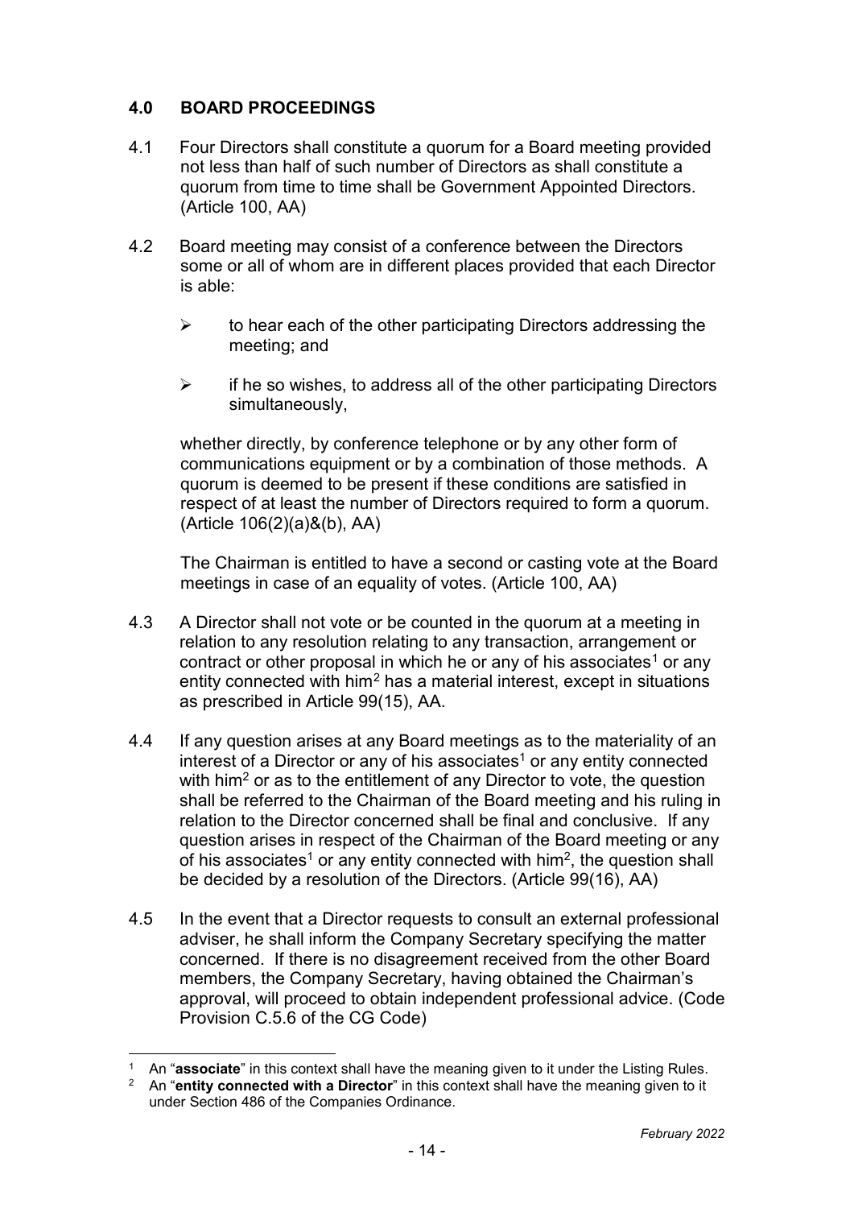## 4.0 BOARD PROCEEDINGS

4.1 Four Directors shall constitute a quorum for a Board meeting provided not less than half of such number of Directors as shall constitute a quorum from time to time shall be Government Appointed Directors. (Article 100, AA)

4.2 Board meeting may consist of a conference between the Directors some or all of whom are in different places provided that each Director is able:

- to hear each of the other participating Directors addressing the meeting; and
- if he so wishes, to address all of the other participating Directors simultaneously,

whether directly, by conference telephone or by any other form of communications equipment or by a combination of those methods. A quorum is deemed to be present if these conditions are satisfied in respect of at least the number of Directors required to form a quorum. (Article 106(2)(a)&(b), AA)

The Chairman is entitled to have a second or casting vote at the Board meetings in case of an equality of votes. (Article 100, AA)

4.3 A Director shall not vote or be counted in the quorum at a meeting in relation to any resolution relating to any transaction, arrangement or contract or other proposal in which he or any of his associates[1] or any entity connected with him[2] has a material interest, except in situations as prescribed in Article 99(15), AA.

4.4 If any question arises at any Board meetings as to the materiality of an interest of a Director or any of his associates[1] or any entity connected with him[2] or as to the entitlement of any Director to vote, the question shall be referred to the Chairman of the Board meeting and his ruling in relation to the Director concerned shall be final and conclusive. If any question arises in respect of the Chairman of the Board meeting or any of his associates[1] or any entity connected with him[2], the question shall be decided by a resolution of the Directors. (Article 99(16), AA)

4.5 In the event that a Director requests to consult an external professional adviser, he shall inform the Company Secretary specifying the matter concerned. If there is no disagreement received from the other Board members, the Company Secretary, having obtained the Chairman's approval, will proceed to obtain independent professional advice. (Code Provision C.5.6 of the CG Code)

---

[1] An "**associate**" in this context shall have the meaning given to it under the Listing Rules.

[2] An "**entity connected with a Director**" in this context shall have the meaning given to it under Section 486 of the Companies Ordinance.

*February 2022*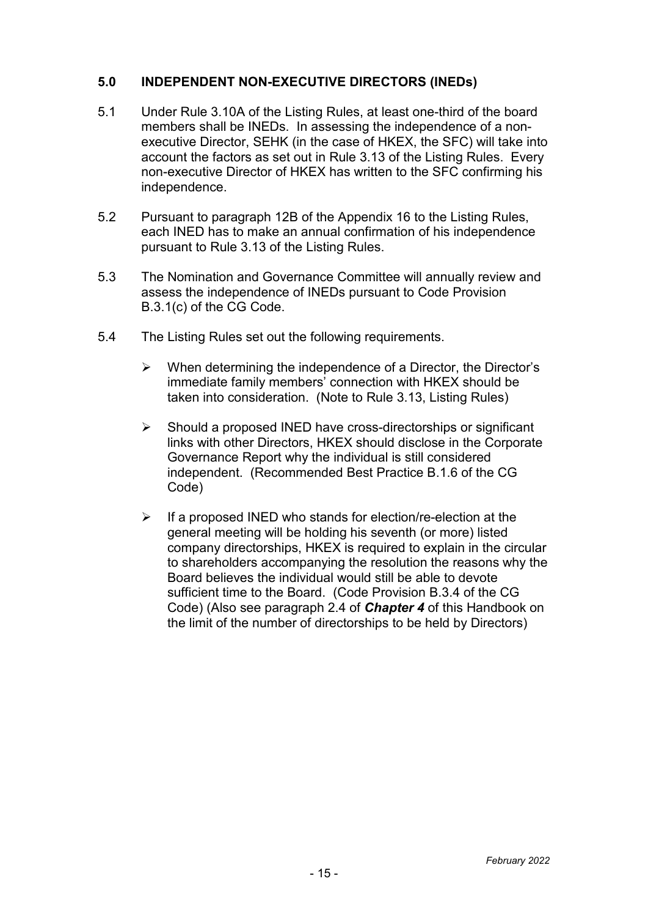## 5.0 INDEPENDENT NON-EXECUTIVE DIRECTORS (INEDs)

5.1 Under Rule 3.10A of the Listing Rules, at least one-third of the board members shall be INEDs. In assessing the independence of a non-executive Director, SEHK (in the case of HKEX, the SFC) will take into account the factors as set out in Rule 3.13 of the Listing Rules. Every non-executive Director of HKEX has written to the SFC confirming his independence.

5.2 Pursuant to paragraph 12B of the Appendix 16 to the Listing Rules, each INED has to make an annual confirmation of his independence pursuant to Rule 3.13 of the Listing Rules.

5.3 The Nomination and Governance Committee will annually review and assess the independence of INEDs pursuant to Code Provision B.3.1(c) of the CG Code.

5.4 The Listing Rules set out the following requirements.

- When determining the independence of a Director, the Director's immediate family members' connection with HKEX should be taken into consideration. (Note to Rule 3.13, Listing Rules)
- Should a proposed INED have cross-directorships or significant links with other Directors, HKEX should disclose in the Corporate Governance Report why the individual is still considered independent. (Recommended Best Practice B.1.6 of the CG Code)
- If a proposed INED who stands for election/re-election at the general meeting will be holding his seventh (or more) listed company directorships, HKEX is required to explain in the circular to shareholders accompanying the resolution the reasons why the Board believes the individual would still be able to devote sufficient time to the Board. (Code Provision B.3.4 of the CG Code) (Also see paragraph 2.4 of ***Chapter 4*** of this Handbook on the limit of the number of directorships to be held by Directors)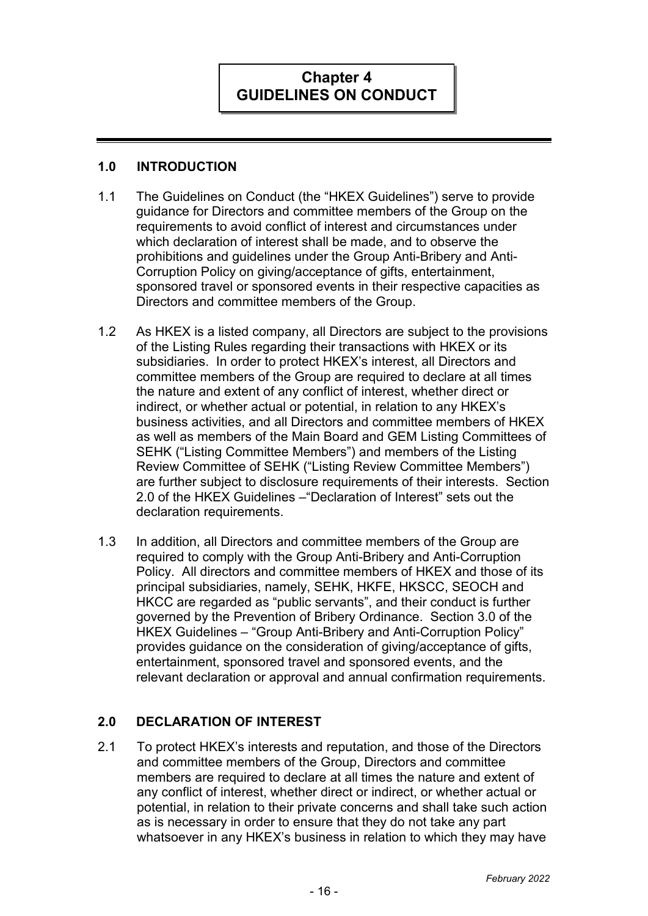# Chapter 4
# GUIDELINES ON CONDUCT

## 1.0 INTRODUCTION

1.1 The Guidelines on Conduct (the "HKEX Guidelines") serve to provide guidance for Directors and committee members of the Group on the requirements to avoid conflict of interest and circumstances under which declaration of interest shall be made, and to observe the prohibitions and guidelines under the Group Anti-Bribery and Anti-Corruption Policy on giving/acceptance of gifts, entertainment, sponsored travel or sponsored events in their respective capacities as Directors and committee members of the Group.

1.2 As HKEX is a listed company, all Directors are subject to the provisions of the Listing Rules regarding their transactions with HKEX or its subsidiaries. In order to protect HKEX's interest, all Directors and committee members of the Group are required to declare at all times the nature and extent of any conflict of interest, whether direct or indirect, or whether actual or potential, in relation to any HKEX's business activities, and all Directors and committee members of HKEX as well as members of the Main Board and GEM Listing Committees of SEHK ("Listing Committee Members") and members of the Listing Review Committee of SEHK ("Listing Review Committee Members") are further subject to disclosure requirements of their interests. Section 2.0 of the HKEX Guidelines –"Declaration of Interest" sets out the declaration requirements.

1.3 In addition, all Directors and committee members of the Group are required to comply with the Group Anti-Bribery and Anti-Corruption Policy. All directors and committee members of HKEX and those of its principal subsidiaries, namely, SEHK, HKFE, HKSCC, SEOCH and HKCC are regarded as "public servants", and their conduct is further governed by the Prevention of Bribery Ordinance. Section 3.0 of the HKEX Guidelines – "Group Anti-Bribery and Anti-Corruption Policy" provides guidance on the consideration of giving/acceptance of gifts, entertainment, sponsored travel and sponsored events, and the relevant declaration or approval and annual confirmation requirements.

## 2.0 DECLARATION OF INTEREST

2.1 To protect HKEX's interests and reputation, and those of the Directors and committee members of the Group, Directors and committee members are required to declare at all times the nature and extent of any conflict of interest, whether direct or indirect, or whether actual or potential, in relation to their private concerns and shall take such action as is necessary in order to ensure that they do not take any part whatsoever in any HKEX's business in relation to which they may have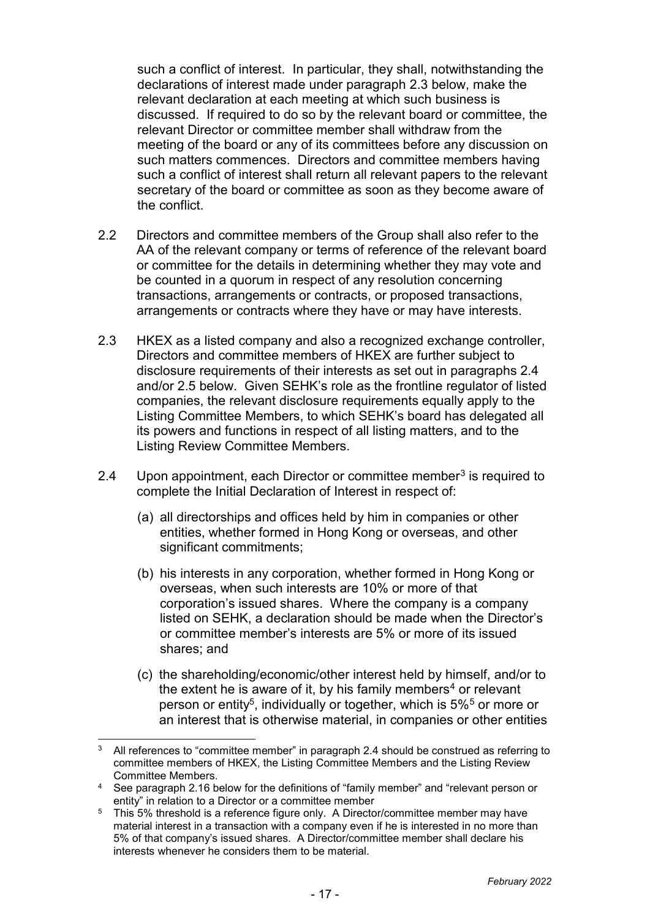such a conflict of interest. In particular, they shall, notwithstanding the declarations of interest made under paragraph 2.3 below, make the relevant declaration at each meeting at which such business is discussed. If required to do so by the relevant board or committee, the relevant Director or committee member shall withdraw from the meeting of the board or any of its committees before any discussion on such matters commences. Directors and committee members having such a conflict of interest shall return all relevant papers to the relevant secretary of the board or committee as soon as they become aware of the conflict.

2.2 Directors and committee members of the Group shall also refer to the AA of the relevant company or terms of reference of the relevant board or committee for the details in determining whether they may vote and be counted in a quorum in respect of any resolution concerning transactions, arrangements or contracts, or proposed transactions, arrangements or contracts where they have or may have interests.

2.3 HKEX as a listed company and also a recognized exchange controller, Directors and committee members of HKEX are further subject to disclosure requirements of their interests as set out in paragraphs 2.4 and/or 2.5 below. Given SEHK's role as the frontline regulator of listed companies, the relevant disclosure requirements equally apply to the Listing Committee Members, to which SEHK's board has delegated all its powers and functions in respect of all listing matters, and to the Listing Review Committee Members.

2.4 Upon appointment, each Director or committee member[3] is required to complete the Initial Declaration of Interest in respect of:

(a) all directorships and offices held by him in companies or other entities, whether formed in Hong Kong or overseas, and other significant commitments;

(b) his interests in any corporation, whether formed in Hong Kong or overseas, when such interests are 10% or more of that corporation's issued shares. Where the company is a company listed on SEHK, a declaration should be made when the Director's or committee member's interests are 5% or more of its issued shares; and

(c) the shareholding/economic/other interest held by himself, and/or to the extent he is aware of it, by his family members[4] or relevant person or entity[5], individually or together, which is 5%[5] or more or an interest that is otherwise material, in companies or other entities

---

[3] All references to "committee member" in paragraph 2.4 should be construed as referring to committee members of HKEX, the Listing Committee Members and the Listing Review Committee Members.

[4] See paragraph 2.16 below for the definitions of "family member" and "relevant person or entity" in relation to a Director or a committee member

[5] This 5% threshold is a reference figure only. A Director/committee member may have material interest in a transaction with a company even if he is interested in no more than 5% of that company's issued shares. A Director/committee member shall declare his interests whenever he considers them to be material.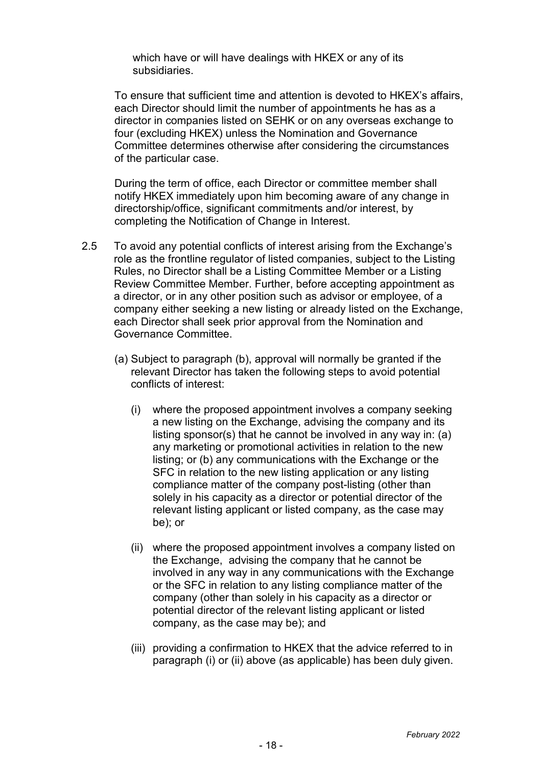which have or will have dealings with HKEX or any of its subsidiaries.

To ensure that sufficient time and attention is devoted to HKEX's affairs, each Director should limit the number of appointments he has as a director in companies listed on SEHK or on any overseas exchange to four (excluding HKEX) unless the Nomination and Governance Committee determines otherwise after considering the circumstances of the particular case.

During the term of office, each Director or committee member shall notify HKEX immediately upon him becoming aware of any change in directorship/office, significant commitments and/or interest, by completing the Notification of Change in Interest.

2.5 To avoid any potential conflicts of interest arising from the Exchange's role as the frontline regulator of listed companies, subject to the Listing Rules, no Director shall be a Listing Committee Member or a Listing Review Committee Member. Further, before accepting appointment as a director, or in any other position such as advisor or employee, of a company either seeking a new listing or already listed on the Exchange, each Director shall seek prior approval from the Nomination and Governance Committee.

(a) Subject to paragraph (b), approval will normally be granted if the relevant Director has taken the following steps to avoid potential conflicts of interest:

(i) where the proposed appointment involves a company seeking a new listing on the Exchange, advising the company and its listing sponsor(s) that he cannot be involved in any way in: (a) any marketing or promotional activities in relation to the new listing; or (b) any communications with the Exchange or the SFC in relation to the new listing application or any listing compliance matter of the company post-listing (other than solely in his capacity as a director or potential director of the relevant listing applicant or listed company, as the case may be); or

(ii) where the proposed appointment involves a company listed on the Exchange, advising the company that he cannot be involved in any way in any communications with the Exchange or the SFC in relation to any listing compliance matter of the company (other than solely in his capacity as a director or potential director of the relevant listing applicant or listed company, as the case may be); and

(iii) providing a confirmation to HKEX that the advice referred to in paragraph (i) or (ii) above (as applicable) has been duly given.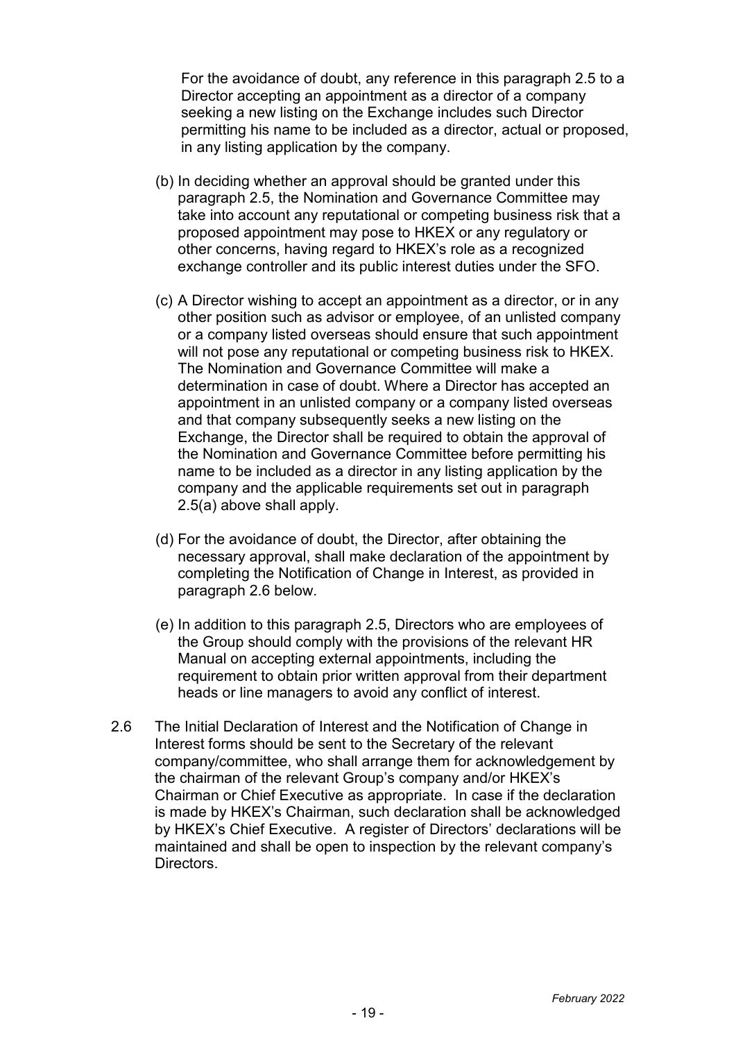For the avoidance of doubt, any reference in this paragraph 2.5 to a Director accepting an appointment as a director of a company seeking a new listing on the Exchange includes such Director permitting his name to be included as a director, actual or proposed, in any listing application by the company.

(b) In deciding whether an approval should be granted under this paragraph 2.5, the Nomination and Governance Committee may take into account any reputational or competing business risk that a proposed appointment may pose to HKEX or any regulatory or other concerns, having regard to HKEX's role as a recognized exchange controller and its public interest duties under the SFO.

(c) A Director wishing to accept an appointment as a director, or in any other position such as advisor or employee, of an unlisted company or a company listed overseas should ensure that such appointment will not pose any reputational or competing business risk to HKEX. The Nomination and Governance Committee will make a determination in case of doubt. Where a Director has accepted an appointment in an unlisted company or a company listed overseas and that company subsequently seeks a new listing on the Exchange, the Director shall be required to obtain the approval of the Nomination and Governance Committee before permitting his name to be included as a director in any listing application by the company and the applicable requirements set out in paragraph 2.5(a) above shall apply.

(d) For the avoidance of doubt, the Director, after obtaining the necessary approval, shall make declaration of the appointment by completing the Notification of Change in Interest, as provided in paragraph 2.6 below.

(e) In addition to this paragraph 2.5, Directors who are employees of the Group should comply with the provisions of the relevant HR Manual on accepting external appointments, including the requirement to obtain prior written approval from their department heads or line managers to avoid any conflict of interest.

2.6 The Initial Declaration of Interest and the Notification of Change in Interest forms should be sent to the Secretary of the relevant company/committee, who shall arrange them for acknowledgement by the chairman of the relevant Group's company and/or HKEX's Chairman or Chief Executive as appropriate. In case if the declaration is made by HKEX's Chairman, such declaration shall be acknowledged by HKEX's Chief Executive. A register of Directors' declarations will be maintained and shall be open to inspection by the relevant company's Directors.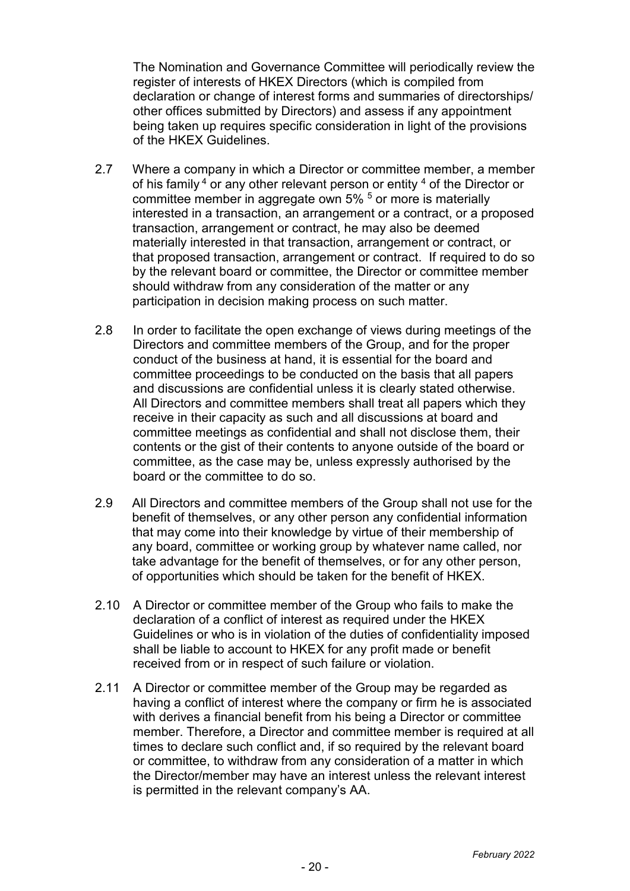The Nomination and Governance Committee will periodically review the register of interests of HKEX Directors (which is compiled from declaration or change of interest forms and summaries of directorships/ other offices submitted by Directors) and assess if any appointment being taken up requires specific consideration in light of the provisions of the HKEX Guidelines.

2.7 Where a company in which a Director or committee member, a member of his family [4] or any other relevant person or entity [4] of the Director or committee member in aggregate own 5% [5] or more is materially interested in a transaction, an arrangement or a contract, or a proposed transaction, arrangement or contract, he may also be deemed materially interested in that transaction, arrangement or contract, or that proposed transaction, arrangement or contract. If required to do so by the relevant board or committee, the Director or committee member should withdraw from any consideration of the matter or any participation in decision making process on such matter.

2.8 In order to facilitate the open exchange of views during meetings of the Directors and committee members of the Group, and for the proper conduct of the business at hand, it is essential for the board and committee proceedings to be conducted on the basis that all papers and discussions are confidential unless it is clearly stated otherwise. All Directors and committee members shall treat all papers which they receive in their capacity as such and all discussions at board and committee meetings as confidential and shall not disclose them, their contents or the gist of their contents to anyone outside of the board or committee, as the case may be, unless expressly authorised by the board or the committee to do so.

2.9 All Directors and committee members of the Group shall not use for the benefit of themselves, or any other person any confidential information that may come into their knowledge by virtue of their membership of any board, committee or working group by whatever name called, nor take advantage for the benefit of themselves, or for any other person, of opportunities which should be taken for the benefit of HKEX.

2.10 A Director or committee member of the Group who fails to make the declaration of a conflict of interest as required under the HKEX Guidelines or who is in violation of the duties of confidentiality imposed shall be liable to account to HKEX for any profit made or benefit received from or in respect of such failure or violation.

2.11 A Director or committee member of the Group may be regarded as having a conflict of interest where the company or firm he is associated with derives a financial benefit from his being a Director or committee member. Therefore, a Director and committee member is required at all times to declare such conflict and, if so required by the relevant board or committee, to withdraw from any consideration of a matter in which the Director/member may have an interest unless the relevant interest is permitted in the relevant company's AA.

*February 2022*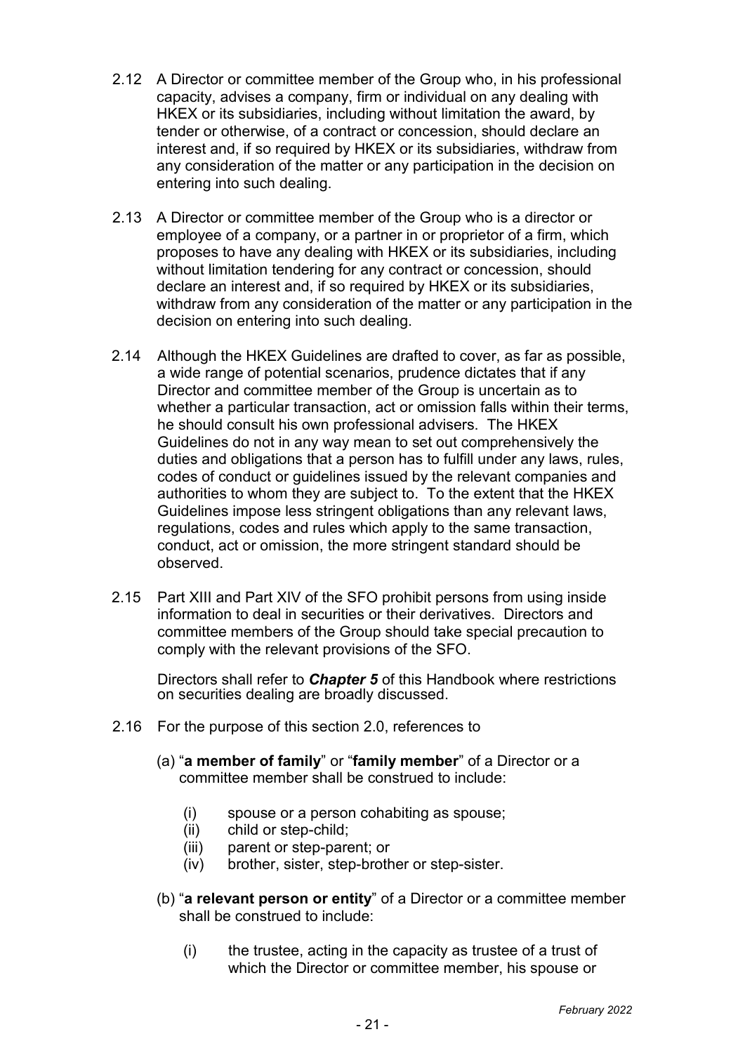2.12 A Director or committee member of the Group who, in his professional capacity, advises a company, firm or individual on any dealing with HKEX or its subsidiaries, including without limitation the award, by tender or otherwise, of a contract or concession, should declare an interest and, if so required by HKEX or its subsidiaries, withdraw from any consideration of the matter or any participation in the decision on entering into such dealing.

2.13 A Director or committee member of the Group who is a director or employee of a company, or a partner in or proprietor of a firm, which proposes to have any dealing with HKEX or its subsidiaries, including without limitation tendering for any contract or concession, should declare an interest and, if so required by HKEX or its subsidiaries, withdraw from any consideration of the matter or any participation in the decision on entering into such dealing.

2.14 Although the HKEX Guidelines are drafted to cover, as far as possible, a wide range of potential scenarios, prudence dictates that if any Director and committee member of the Group is uncertain as to whether a particular transaction, act or omission falls within their terms, he should consult his own professional advisers. The HKEX Guidelines do not in any way mean to set out comprehensively the duties and obligations that a person has to fulfill under any laws, rules, codes of conduct or guidelines issued by the relevant companies and authorities to whom they are subject to. To the extent that the HKEX Guidelines impose less stringent obligations than any relevant laws, regulations, codes and rules which apply to the same transaction, conduct, act or omission, the more stringent standard should be observed.

2.15 Part XIII and Part XIV of the SFO prohibit persons from using inside information to deal in securities or their derivatives. Directors and committee members of the Group should take special precaution to comply with the relevant provisions of the SFO.

Directors shall refer to ***Chapter 5*** of this Handbook where restrictions on securities dealing are broadly discussed.

2.16 For the purpose of this section 2.0, references to

(a) "**a member of family**" or "**family member**" of a Director or a committee member shall be construed to include:

- (i) spouse or a person cohabiting as spouse;
- (ii) child or step-child;
- (iii) parent or step-parent; or
- (iv) brother, sister, step-brother or step-sister.

(b) "**a relevant person or entity**" of a Director or a committee member shall be construed to include:

- (i) the trustee, acting in the capacity as trustee of a trust of which the Director or committee member, his spouse or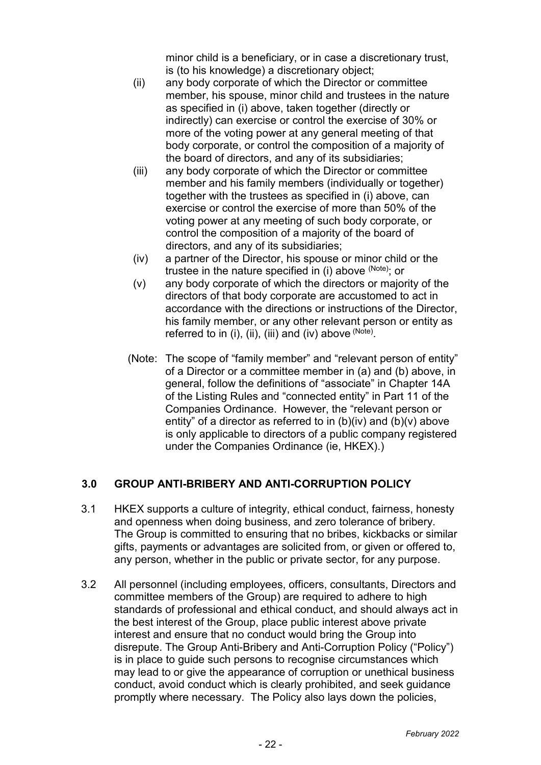minor child is a beneficiary, or in case a discretionary trust, is (to his knowledge) a discretionary object;

(ii) any body corporate of which the Director or committee member, his spouse, minor child and trustees in the nature as specified in (i) above, taken together (directly or indirectly) can exercise or control the exercise of 30% or more of the voting power at any general meeting of that body corporate, or control the composition of a majority of the board of directors, and any of its subsidiaries;

(iii) any body corporate of which the Director or committee member and his family members (individually or together) together with the trustees as specified in (i) above, can exercise or control the exercise of more than 50% of the voting power at any meeting of such body corporate, or control the composition of a majority of the board of directors, and any of its subsidiaries;

(iv) a partner of the Director, his spouse or minor child or the trustee in the nature specified in (i) above (Note); or

(v) any body corporate of which the directors or majority of the directors of that body corporate are accustomed to act in accordance with the directions or instructions of the Director, his family member, or any other relevant person or entity as referred to in (i), (ii), (iii) and (iv) above (Note).

(Note: The scope of "family member" and "relevant person of entity" of a Director or a committee member in (a) and (b) above, in general, follow the definitions of "associate" in Chapter 14A of the Listing Rules and "connected entity" in Part 11 of the Companies Ordinance. However, the "relevant person or entity" of a director as referred to in (b)(iv) and (b)(v) above is only applicable to directors of a public company registered under the Companies Ordinance (ie, HKEX).)

## 3.0 GROUP ANTI-BRIBERY AND ANTI-CORRUPTION POLICY

3.1 HKEX supports a culture of integrity, ethical conduct, fairness, honesty and openness when doing business, and zero tolerance of bribery. The Group is committed to ensuring that no bribes, kickbacks or similar gifts, payments or advantages are solicited from, or given or offered to, any person, whether in the public or private sector, for any purpose.

3.2 All personnel (including employees, officers, consultants, Directors and committee members of the Group) are required to adhere to high standards of professional and ethical conduct, and should always act in the best interest of the Group, place public interest above private interest and ensure that no conduct would bring the Group into disrepute. The Group Anti-Bribery and Anti-Corruption Policy ("Policy") is in place to guide such persons to recognise circumstances which may lead to or give the appearance of corruption or unethical business conduct, avoid conduct which is clearly prohibited, and seek guidance promptly where necessary. The Policy also lays down the policies,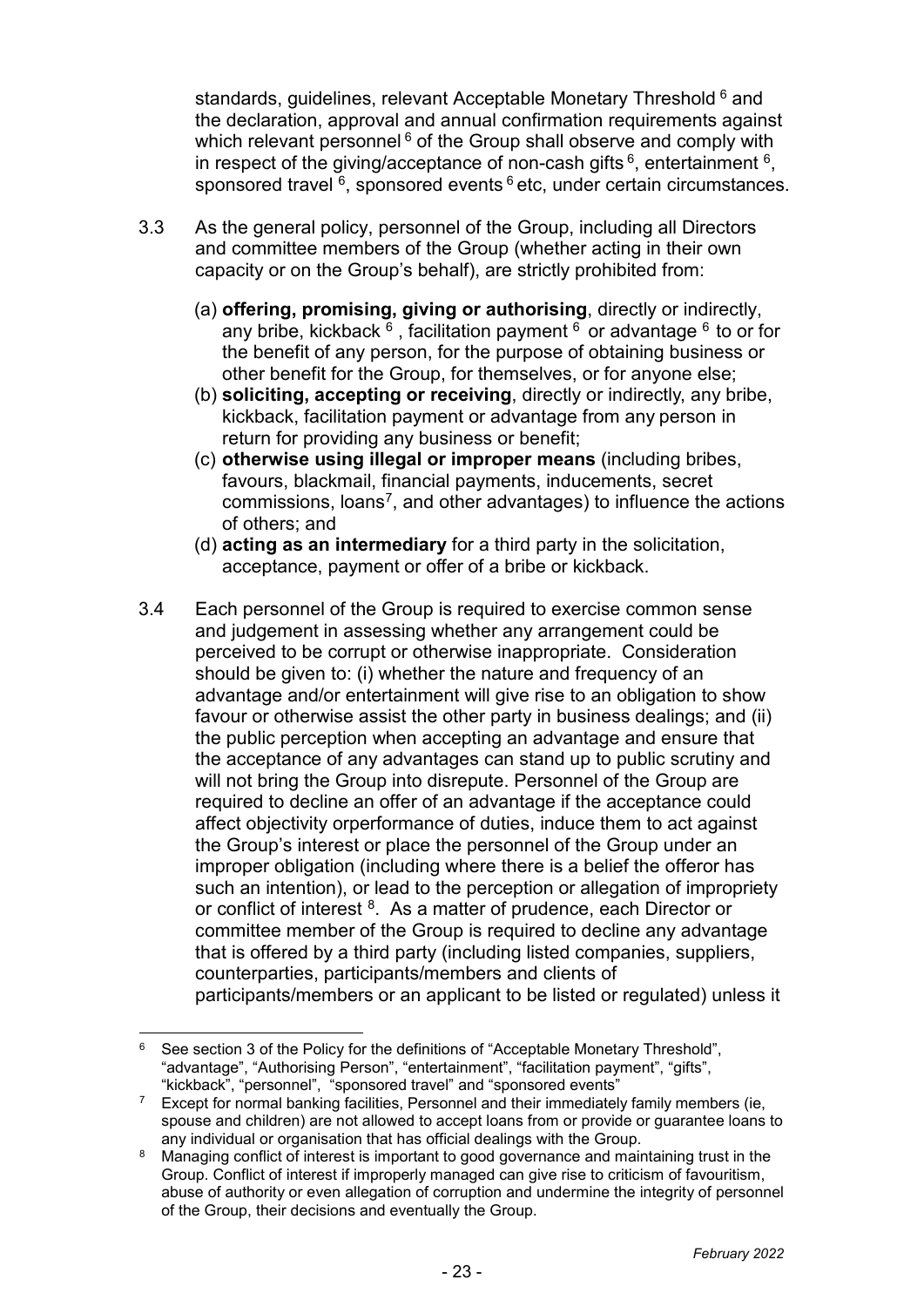standards, guidelines, relevant Acceptable Monetary Threshold [6] and the declaration, approval and annual confirmation requirements against which relevant personnel [6] of the Group shall observe and comply with in respect of the giving/acceptance of non-cash gifts [6], entertainment [6], sponsored travel [6], sponsored events [6] etc, under certain circumstances.

3.3 As the general policy, personnel of the Group, including all Directors and committee members of the Group (whether acting in their own capacity or on the Group's behalf), are strictly prohibited from:

(a) **offering, promising, giving or authorising**, directly or indirectly, any bribe, kickback [6], facilitation payment [6] or advantage [6] to or for the benefit of any person, for the purpose of obtaining business or other benefit for the Group, for themselves, or for anyone else;

(b) **soliciting, accepting or receiving**, directly or indirectly, any bribe, kickback, facilitation payment or advantage from any person in return for providing any business or benefit;

(c) **otherwise using illegal or improper means** (including bribes, favours, blackmail, financial payments, inducements, secret commissions, loans[7], and other advantages) to influence the actions of others; and

(d) **acting as an intermediary** for a third party in the solicitation, acceptance, payment or offer of a bribe or kickback.

3.4 Each personnel of the Group is required to exercise common sense and judgement in assessing whether any arrangement could be perceived to be corrupt or otherwise inappropriate. Consideration should be given to: (i) whether the nature and frequency of an advantage and/or entertainment will give rise to an obligation to show favour or otherwise assist the other party in business dealings; and (ii) the public perception when accepting an advantage and ensure that the acceptance of any advantages can stand up to public scrutiny and will not bring the Group into disrepute. Personnel of the Group are required to decline an offer of an advantage if the acceptance could affect objectivity orperformance of duties, induce them to act against the Group's interest or place the personnel of the Group under an improper obligation (including where there is a belief the offeror has such an intention), or lead to the perception or allegation of impropriety or conflict of interest [8]. As a matter of prudence, each Director or committee member of the Group is required to decline any advantage that is offered by a third party (including listed companies, suppliers, counterparties, participants/members and clients of participants/members or an applicant to be listed or regulated) unless it

---

[6] See section 3 of the Policy for the definitions of "Acceptable Monetary Threshold", "advantage", "Authorising Person", "entertainment", "facilitation payment", "gifts", "kickback", "personnel", "sponsored travel" and "sponsored events"

[7] Except for normal banking facilities, Personnel and their immediately family members (ie, spouse and children) are not allowed to accept loans from or provide or guarantee loans to any individual or organisation that has official dealings with the Group.

[8] Managing conflict of interest is important to good governance and maintaining trust in the Group. Conflict of interest if improperly managed can give rise to criticism of favouritism, abuse of authority or even allegation of corruption and undermine the integrity of personnel of the Group, their decisions and eventually the Group.

*February 2022*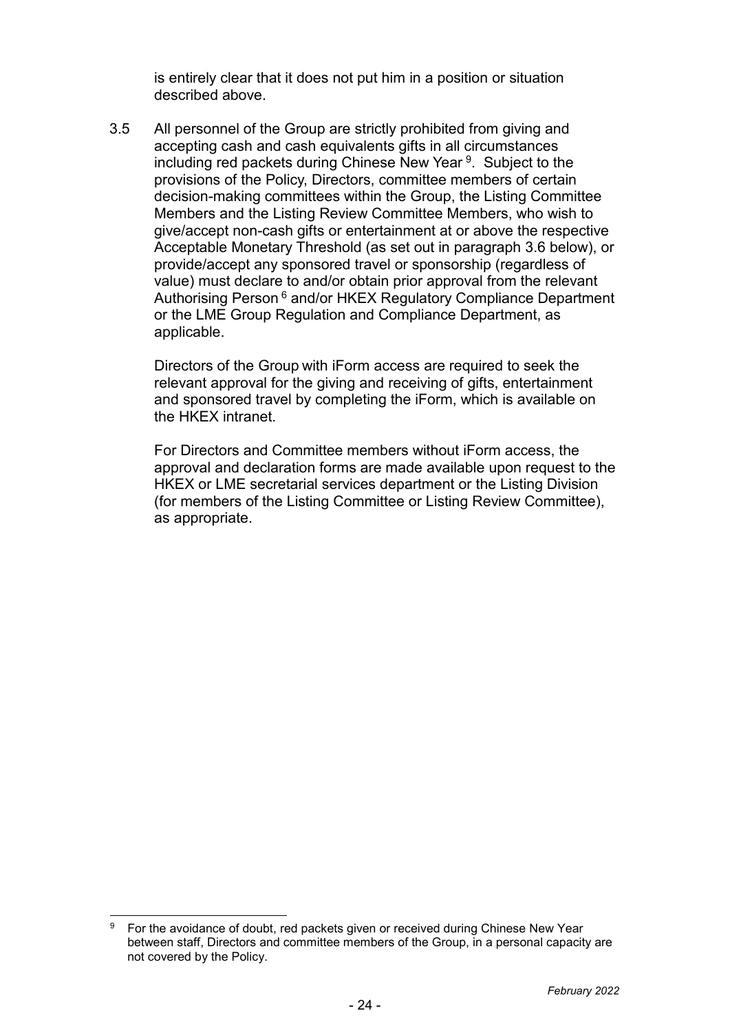is entirely clear that it does not put him in a position or situation described above.

3.5 All personnel of the Group are strictly prohibited from giving and accepting cash and cash equivalents gifts in all circumstances including red packets during Chinese New Year [9]. Subject to the provisions of the Policy, Directors, committee members of certain decision-making committees within the Group, the Listing Committee Members and the Listing Review Committee Members, who wish to give/accept non-cash gifts or entertainment at or above the respective Acceptable Monetary Threshold (as set out in paragraph 3.6 below), or provide/accept any sponsored travel or sponsorship (regardless of value) must declare to and/or obtain prior approval from the relevant Authorising Person [6] and/or HKEX Regulatory Compliance Department or the LME Group Regulation and Compliance Department, as applicable.

Directors of the Group with iForm access are required to seek the relevant approval for the giving and receiving of gifts, entertainment and sponsored travel by completing the iForm, which is available on the HKEX intranet.

For Directors and Committee members without iForm access, the approval and declaration forms are made available upon request to the HKEX or LME secretarial services department or the Listing Division (for members of the Listing Committee or Listing Review Committee), as appropriate.

[9] For the avoidance of doubt, red packets given or received during Chinese New Year between staff, Directors and committee members of the Group, in a personal capacity are not covered by the Policy.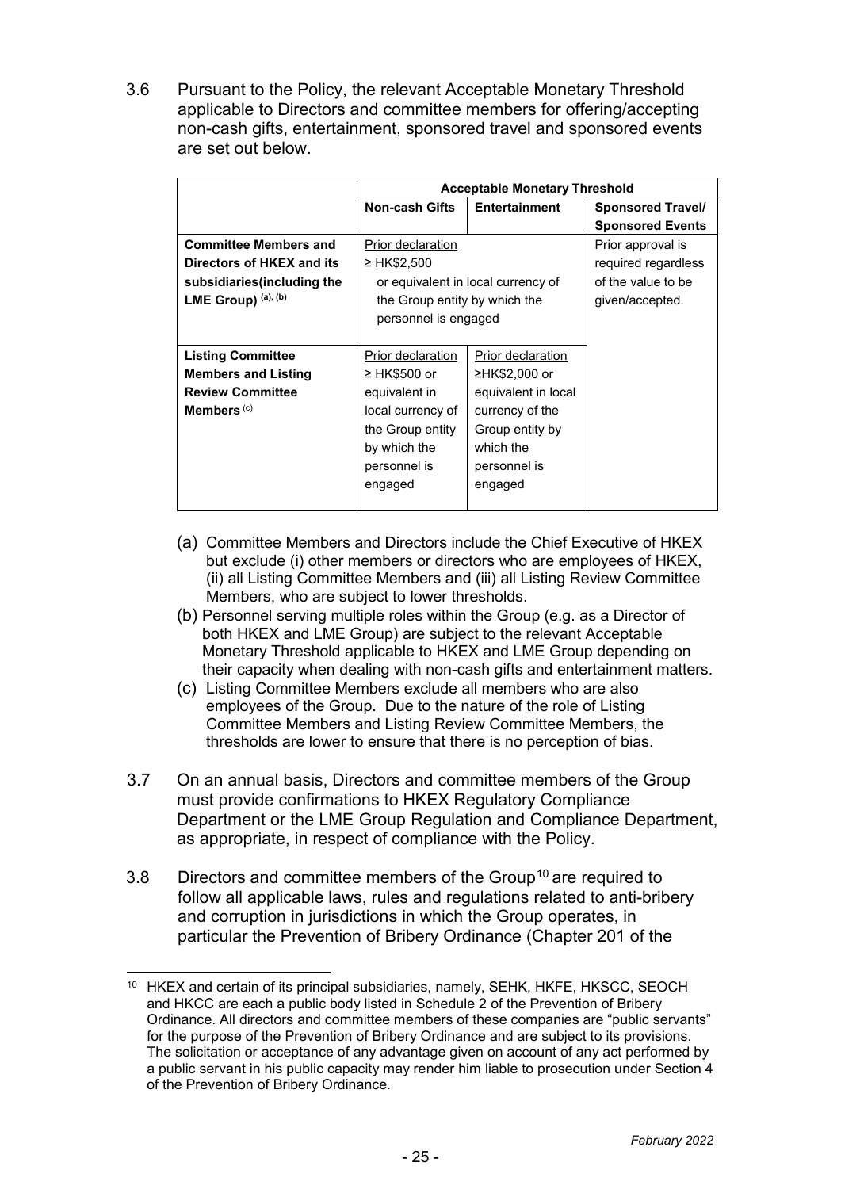3.6 Pursuant to the Policy, the relevant Acceptable Monetary Threshold applicable to Directors and committee members for offering/accepting non-cash gifts, entertainment, sponsored travel and sponsored events are set out below.

| | **Acceptable Monetary Threshold** | | |
|---|---|---|---|
| | **Non-cash Gifts** | **Entertainment** | **Sponsored Travel/ Sponsored Events** |
| **Committee Members and Directors of HKEX and its subsidiaries(including the LME Group)** [(a), (b)] | Prior declaration ≥ HK$2,500 or equivalent in local currency of the Group entity by which the personnel is engaged | | Prior approval is required regardless of the value to be given/accepted. |
| **Listing Committee Members and Listing Review Committee Members** [(c)] | Prior declaration ≥ HK$500 or equivalent in local currency of the Group entity by which the personnel is engaged | Prior declaration ≥HK$2,000 or equivalent in local currency of the Group entity by which the personnel is engaged | |

(a) Committee Members and Directors include the Chief Executive of HKEX but exclude (i) other members or directors who are employees of HKEX, (ii) all Listing Committee Members and (iii) all Listing Review Committee Members, who are subject to lower thresholds.

(b) Personnel serving multiple roles within the Group (e.g. as a Director of both HKEX and LME Group) are subject to the relevant Acceptable Monetary Threshold applicable to HKEX and LME Group depending on their capacity when dealing with non-cash gifts and entertainment matters.

(c) Listing Committee Members exclude all members who are also employees of the Group. Due to the nature of the role of Listing Committee Members and Listing Review Committee Members, the thresholds are lower to ensure that there is no perception of bias.

3.7 On an annual basis, Directors and committee members of the Group must provide confirmations to HKEX Regulatory Compliance Department or the LME Group Regulation and Compliance Department, as appropriate, in respect of compliance with the Policy.

3.8 Directors and committee members of the Group[10] are required to follow all applicable laws, rules and regulations related to anti-bribery and corruption in jurisdictions in which the Group operates, in particular the Prevention of Bribery Ordinance (Chapter 201 of the

[10] HKEX and certain of its principal subsidiaries, namely, SEHK, HKFE, HKSCC, SEOCH and HKCC are each a public body listed in Schedule 2 of the Prevention of Bribery Ordinance. All directors and committee members of these companies are "public servants" for the purpose of the Prevention of Bribery Ordinance and are subject to its provisions. The solicitation or acceptance of any advantage given on account of any act performed by a public servant in his public capacity may render him liable to prosecution under Section 4 of the Prevention of Bribery Ordinance.

*February 2022*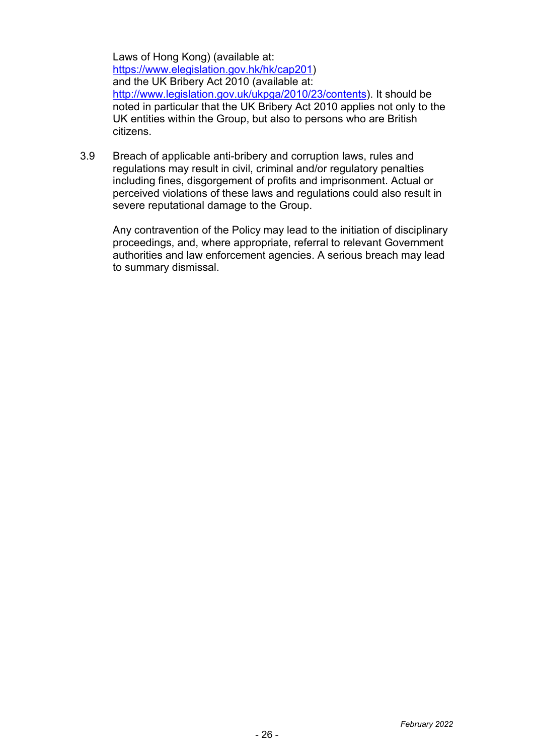Laws of Hong Kong) (available at: https://www.elegislation.gov.hk/hk/cap201) and the UK Bribery Act 2010 (available at: http://www.legislation.gov.uk/ukpga/2010/23/contents). It should be noted in particular that the UK Bribery Act 2010 applies not only to the UK entities within the Group, but also to persons who are British citizens.

3.9 Breach of applicable anti-bribery and corruption laws, rules and regulations may result in civil, criminal and/or regulatory penalties including fines, disgorgement of profits and imprisonment. Actual or perceived violations of these laws and regulations could also result in severe reputational damage to the Group.

Any contravention of the Policy may lead to the initiation of disciplinary proceedings, and, where appropriate, referral to relevant Government authorities and law enforcement agencies. A serious breach may lead to summary dismissal.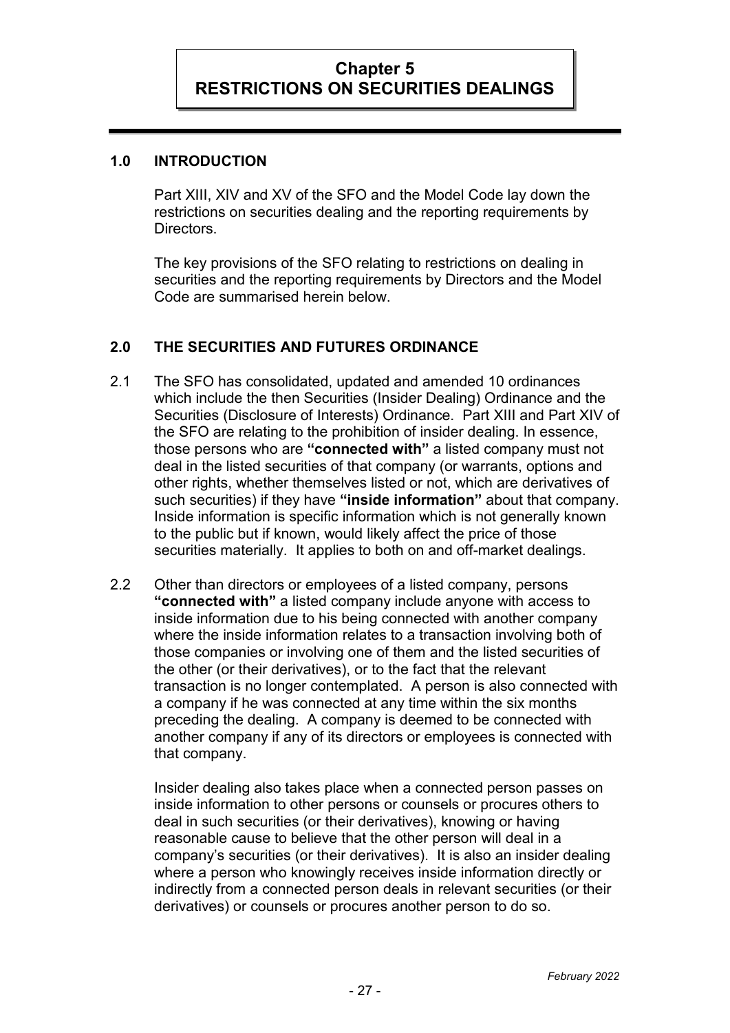# Chapter 5
# RESTRICTIONS ON SECURITIES DEALINGS

## 1.0 INTRODUCTION

Part XIII, XIV and XV of the SFO and the Model Code lay down the restrictions on securities dealing and the reporting requirements by Directors.

The key provisions of the SFO relating to restrictions on dealing in securities and the reporting requirements by Directors and the Model Code are summarised herein below.

## 2.0 THE SECURITIES AND FUTURES ORDINANCE

2.1 The SFO has consolidated, updated and amended 10 ordinances which include the then Securities (Insider Dealing) Ordinance and the Securities (Disclosure of Interests) Ordinance. Part XIII and Part XIV of the SFO are relating to the prohibition of insider dealing. In essence, those persons who are **"connected with"** a listed company must not deal in the listed securities of that company (or warrants, options and other rights, whether themselves listed or not, which are derivatives of such securities) if they have **"inside information"** about that company. Inside information is specific information which is not generally known to the public but if known, would likely affect the price of those securities materially. It applies to both on and off-market dealings.

2.2 Other than directors or employees of a listed company, persons **"connected with"** a listed company include anyone with access to inside information due to his being connected with another company where the inside information relates to a transaction involving both of those companies or involving one of them and the listed securities of the other (or their derivatives), or to the fact that the relevant transaction is no longer contemplated. A person is also connected with a company if he was connected at any time within the six months preceding the dealing. A company is deemed to be connected with another company if any of its directors or employees is connected with that company.

Insider dealing also takes place when a connected person passes on inside information to other persons or counsels or procures others to deal in such securities (or their derivatives), knowing or having reasonable cause to believe that the other person will deal in a company's securities (or their derivatives). It is also an insider dealing where a person who knowingly receives inside information directly or indirectly from a connected person deals in relevant securities (or their derivatives) or counsels or procures another person to do so.

*February 2022*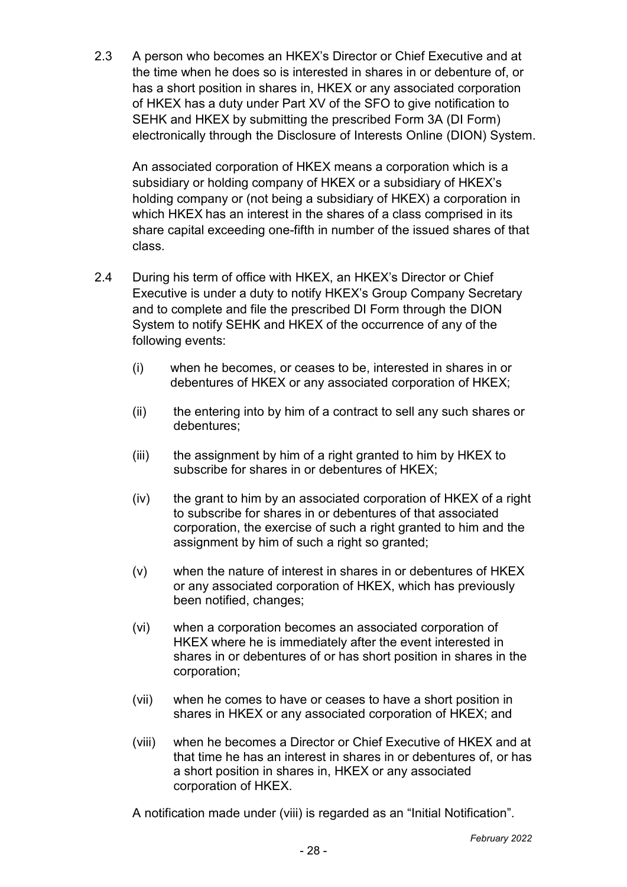2.3 A person who becomes an HKEX's Director or Chief Executive and at the time when he does so is interested in shares in or debenture of, or has a short position in shares in, HKEX or any associated corporation of HKEX has a duty under Part XV of the SFO to give notification to SEHK and HKEX by submitting the prescribed Form 3A (DI Form) electronically through the Disclosure of Interests Online (DION) System.

An associated corporation of HKEX means a corporation which is a subsidiary or holding company of HKEX or a subsidiary of HKEX's holding company or (not being a subsidiary of HKEX) a corporation in which HKEX has an interest in the shares of a class comprised in its share capital exceeding one-fifth in number of the issued shares of that class.

2.4 During his term of office with HKEX, an HKEX's Director or Chief Executive is under a duty to notify HKEX's Group Company Secretary and to complete and file the prescribed DI Form through the DION System to notify SEHK and HKEX of the occurrence of any of the following events:

(i) when he becomes, or ceases to be, interested in shares in or debentures of HKEX or any associated corporation of HKEX;

(ii) the entering into by him of a contract to sell any such shares or debentures;

(iii) the assignment by him of a right granted to him by HKEX to subscribe for shares in or debentures of HKEX;

(iv) the grant to him by an associated corporation of HKEX of a right to subscribe for shares in or debentures of that associated corporation, the exercise of such a right granted to him and the assignment by him of such a right so granted;

(v) when the nature of interest in shares in or debentures of HKEX or any associated corporation of HKEX, which has previously been notified, changes;

(vi) when a corporation becomes an associated corporation of HKEX where he is immediately after the event interested in shares in or debentures of or has short position in shares in the corporation;

(vii) when he comes to have or ceases to have a short position in shares in HKEX or any associated corporation of HKEX; and

(viii) when he becomes a Director or Chief Executive of HKEX and at that time he has an interest in shares in or debentures of, or has a short position in shares in, HKEX or any associated corporation of HKEX.

A notification made under (viii) is regarded as an "Initial Notification".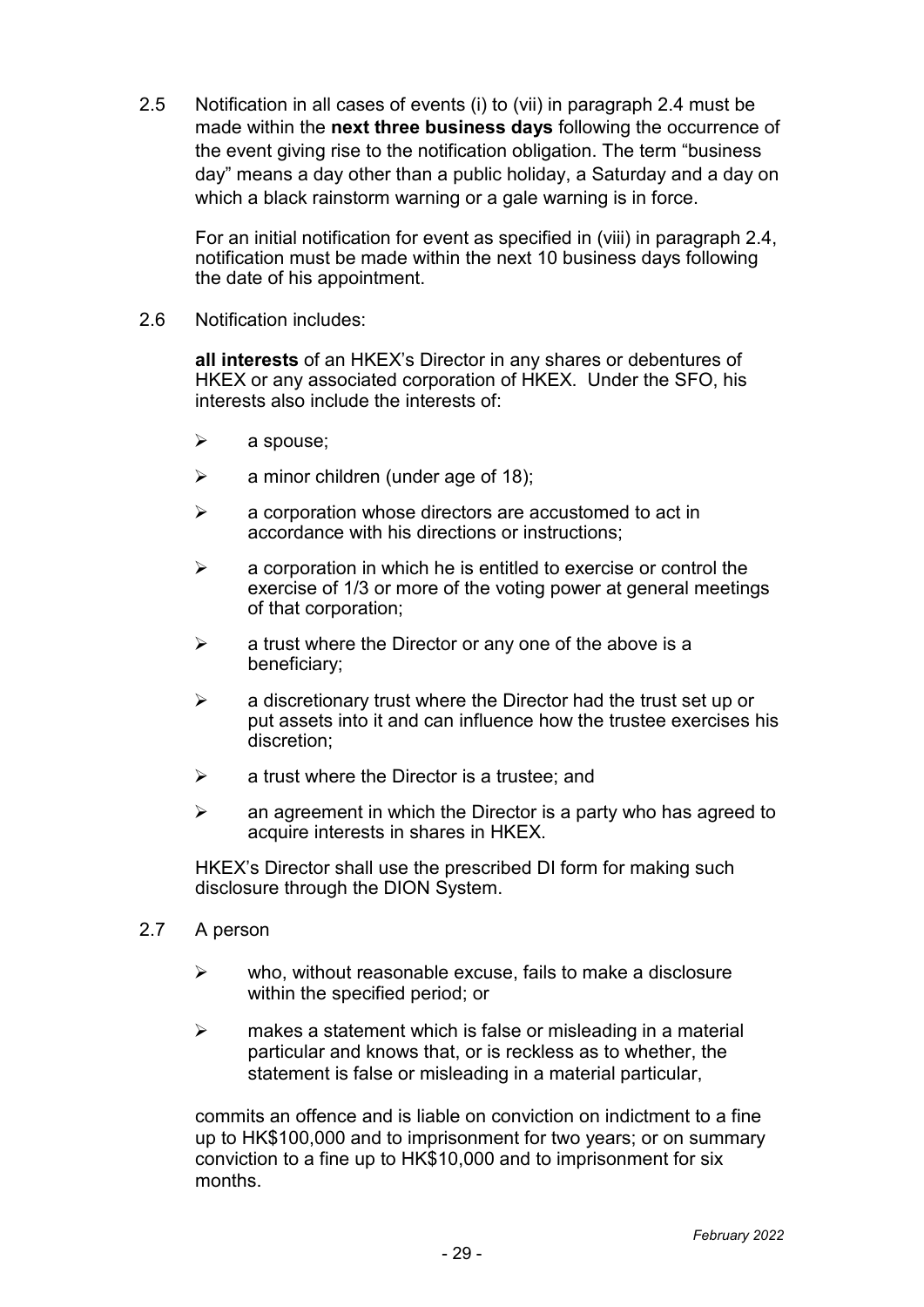2.5 Notification in all cases of events (i) to (vii) in paragraph 2.4 must be made within the **next three business days** following the occurrence of the event giving rise to the notification obligation. The term "business day" means a day other than a public holiday, a Saturday and a day on which a black rainstorm warning or a gale warning is in force.

For an initial notification for event as specified in (viii) in paragraph 2.4, notification must be made within the next 10 business days following the date of his appointment.

2.6 Notification includes:

**all interests** of an HKEX's Director in any shares or debentures of HKEX or any associated corporation of HKEX. Under the SFO, his interests also include the interests of:

- a spouse;
- a minor children (under age of 18);
- a corporation whose directors are accustomed to act in accordance with his directions or instructions;
- a corporation in which he is entitled to exercise or control the exercise of 1/3 or more of the voting power at general meetings of that corporation;
- a trust where the Director or any one of the above is a beneficiary;
- a discretionary trust where the Director had the trust set up or put assets into it and can influence how the trustee exercises his discretion;
- a trust where the Director is a trustee; and
- an agreement in which the Director is a party who has agreed to acquire interests in shares in HKEX.

HKEX's Director shall use the prescribed DI form for making such disclosure through the DION System.

2.7 A person

- who, without reasonable excuse, fails to make a disclosure within the specified period; or
- makes a statement which is false or misleading in a material particular and knows that, or is reckless as to whether, the statement is false or misleading in a material particular,

commits an offence and is liable on conviction on indictment to a fine up to HK$100,000 and to imprisonment for two years; or on summary conviction to a fine up to HK$10,000 and to imprisonment for six months.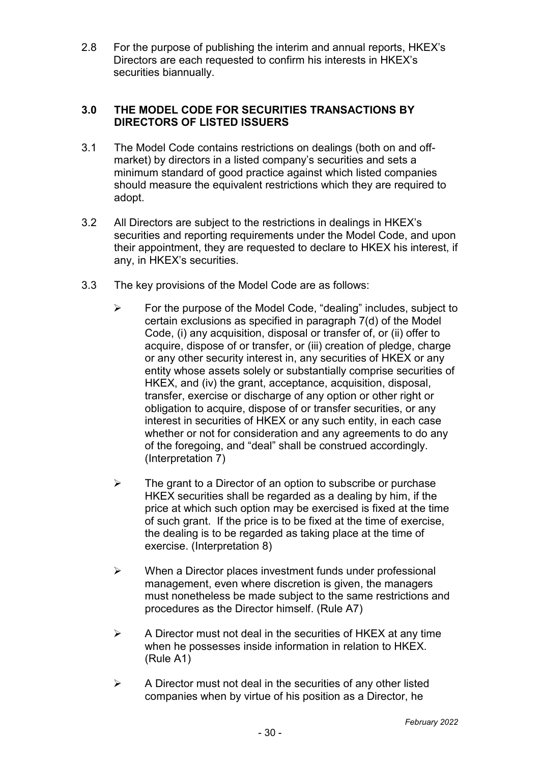2.8 For the purpose of publishing the interim and annual reports, HKEX's Directors are each requested to confirm his interests in HKEX's securities biannually.

## 3.0 THE MODEL CODE FOR SECURITIES TRANSACTIONS BY DIRECTORS OF LISTED ISSUERS

3.1 The Model Code contains restrictions on dealings (both on and off-market) by directors in a listed company's securities and sets a minimum standard of good practice against which listed companies should measure the equivalent restrictions which they are required to adopt.

3.2 All Directors are subject to the restrictions in dealings in HKEX's securities and reporting requirements under the Model Code, and upon their appointment, they are requested to declare to HKEX his interest, if any, in HKEX's securities.

3.3 The key provisions of the Model Code are as follows:

- For the purpose of the Model Code, "dealing" includes, subject to certain exclusions as specified in paragraph 7(d) of the Model Code, (i) any acquisition, disposal or transfer of, or (ii) offer to acquire, dispose of or transfer, or (iii) creation of pledge, charge or any other security interest in, any securities of HKEX or any entity whose assets solely or substantially comprise securities of HKEX, and (iv) the grant, acceptance, acquisition, disposal, transfer, exercise or discharge of any option or other right or obligation to acquire, dispose of or transfer securities, or any interest in securities of HKEX or any such entity, in each case whether or not for consideration and any agreements to do any of the foregoing, and "deal" shall be construed accordingly. (Interpretation 7)

- The grant to a Director of an option to subscribe or purchase HKEX securities shall be regarded as a dealing by him, if the price at which such option may be exercised is fixed at the time of such grant. If the price is to be fixed at the time of exercise, the dealing is to be regarded as taking place at the time of exercise. (Interpretation 8)

- When a Director places investment funds under professional management, even where discretion is given, the managers must nonetheless be made subject to the same restrictions and procedures as the Director himself. (Rule A7)

- A Director must not deal in the securities of HKEX at any time when he possesses inside information in relation to HKEX. (Rule A1)

- A Director must not deal in the securities of any other listed companies when by virtue of his position as a Director, he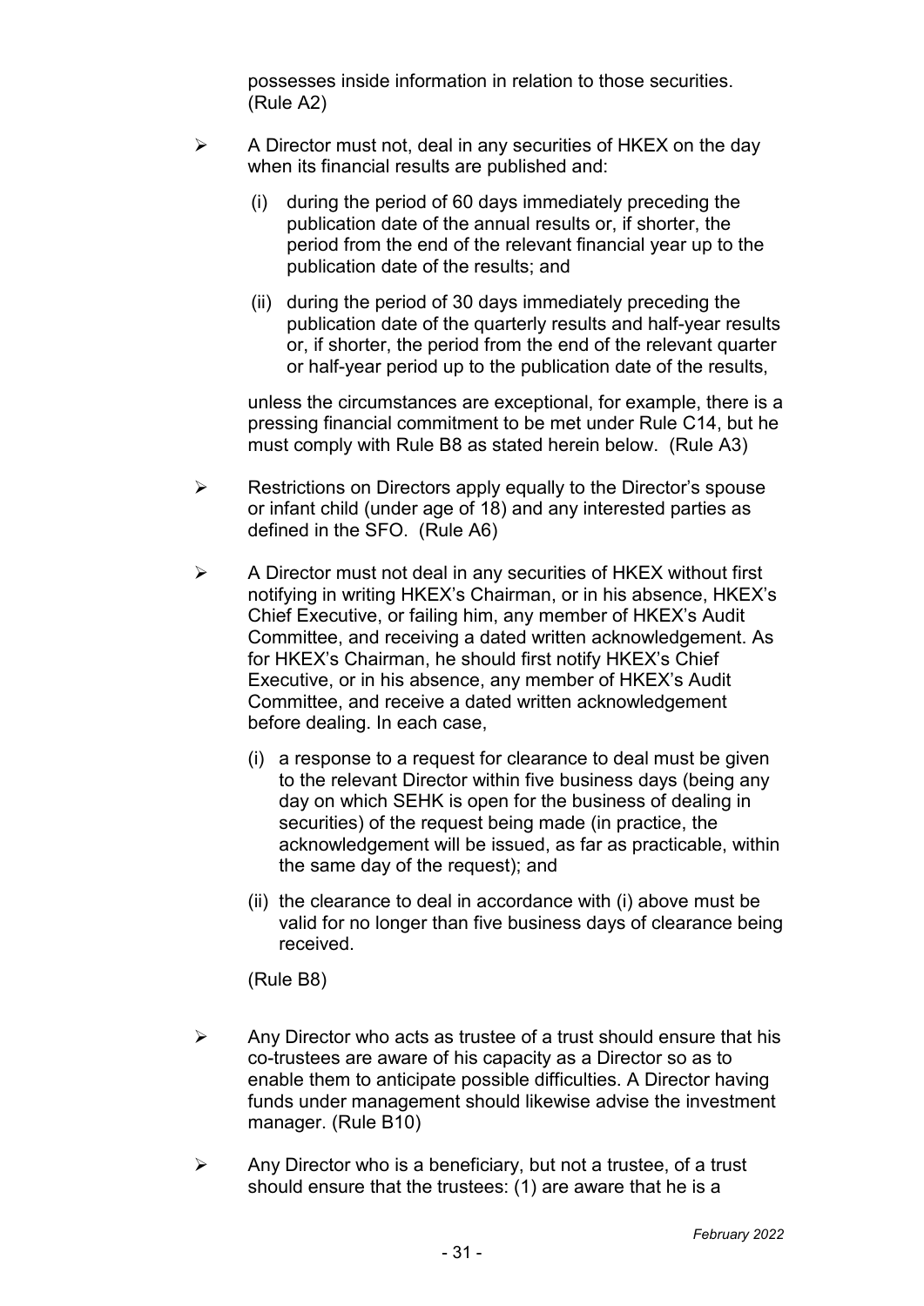possesses inside information in relation to those securities. (Rule A2)

- A Director must not, deal in any securities of HKEX on the day when its financial results are published and:

  (i) during the period of 60 days immediately preceding the publication date of the annual results or, if shorter, the period from the end of the relevant financial year up to the publication date of the results; and

  (ii) during the period of 30 days immediately preceding the publication date of the quarterly results and half-year results or, if shorter, the period from the end of the relevant quarter or half-year period up to the publication date of the results,

  unless the circumstances are exceptional, for example, there is a pressing financial commitment to be met under Rule C14, but he must comply with Rule B8 as stated herein below. (Rule A3)

- Restrictions on Directors apply equally to the Director's spouse or infant child (under age of 18) and any interested parties as defined in the SFO. (Rule A6)

- A Director must not deal in any securities of HKEX without first notifying in writing HKEX's Chairman, or in his absence, HKEX's Chief Executive, or failing him, any member of HKEX's Audit Committee, and receiving a dated written acknowledgement. As for HKEX's Chairman, he should first notify HKEX's Chief Executive, or in his absence, any member of HKEX's Audit Committee, and receive a dated written acknowledgement before dealing. In each case,

  (i) a response to a request for clearance to deal must be given to the relevant Director within five business days (being any day on which SEHK is open for the business of dealing in securities) of the request being made (in practice, the acknowledgement will be issued, as far as practicable, within the same day of the request); and

  (ii) the clearance to deal in accordance with (i) above must be valid for no longer than five business days of clearance being received.

  (Rule B8)

- Any Director who acts as trustee of a trust should ensure that his co-trustees are aware of his capacity as a Director so as to enable them to anticipate possible difficulties. A Director having funds under management should likewise advise the investment manager. (Rule B10)

- Any Director who is a beneficiary, but not a trustee, of a trust should ensure that the trustees: (1) are aware that he is a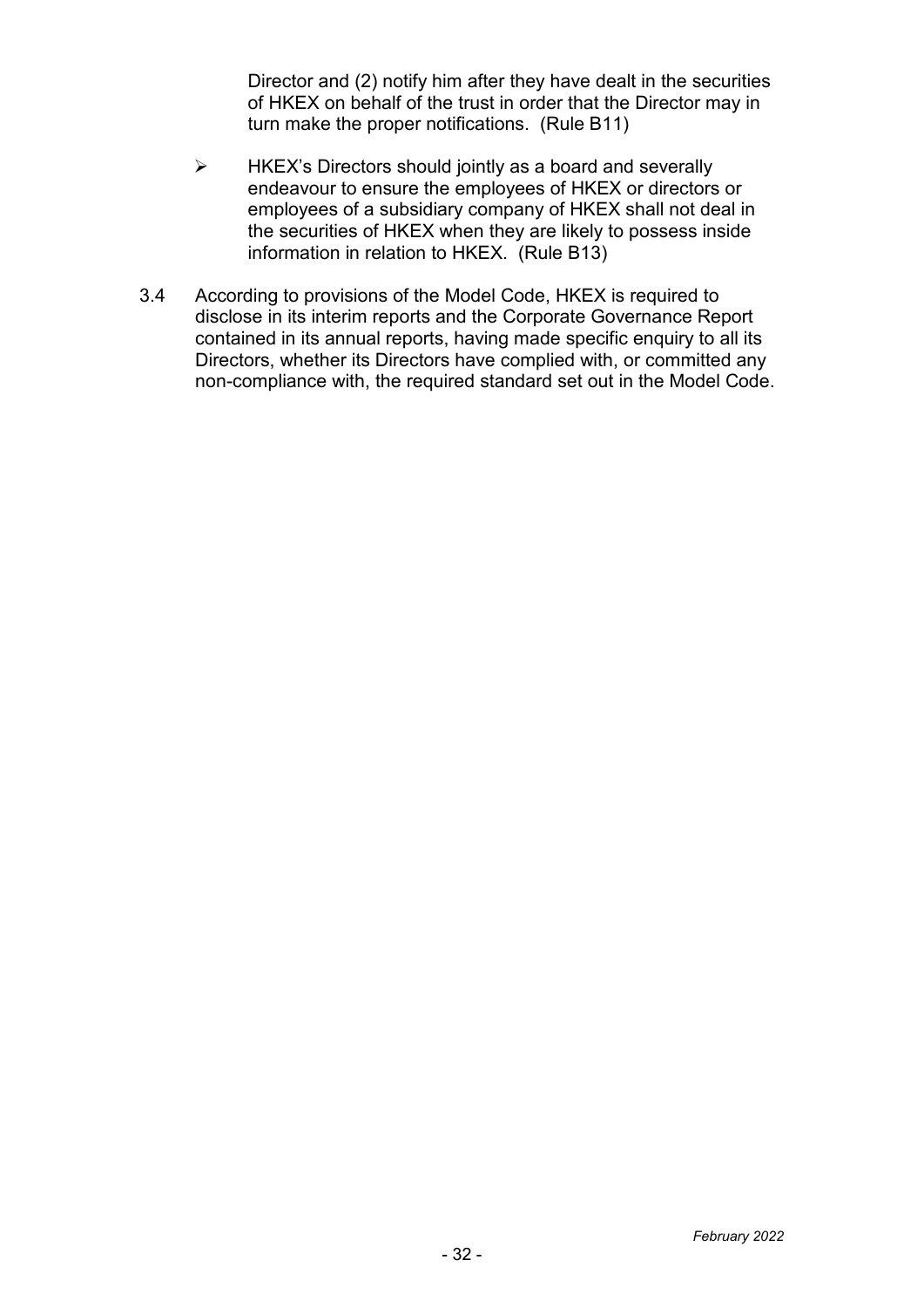Director and (2) notify him after they have dealt in the securities of HKEX on behalf of the trust in order that the Director may in turn make the proper notifications. (Rule B11)

- HKEX's Directors should jointly as a board and severally endeavour to ensure the employees of HKEX or directors or employees of a subsidiary company of HKEX shall not deal in the securities of HKEX when they are likely to possess inside information in relation to HKEX. (Rule B13)

3.4 According to provisions of the Model Code, HKEX is required to disclose in its interim reports and the Corporate Governance Report contained in its annual reports, having made specific enquiry to all its Directors, whether its Directors have complied with, or committed any non-compliance with, the required standard set out in the Model Code.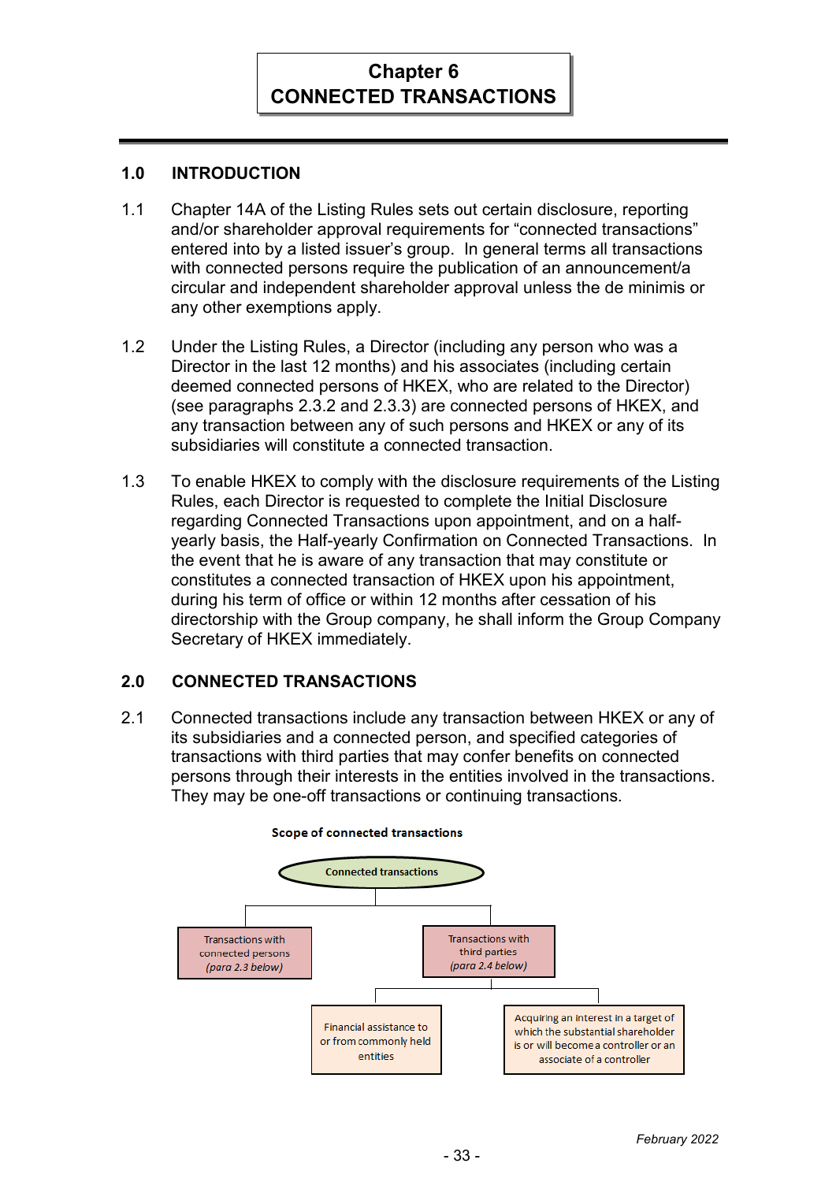# Chapter 6
# CONNECTED TRANSACTIONS

## 1.0 INTRODUCTION

1.1 Chapter 14A of the Listing Rules sets out certain disclosure, reporting and/or shareholder approval requirements for "connected transactions" entered into by a listed issuer's group. In general terms all transactions with connected persons require the publication of an announcement/a circular and independent shareholder approval unless the de minimis or any other exemptions apply.

1.2 Under the Listing Rules, a Director (including any person who was a Director in the last 12 months) and his associates (including certain deemed connected persons of HKEX, who are related to the Director) (see paragraphs 2.3.2 and 2.3.3) are connected persons of HKEX, and any transaction between any of such persons and HKEX or any of its subsidiaries will constitute a connected transaction.

1.3 To enable HKEX to comply with the disclosure requirements of the Listing Rules, each Director is requested to complete the Initial Disclosure regarding Connected Transactions upon appointment, and on a half-yearly basis, the Half-yearly Confirmation on Connected Transactions. In the event that he is aware of any transaction that may constitute or constitutes a connected transaction of HKEX upon his appointment, during his term of office or within 12 months after cessation of his directorship with the Group company, he shall inform the Group Company Secretary of HKEX immediately.

## 2.0 CONNECTED TRANSACTIONS

2.1 Connected transactions include any transaction between HKEX or any of its subsidiaries and a connected person, and specified categories of transactions with third parties that may confer benefits on connected persons through their interests in the entities involved in the transactions. They may be one-off transactions or continuing transactions.

**Scope of connected transactions**

- Connected transactions
  - Transactions with connected persons *(para 2.3 below)*
  - Transactions with third parties *(para 2.4 below)*
    - Financial assistance to or from commonly held entities
    - Acquiring an interest in a target of which the substantial shareholder is or will become a controller or an associate of a controller

February 2022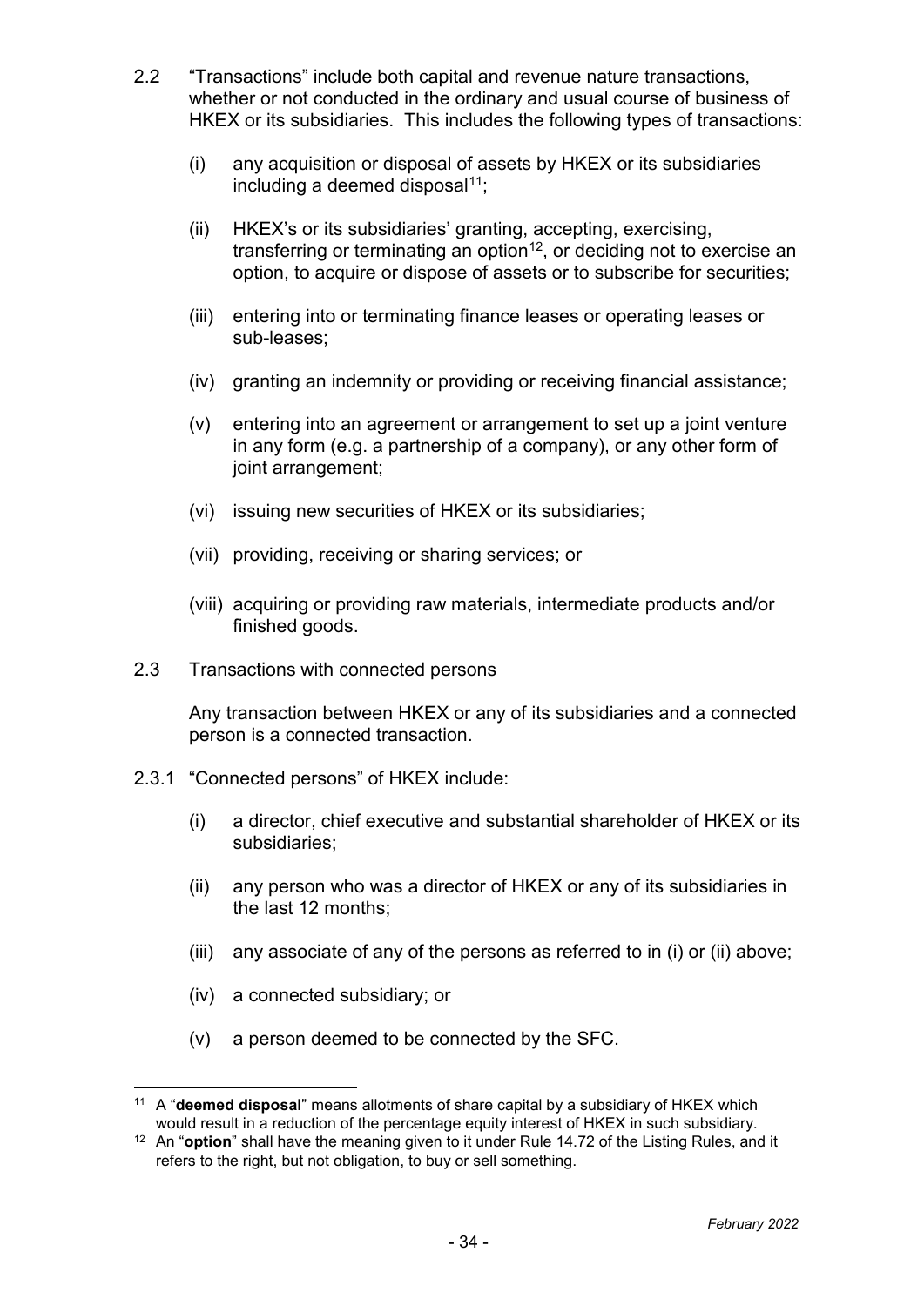2.2 "Transactions" include both capital and revenue nature transactions, whether or not conducted in the ordinary and usual course of business of HKEX or its subsidiaries. This includes the following types of transactions:

(i) any acquisition or disposal of assets by HKEX or its subsidiaries including a deemed disposal[11];

(ii) HKEX's or its subsidiaries' granting, accepting, exercising, transferring or terminating an option[12], or deciding not to exercise an option, to acquire or dispose of assets or to subscribe for securities;

(iii) entering into or terminating finance leases or operating leases or sub-leases;

(iv) granting an indemnity or providing or receiving financial assistance;

(v) entering into an agreement or arrangement to set up a joint venture in any form (e.g. a partnership of a company), or any other form of joint arrangement;

(vi) issuing new securities of HKEX or its subsidiaries;

(vii) providing, receiving or sharing services; or

(viii) acquiring or providing raw materials, intermediate products and/or finished goods.

2.3 Transactions with connected persons

Any transaction between HKEX or any of its subsidiaries and a connected person is a connected transaction.

2.3.1 "Connected persons" of HKEX include:

(i) a director, chief executive and substantial shareholder of HKEX or its subsidiaries;

(ii) any person who was a director of HKEX or any of its subsidiaries in the last 12 months;

(iii) any associate of any of the persons as referred to in (i) or (ii) above;

(iv) a connected subsidiary; or

(v) a person deemed to be connected by the SFC.

---

[11] A "**deemed disposal**" means allotments of share capital by a subsidiary of HKEX which would result in a reduction of the percentage equity interest of HKEX in such subsidiary.

[12] An "**option**" shall have the meaning given to it under Rule 14.72 of the Listing Rules, and it refers to the right, but not obligation, to buy or sell something.

*February 2022*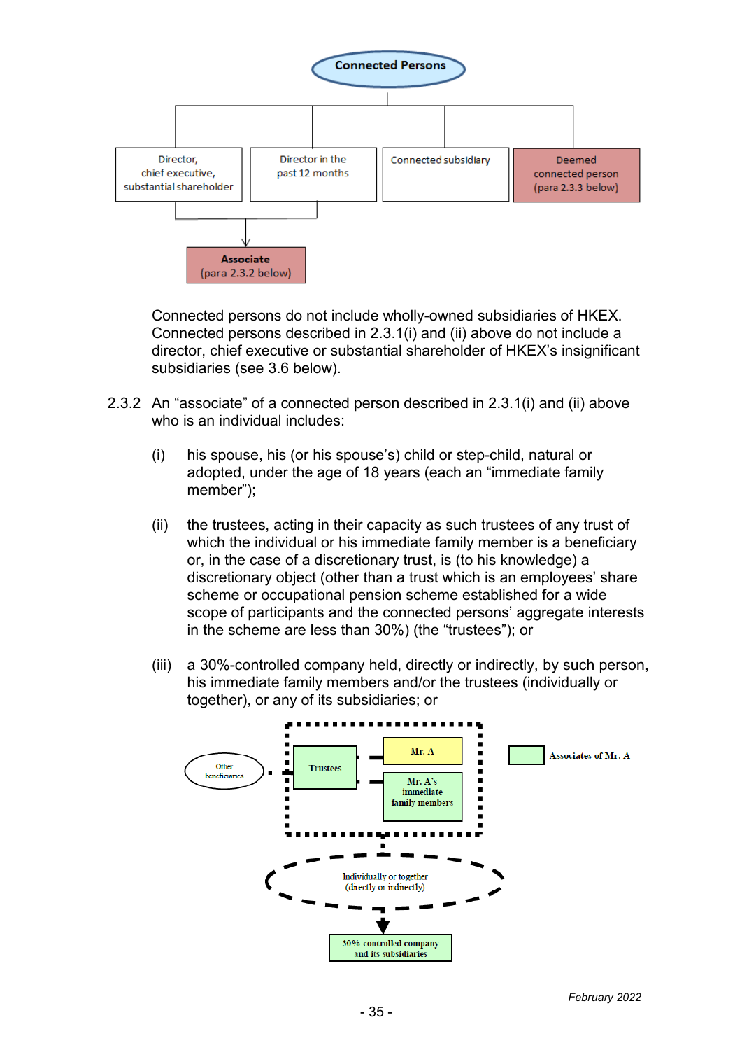Connected persons do not include wholly-owned subsidiaries of HKEX. Connected persons described in 2.3.1(i) and (ii) above do not include a director, chief executive or substantial shareholder of HKEX's insignificant subsidiaries (see 3.6 below).

2.3.2 An "associate" of a connected person described in 2.3.1(i) and (ii) above who is an individual includes:

(i) his spouse, his (or his spouse's) child or step-child, natural or adopted, under the age of 18 years (each an "immediate family member");

(ii) the trustees, acting in their capacity as such trustees of any trust of which the individual or his immediate family member is a beneficiary or, in the case of a discretionary trust, is (to his knowledge) a discretionary object (other than a trust which is an employees' share scheme or occupational pension scheme established for a wide scope of participants and the connected persons' aggregate interests in the scheme are less than 30%) (the "trustees"); or

(iii) a 30%-controlled company held, directly or indirectly, by such person, his immediate family members and/or the trustees (individually or together), or any of its subsidiaries; or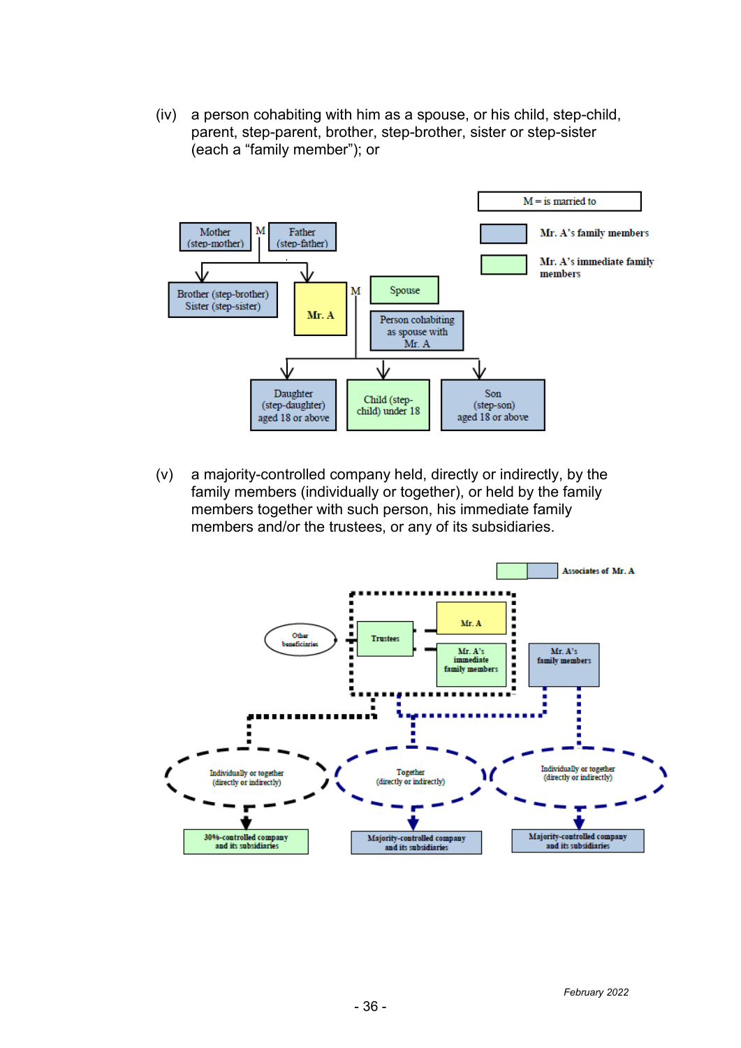(iv) a person cohabiting with him as a spouse, or his child, step-child, parent, step-parent, brother, step-brother, sister or step-sister (each a “family member”); or

M = is married to

Mr. A’s family members

Mr. A’s immediate family members

Mother (step-mother) M Father (step-father)

Brother (step-brother) Sister (step-sister)

Mr. A M Spouse

Person cohabiting as spouse with Mr. A

Daughter (step-daughter) aged 18 or above

Child (step-child) under 18

Son (step-son) aged 18 or above

(v) a majority-controlled company held, directly or indirectly, by the family members (individually or together), or held by the family members together with such person, his immediate family members and/or the trustees, or any of its subsidiaries.

Associates of Mr. A

Other beneficiaries

Trustees

Mr. A

Mr. A’s immediate family members

Mr. A’s family members

Individually or together (directly or indirectly)

Together (directly or indirectly)

Individually or together (directly or indirectly)

30%-controlled company and its subsidiaries

Majority-controlled company and its subsidiaries

Majority-controlled company and its subsidiaries

February 2022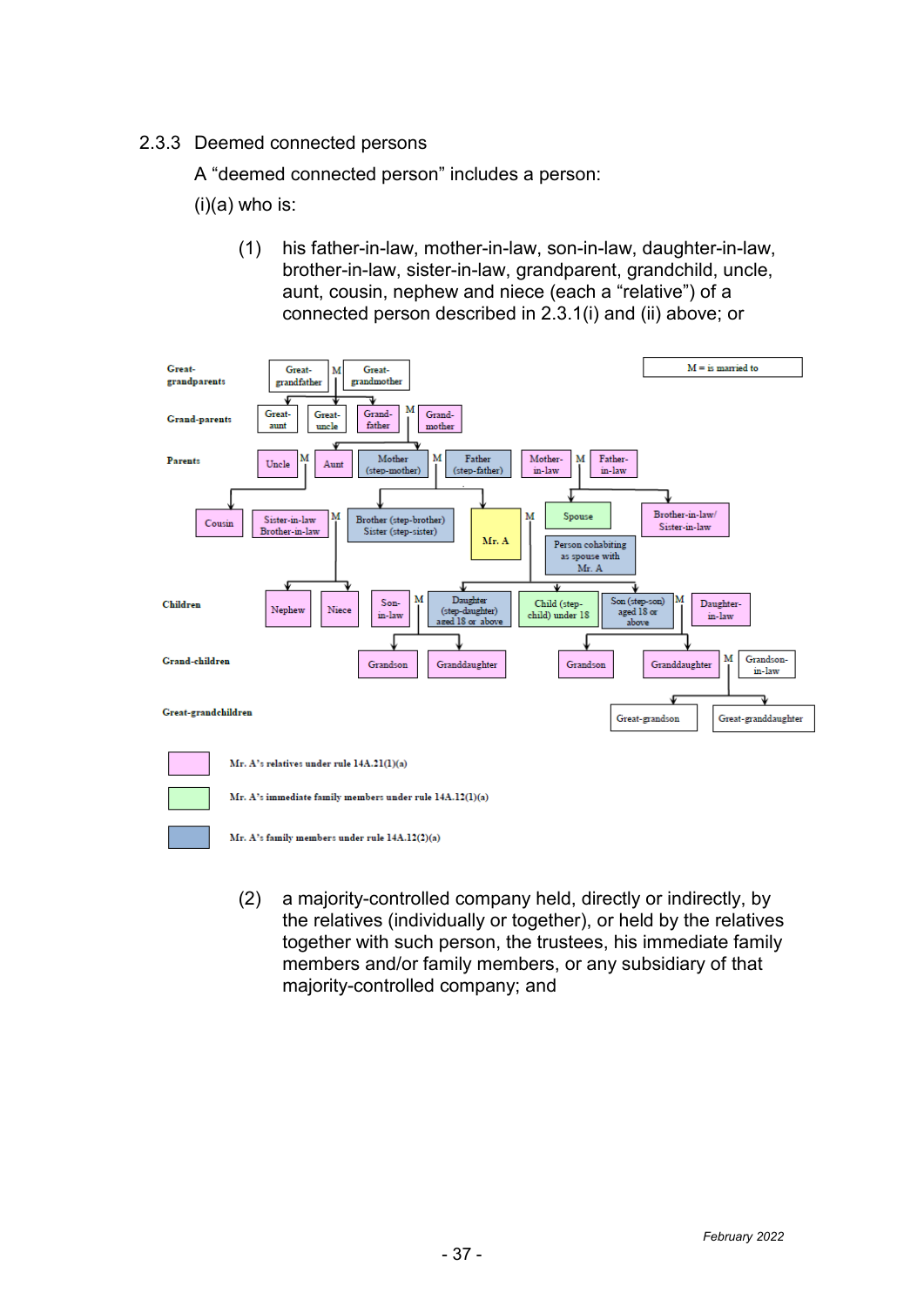### 2.3.3 Deemed connected persons

A "deemed connected person" includes a person:

(i)(a) who is:

(1) his father-in-law, mother-in-law, son-in-law, daughter-in-law, brother-in-law, sister-in-law, grandparent, grandchild, uncle, aunt, cousin, nephew and niece (each a "relative") of a connected person described in 2.3.1(i) and (ii) above; or

**Great-grandparents**: Great-grandfather M Great-grandmother

**Grand-parents**: Great-aunt; Great-uncle; Grand-father M Grand-mother

**Parents**: Uncle M Aunt; Mother (step-mother) M Father (step-father); Mother-in-law M Father-in-law

Cousin; Sister-in-law Brother-in-law M Brother (step-brother) Sister (step-sister); Mr. A M Spouse; Person cohabiting as spouse with Mr. A; Brother-in-law/ Sister-in-law

**Children**: Nephew; Niece; Son-in-law M Daughter (step-daughter) aged 18 or above; Child (step-child) under 18; Son (step-son) aged 18 or above M Daughter-in-law

**Grand-children**: Grandson; Granddaughter; Grandson; Granddaughter M Grandson-in-law

**Great-grandchildren**: Great-grandson; Great-granddaughter

M = is married to

Mr. A's relatives under rule 14A.21(1)(a)

Mr. A's immediate family members under rule 14A.12(1)(a)

Mr. A's family members under rule 14A.12(2)(a)

(2) a majority-controlled company held, directly or indirectly, by the relatives (individually or together), or held by the relatives together with such person, the trustees, his immediate family members and/or family members, or any subsidiary of that majority-controlled company; and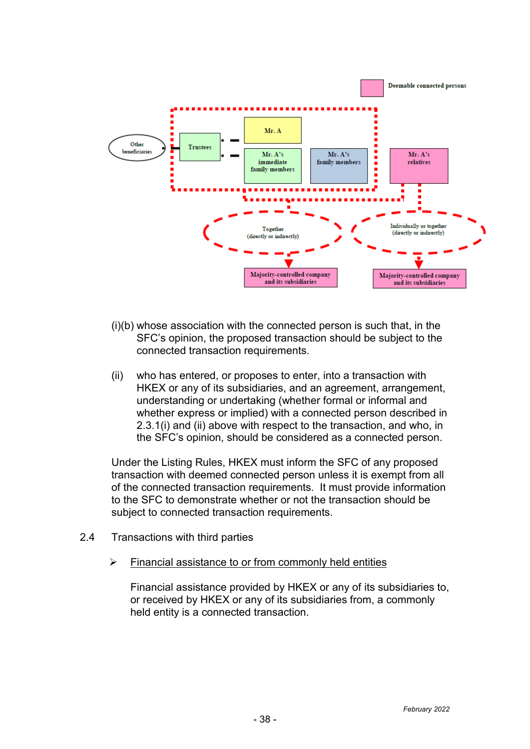Deemable connected persons

Other beneficiaries

Trustees

Mr. A

Mr. A's immediate family members

Mr. A's family members

Mr. A's relatives

Together (directly or indirectly)

Individually or together (directly or indirectly)

Majority-controlled company and its subsidiaries

Majority-controlled company and its subsidiaries

(i)(b) whose association with the connected person is such that, in the SFC's opinion, the proposed transaction should be subject to the connected transaction requirements.

(ii) who has entered, or proposes to enter, into a transaction with HKEX or any of its subsidiaries, and an agreement, arrangement, understanding or undertaking (whether formal or informal and whether express or implied) with a connected person described in 2.3.1(i) and (ii) above with respect to the transaction, and who, in the SFC's opinion, should be considered as a connected person.

Under the Listing Rules, HKEX must inform the SFC of any proposed transaction with deemed connected person unless it is exempt from all of the connected transaction requirements. It must provide information to the SFC to demonstrate whether or not the transaction should be subject to connected transaction requirements.

2.4 Transactions with third parties

➢ Financial assistance to or from commonly held entities

Financial assistance provided by HKEX or any of its subsidiaries to, or received by HKEX or any of its subsidiaries from, a commonly held entity is a connected transaction.

*February 2022*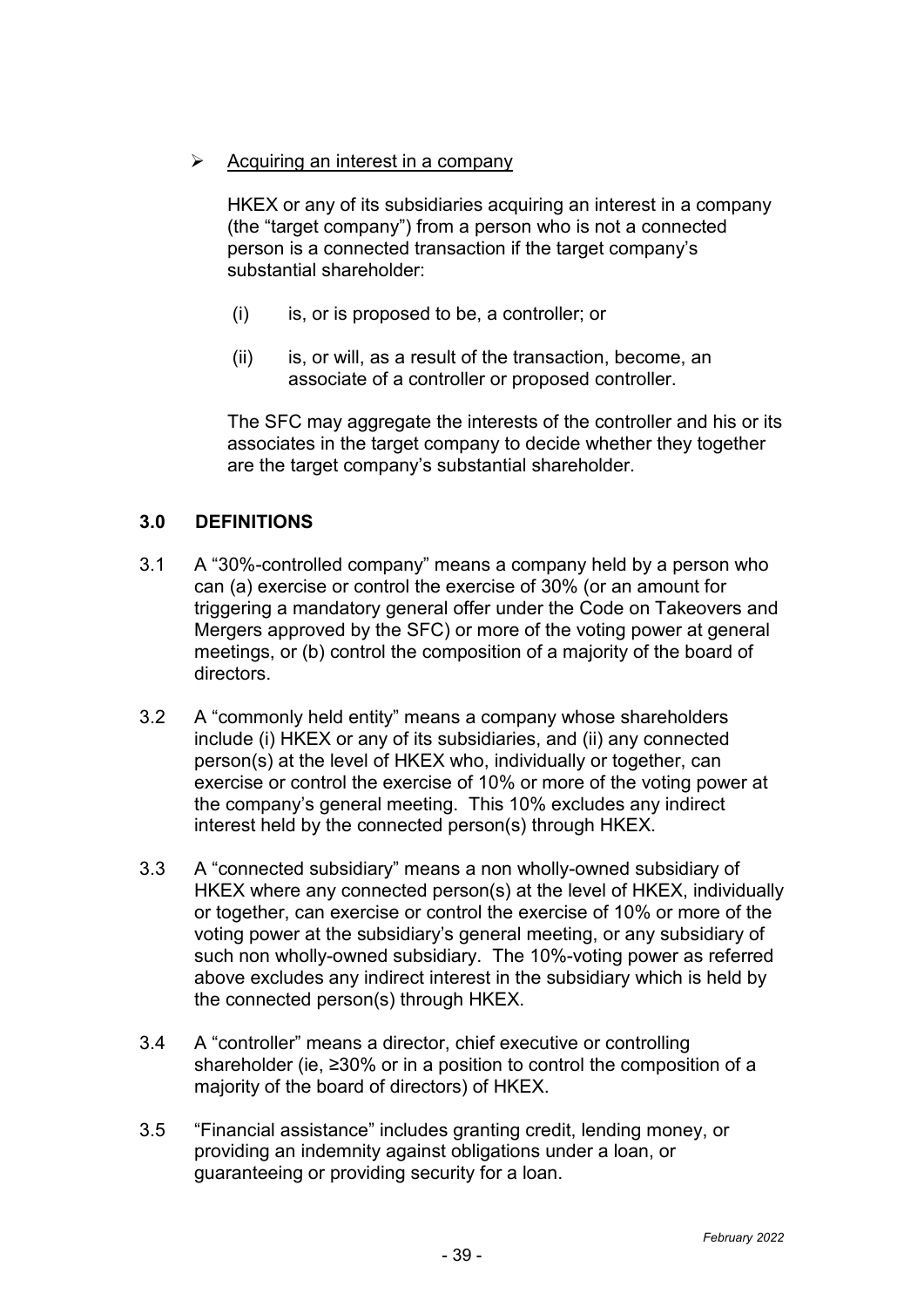- <u>Acquiring an interest in a company</u>

  HKEX or any of its subsidiaries acquiring an interest in a company (the "target company") from a person who is not a connected person is a connected transaction if the target company's substantial shareholder:

  (i) is, or is proposed to be, a controller; or

  (ii) is, or will, as a result of the transaction, become, an associate of a controller or proposed controller.

  The SFC may aggregate the interests of the controller and his or its associates in the target company to decide whether they together are the target company's substantial shareholder.

## 3.0 DEFINITIONS

3.1 A "30%-controlled company" means a company held by a person who can (a) exercise or control the exercise of 30% (or an amount for triggering a mandatory general offer under the Code on Takeovers and Mergers approved by the SFC) or more of the voting power at general meetings, or (b) control the composition of a majority of the board of directors.

3.2 A "commonly held entity" means a company whose shareholders include (i) HKEX or any of its subsidiaries, and (ii) any connected person(s) at the level of HKEX who, individually or together, can exercise or control the exercise of 10% or more of the voting power at the company's general meeting. This 10% excludes any indirect interest held by the connected person(s) through HKEX.

3.3 A "connected subsidiary" means a non wholly-owned subsidiary of HKEX where any connected person(s) at the level of HKEX, individually or together, can exercise or control the exercise of 10% or more of the voting power at the subsidiary's general meeting, or any subsidiary of such non wholly-owned subsidiary. The 10%-voting power as referred above excludes any indirect interest in the subsidiary which is held by the connected person(s) through HKEX.

3.4 A "controller" means a director, chief executive or controlling shareholder (ie, ≥30% or in a position to control the composition of a majority of the board of directors) of HKEX.

3.5 "Financial assistance" includes granting credit, lending money, or providing an indemnity against obligations under a loan, or guaranteeing or providing security for a loan.

*February 2022*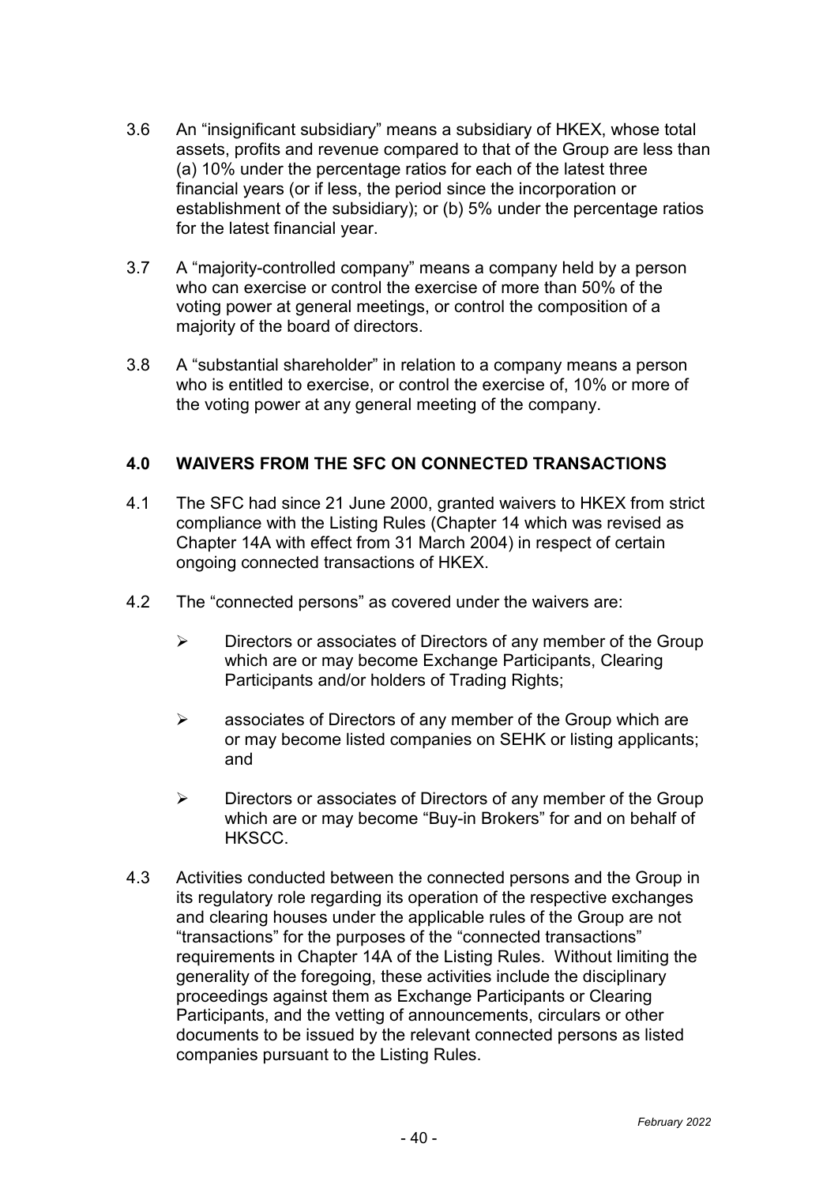3.6 An "insignificant subsidiary" means a subsidiary of HKEX, whose total assets, profits and revenue compared to that of the Group are less than (a) 10% under the percentage ratios for each of the latest three financial years (or if less, the period since the incorporation or establishment of the subsidiary); or (b) 5% under the percentage ratios for the latest financial year.

3.7 A "majority-controlled company" means a company held by a person who can exercise or control the exercise of more than 50% of the voting power at general meetings, or control the composition of a majority of the board of directors.

3.8 A "substantial shareholder" in relation to a company means a person who is entitled to exercise, or control the exercise of, 10% or more of the voting power at any general meeting of the company.

## 4.0 WAIVERS FROM THE SFC ON CONNECTED TRANSACTIONS

4.1 The SFC had since 21 June 2000, granted waivers to HKEX from strict compliance with the Listing Rules (Chapter 14 which was revised as Chapter 14A with effect from 31 March 2004) in respect of certain ongoing connected transactions of HKEX.

4.2 The "connected persons" as covered under the waivers are:

- Directors or associates of Directors of any member of the Group which are or may become Exchange Participants, Clearing Participants and/or holders of Trading Rights;
- associates of Directors of any member of the Group which are or may become listed companies on SEHK or listing applicants; and
- Directors or associates of Directors of any member of the Group which are or may become "Buy-in Brokers" for and on behalf of HKSCC.

4.3 Activities conducted between the connected persons and the Group in its regulatory role regarding its operation of the respective exchanges and clearing houses under the applicable rules of the Group are not "transactions" for the purposes of the "connected transactions" requirements in Chapter 14A of the Listing Rules. Without limiting the generality of the foregoing, these activities include the disciplinary proceedings against them as Exchange Participants or Clearing Participants, and the vetting of announcements, circulars or other documents to be issued by the relevant connected persons as listed companies pursuant to the Listing Rules.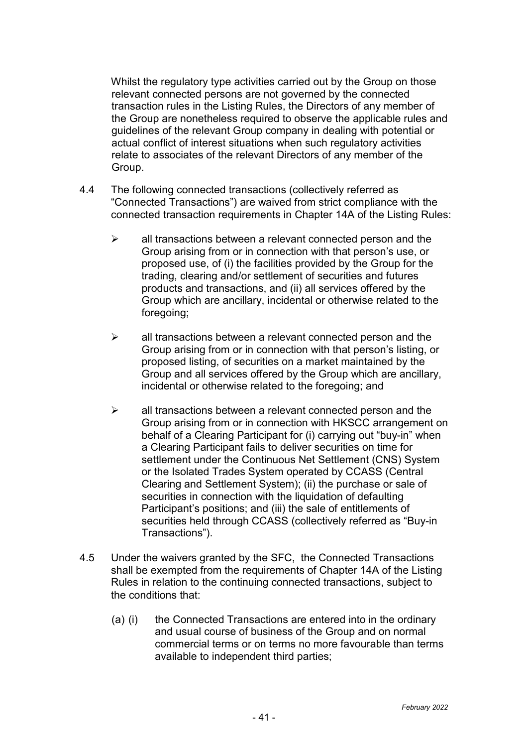Whilst the regulatory type activities carried out by the Group on those relevant connected persons are not governed by the connected transaction rules in the Listing Rules, the Directors of any member of the Group are nonetheless required to observe the applicable rules and guidelines of the relevant Group company in dealing with potential or actual conflict of interest situations when such regulatory activities relate to associates of the relevant Directors of any member of the Group.

4.4 The following connected transactions (collectively referred as "Connected Transactions") are waived from strict compliance with the connected transaction requirements in Chapter 14A of the Listing Rules:

- all transactions between a relevant connected person and the Group arising from or in connection with that person's use, or proposed use, of (i) the facilities provided by the Group for the trading, clearing and/or settlement of securities and futures products and transactions, and (ii) all services offered by the Group which are ancillary, incidental or otherwise related to the foregoing;

- all transactions between a relevant connected person and the Group arising from or in connection with that person's listing, or proposed listing, of securities on a market maintained by the Group and all services offered by the Group which are ancillary, incidental or otherwise related to the foregoing; and

- all transactions between a relevant connected person and the Group arising from or in connection with HKSCC arrangement on behalf of a Clearing Participant for (i) carrying out "buy-in" when a Clearing Participant fails to deliver securities on time for settlement under the Continuous Net Settlement (CNS) System or the Isolated Trades System operated by CCASS (Central Clearing and Settlement System); (ii) the purchase or sale of securities in connection with the liquidation of defaulting Participant's positions; and (iii) the sale of entitlements of securities held through CCASS (collectively referred as "Buy-in Transactions").

4.5 Under the waivers granted by the SFC, the Connected Transactions shall be exempted from the requirements of Chapter 14A of the Listing Rules in relation to the continuing connected transactions, subject to the conditions that:

(a) (i) the Connected Transactions are entered into in the ordinary and usual course of business of the Group and on normal commercial terms or on terms no more favourable than terms available to independent third parties;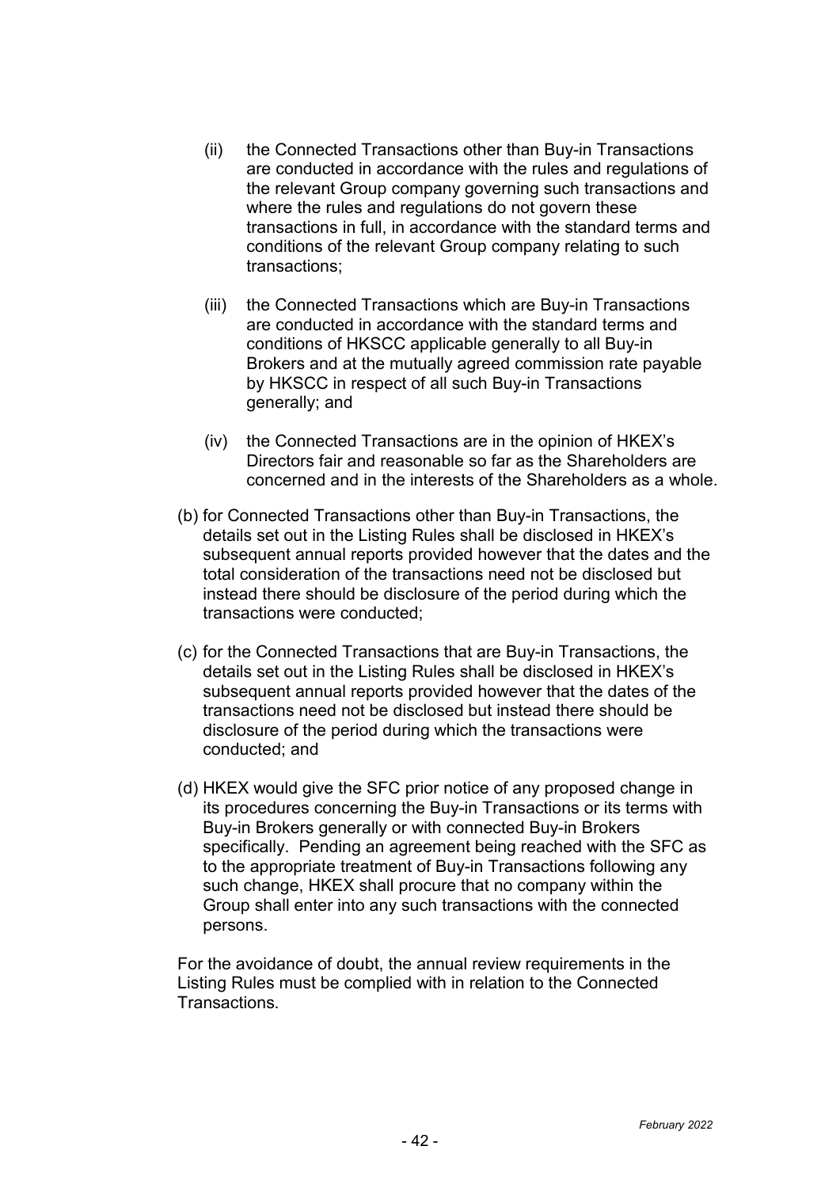(ii) the Connected Transactions other than Buy-in Transactions are conducted in accordance with the rules and regulations of the relevant Group company governing such transactions and where the rules and regulations do not govern these transactions in full, in accordance with the standard terms and conditions of the relevant Group company relating to such transactions;

(iii) the Connected Transactions which are Buy-in Transactions are conducted in accordance with the standard terms and conditions of HKSCC applicable generally to all Buy-in Brokers and at the mutually agreed commission rate payable by HKSCC in respect of all such Buy-in Transactions generally; and

(iv) the Connected Transactions are in the opinion of HKEX's Directors fair and reasonable so far as the Shareholders are concerned and in the interests of the Shareholders as a whole.

(b) for Connected Transactions other than Buy-in Transactions, the details set out in the Listing Rules shall be disclosed in HKEX's subsequent annual reports provided however that the dates and the total consideration of the transactions need not be disclosed but instead there should be disclosure of the period during which the transactions were conducted;

(c) for the Connected Transactions that are Buy-in Transactions, the details set out in the Listing Rules shall be disclosed in HKEX's subsequent annual reports provided however that the dates of the transactions need not be disclosed but instead there should be disclosure of the period during which the transactions were conducted; and

(d) HKEX would give the SFC prior notice of any proposed change in its procedures concerning the Buy-in Transactions or its terms with Buy-in Brokers generally or with connected Buy-in Brokers specifically. Pending an agreement being reached with the SFC as to the appropriate treatment of Buy-in Transactions following any such change, HKEX shall procure that no company within the Group shall enter into any such transactions with the connected persons.

For the avoidance of doubt, the annual review requirements in the Listing Rules must be complied with in relation to the Connected Transactions.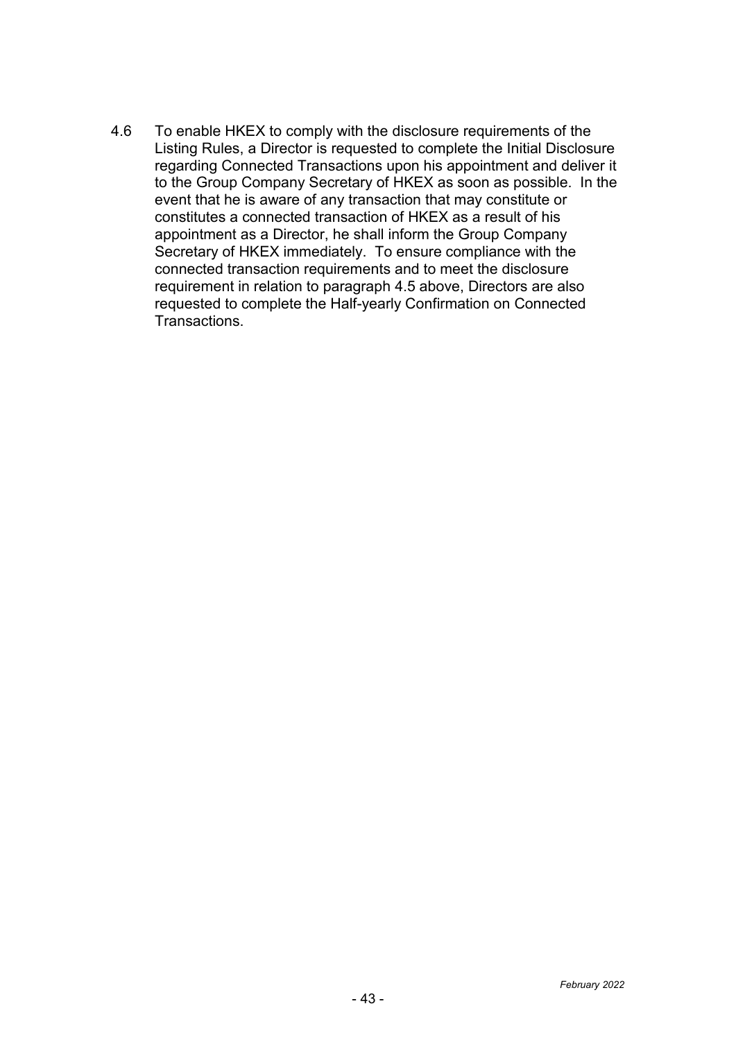4.6 To enable HKEX to comply with the disclosure requirements of the Listing Rules, a Director is requested to complete the Initial Disclosure regarding Connected Transactions upon his appointment and deliver it to the Group Company Secretary of HKEX as soon as possible. In the event that he is aware of any transaction that may constitute or constitutes a connected transaction of HKEX as a result of his appointment as a Director, he shall inform the Group Company Secretary of HKEX immediately. To ensure compliance with the connected transaction requirements and to meet the disclosure requirement in relation to paragraph 4.5 above, Directors are also requested to complete the Half-yearly Confirmation on Connected Transactions.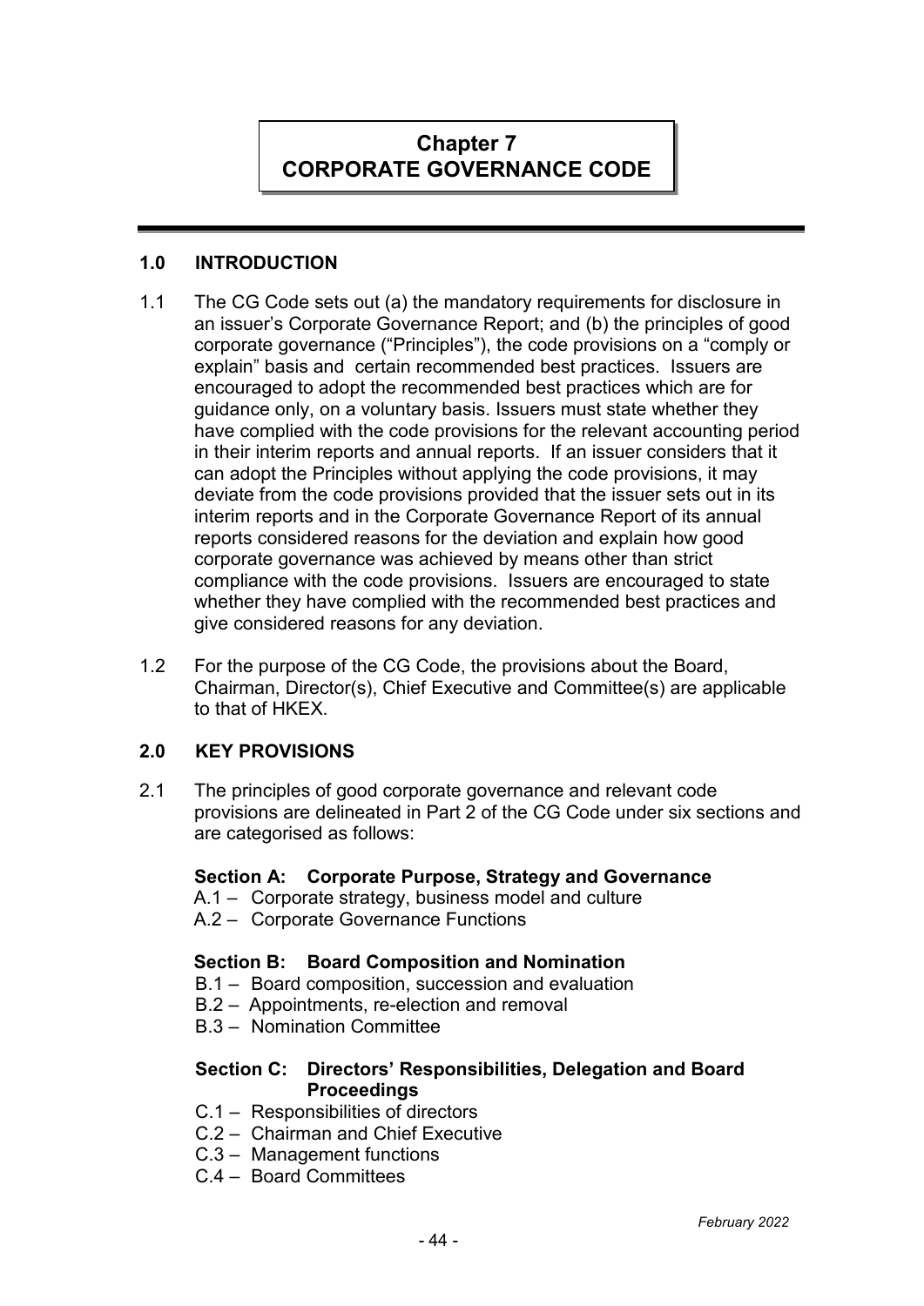# Chapter 7
# CORPORATE GOVERNANCE CODE

## 1.0 INTRODUCTION

1.1 The CG Code sets out (a) the mandatory requirements for disclosure in an issuer's Corporate Governance Report; and (b) the principles of good corporate governance ("Principles"), the code provisions on a "comply or explain" basis and certain recommended best practices. Issuers are encouraged to adopt the recommended best practices which are for guidance only, on a voluntary basis. Issuers must state whether they have complied with the code provisions for the relevant accounting period in their interim reports and annual reports. If an issuer considers that it can adopt the Principles without applying the code provisions, it may deviate from the code provisions provided that the issuer sets out in its interim reports and in the Corporate Governance Report of its annual reports considered reasons for the deviation and explain how good corporate governance was achieved by means other than strict compliance with the code provisions. Issuers are encouraged to state whether they have complied with the recommended best practices and give considered reasons for any deviation.

1.2 For the purpose of the CG Code, the provisions about the Board, Chairman, Director(s), Chief Executive and Committee(s) are applicable to that of HKEX.

## 2.0 KEY PROVISIONS

2.1 The principles of good corporate governance and relevant code provisions are delineated in Part 2 of the CG Code under six sections and are categorised as follows:

**Section A: Corporate Purpose, Strategy and Governance**

A.1 – Corporate strategy, business model and culture
A.2 – Corporate Governance Functions

**Section B: Board Composition and Nomination**

B.1 – Board composition, succession and evaluation
B.2 – Appointments, re-election and removal
B.3 – Nomination Committee

**Section C: Directors' Responsibilities, Delegation and Board Proceedings**

C.1 – Responsibilities of directors
C.2 – Chairman and Chief Executive
C.3 – Management functions
C.4 – Board Committees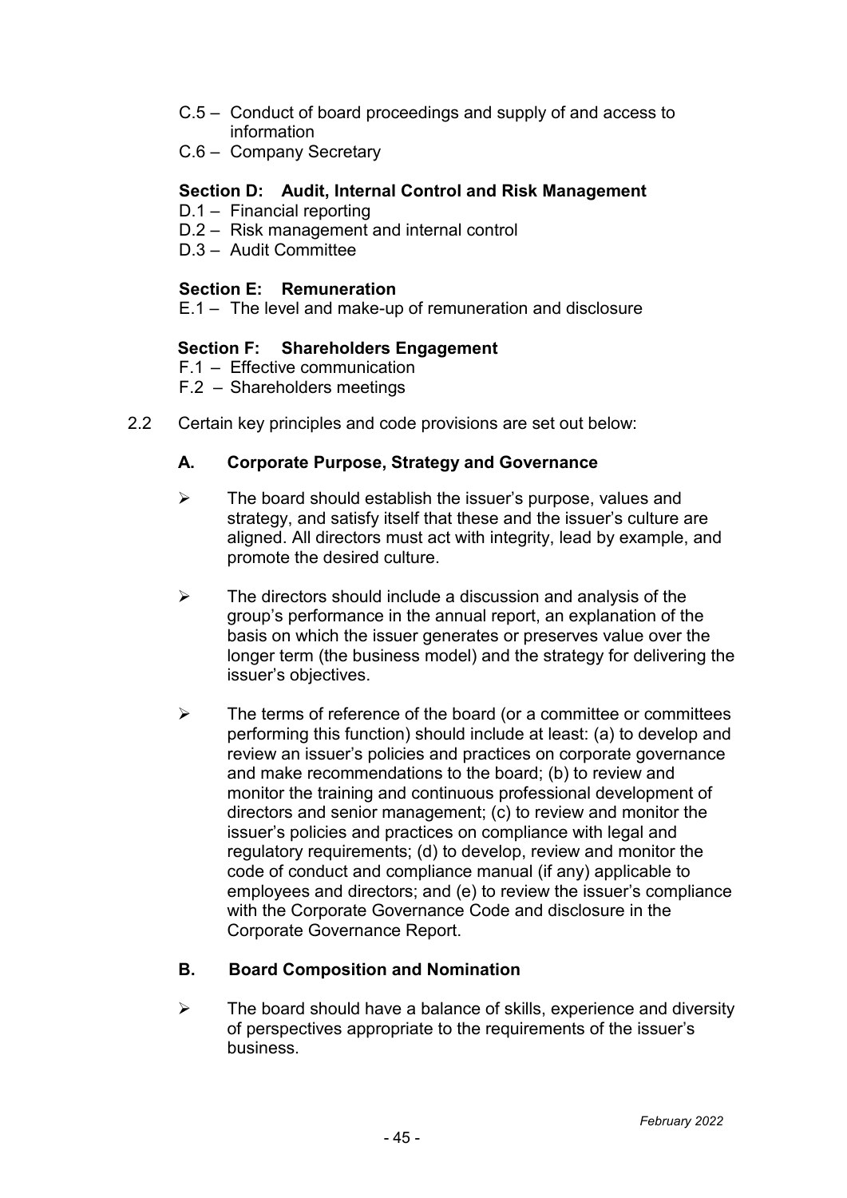- C.5 – Conduct of board proceedings and supply of and access to information
- C.6 – Company Secretary

**Section D: Audit, Internal Control and Risk Management**

- D.1 – Financial reporting
- D.2 – Risk management and internal control
- D.3 – Audit Committee

**Section E: Remuneration**

- E.1 – The level and make-up of remuneration and disclosure

**Section F: Shareholders Engagement**

- F.1 – Effective communication
- F.2 – Shareholders meetings

2.2 Certain key principles and code provisions are set out below:

**A. Corporate Purpose, Strategy and Governance**

- ➢ The board should establish the issuer's purpose, values and strategy, and satisfy itself that these and the issuer's culture are aligned. All directors must act with integrity, lead by example, and promote the desired culture.

- ➢ The directors should include a discussion and analysis of the group's performance in the annual report, an explanation of the basis on which the issuer generates or preserves value over the longer term (the business model) and the strategy for delivering the issuer's objectives.

- ➢ The terms of reference of the board (or a committee or committees performing this function) should include at least: (a) to develop and review an issuer's policies and practices on corporate governance and make recommendations to the board; (b) to review and monitor the training and continuous professional development of directors and senior management; (c) to review and monitor the issuer's policies and practices on compliance with legal and regulatory requirements; (d) to develop, review and monitor the code of conduct and compliance manual (if any) applicable to employees and directors; and (e) to review the issuer's compliance with the Corporate Governance Code and disclosure in the Corporate Governance Report.

**B. Board Composition and Nomination**

- ➢ The board should have a balance of skills, experience and diversity of perspectives appropriate to the requirements of the issuer's business.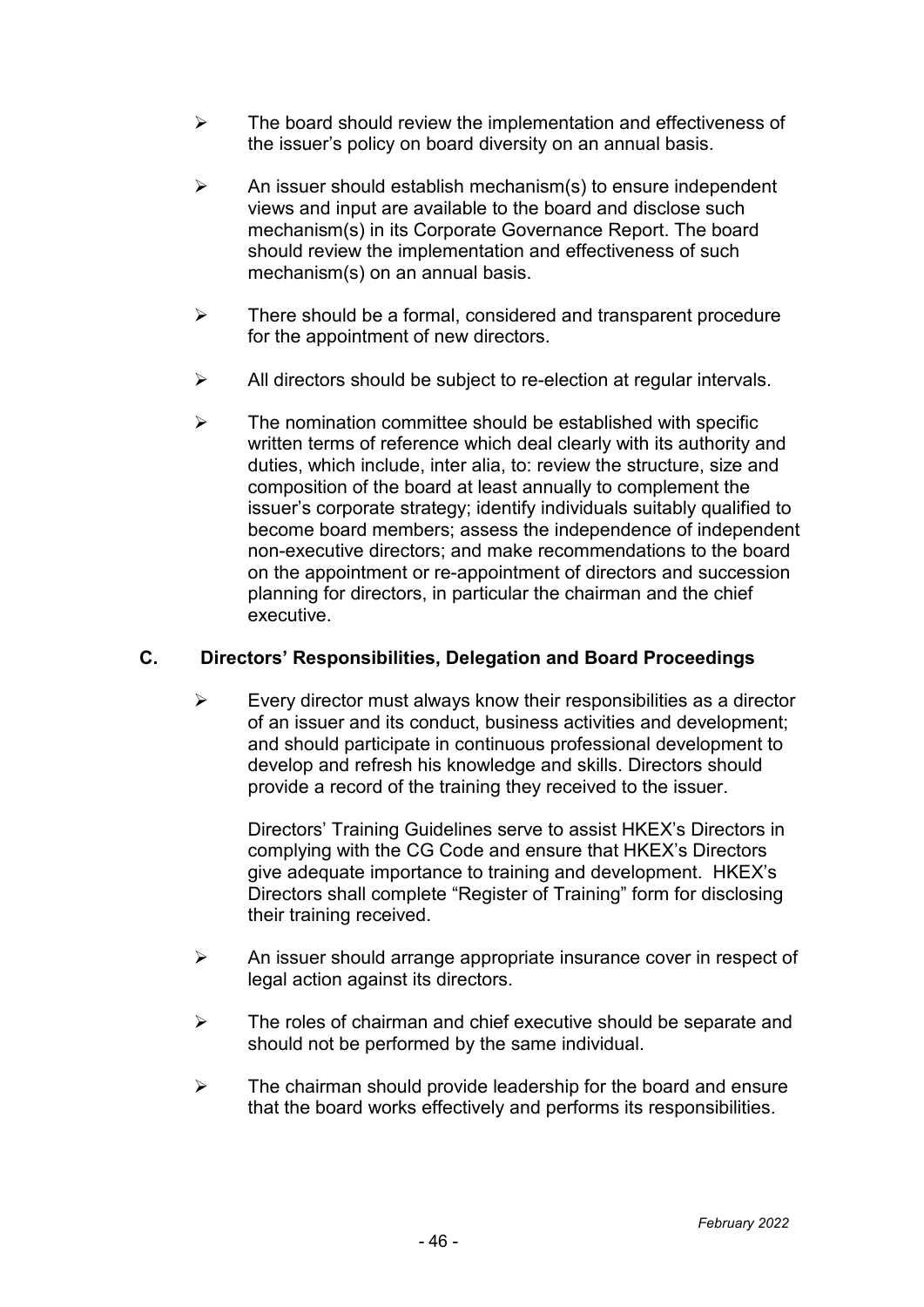- The board should review the implementation and effectiveness of the issuer's policy on board diversity on an annual basis.

- An issuer should establish mechanism(s) to ensure independent views and input are available to the board and disclose such mechanism(s) in its Corporate Governance Report. The board should review the implementation and effectiveness of such mechanism(s) on an annual basis.

- There should be a formal, considered and transparent procedure for the appointment of new directors.

- All directors should be subject to re-election at regular intervals.

- The nomination committee should be established with specific written terms of reference which deal clearly with its authority and duties, which include, inter alia, to: review the structure, size and composition of the board at least annually to complement the issuer's corporate strategy; identify individuals suitably qualified to become board members; assess the independence of independent non-executive directors; and make recommendations to the board on the appointment or re-appointment of directors and succession planning for directors, in particular the chairman and the chief executive.

## C. Directors' Responsibilities, Delegation and Board Proceedings

- Every director must always know their responsibilities as a director of an issuer and its conduct, business activities and development; and should participate in continuous professional development to develop and refresh his knowledge and skills. Directors should provide a record of the training they received to the issuer.

  Directors' Training Guidelines serve to assist HKEX's Directors in complying with the CG Code and ensure that HKEX's Directors give adequate importance to training and development. HKEX's Directors shall complete "Register of Training" form for disclosing their training received.

- An issuer should arrange appropriate insurance cover in respect of legal action against its directors.

- The roles of chairman and chief executive should be separate and should not be performed by the same individual.

- The chairman should provide leadership for the board and ensure that the board works effectively and performs its responsibilities.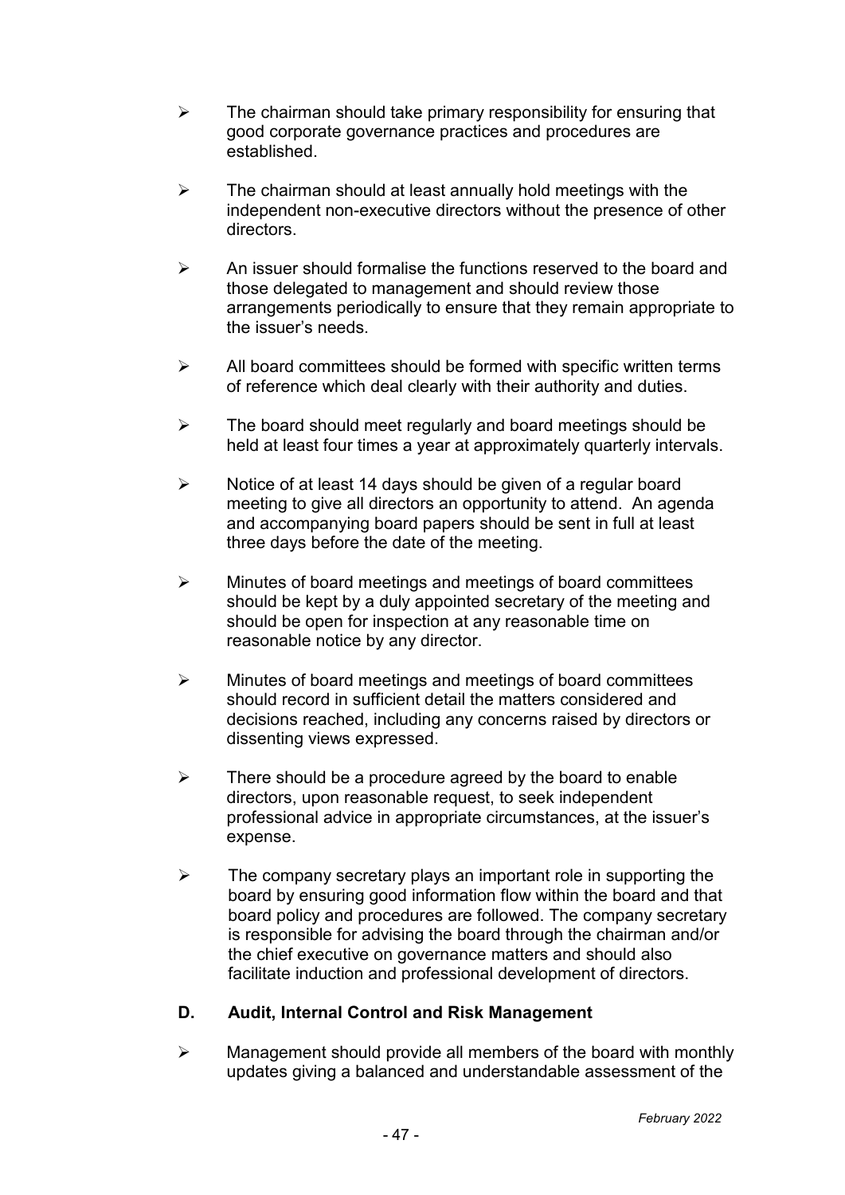- The chairman should take primary responsibility for ensuring that good corporate governance practices and procedures are established.

- The chairman should at least annually hold meetings with the independent non-executive directors without the presence of other directors.

- An issuer should formalise the functions reserved to the board and those delegated to management and should review those arrangements periodically to ensure that they remain appropriate to the issuer's needs.

- All board committees should be formed with specific written terms of reference which deal clearly with their authority and duties.

- The board should meet regularly and board meetings should be held at least four times a year at approximately quarterly intervals.

- Notice of at least 14 days should be given of a regular board meeting to give all directors an opportunity to attend. An agenda and accompanying board papers should be sent in full at least three days before the date of the meeting.

- Minutes of board meetings and meetings of board committees should be kept by a duly appointed secretary of the meeting and should be open for inspection at any reasonable time on reasonable notice by any director.

- Minutes of board meetings and meetings of board committees should record in sufficient detail the matters considered and decisions reached, including any concerns raised by directors or dissenting views expressed.

- There should be a procedure agreed by the board to enable directors, upon reasonable request, to seek independent professional advice in appropriate circumstances, at the issuer's expense.

- The company secretary plays an important role in supporting the board by ensuring good information flow within the board and that board policy and procedures are followed. The company secretary is responsible for advising the board through the chairman and/or the chief executive on governance matters and should also facilitate induction and professional development of directors.

**D. Audit, Internal Control and Risk Management**

- Management should provide all members of the board with monthly updates giving a balanced and understandable assessment of the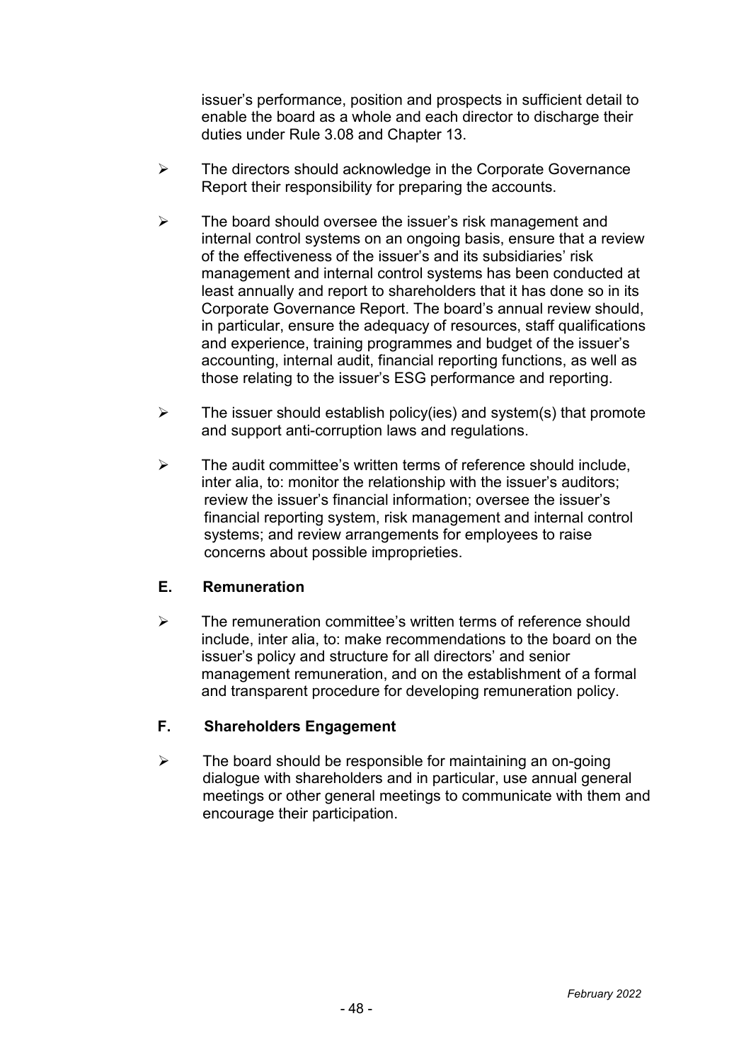issuer's performance, position and prospects in sufficient detail to enable the board as a whole and each director to discharge their duties under Rule 3.08 and Chapter 13.

- The directors should acknowledge in the Corporate Governance Report their responsibility for preparing the accounts.

- The board should oversee the issuer's risk management and internal control systems on an ongoing basis, ensure that a review of the effectiveness of the issuer's and its subsidiaries' risk management and internal control systems has been conducted at least annually and report to shareholders that it has done so in its Corporate Governance Report. The board's annual review should, in particular, ensure the adequacy of resources, staff qualifications and experience, training programmes and budget of the issuer's accounting, internal audit, financial reporting functions, as well as those relating to the issuer's ESG performance and reporting.

- The issuer should establish policy(ies) and system(s) that promote and support anti-corruption laws and regulations.

- The audit committee's written terms of reference should include, inter alia, to: monitor the relationship with the issuer's auditors; review the issuer's financial information; oversee the issuer's financial reporting system, risk management and internal control systems; and review arrangements for employees to raise concerns about possible improprieties.

### E. Remuneration

- The remuneration committee's written terms of reference should include, inter alia, to: make recommendations to the board on the issuer's policy and structure for all directors' and senior management remuneration, and on the establishment of a formal and transparent procedure for developing remuneration policy.

### F. Shareholders Engagement

- The board should be responsible for maintaining an on-going dialogue with shareholders and in particular, use annual general meetings or other general meetings to communicate with them and encourage their participation.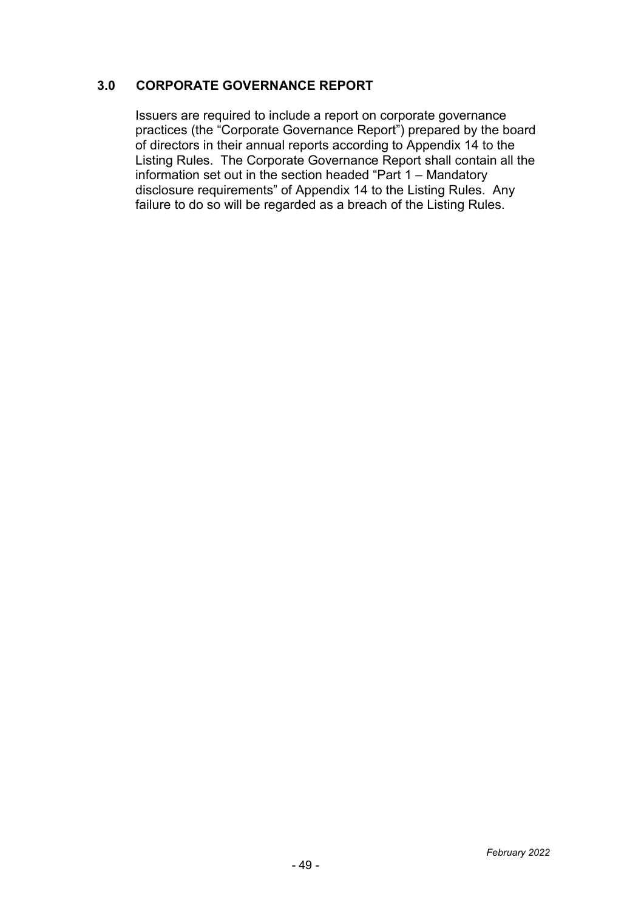## 3.0 CORPORATE GOVERNANCE REPORT

Issuers are required to include a report on corporate governance practices (the "Corporate Governance Report") prepared by the board of directors in their annual reports according to Appendix 14 to the Listing Rules. The Corporate Governance Report shall contain all the information set out in the section headed "Part 1 – Mandatory disclosure requirements" of Appendix 14 to the Listing Rules. Any failure to do so will be regarded as a breach of the Listing Rules.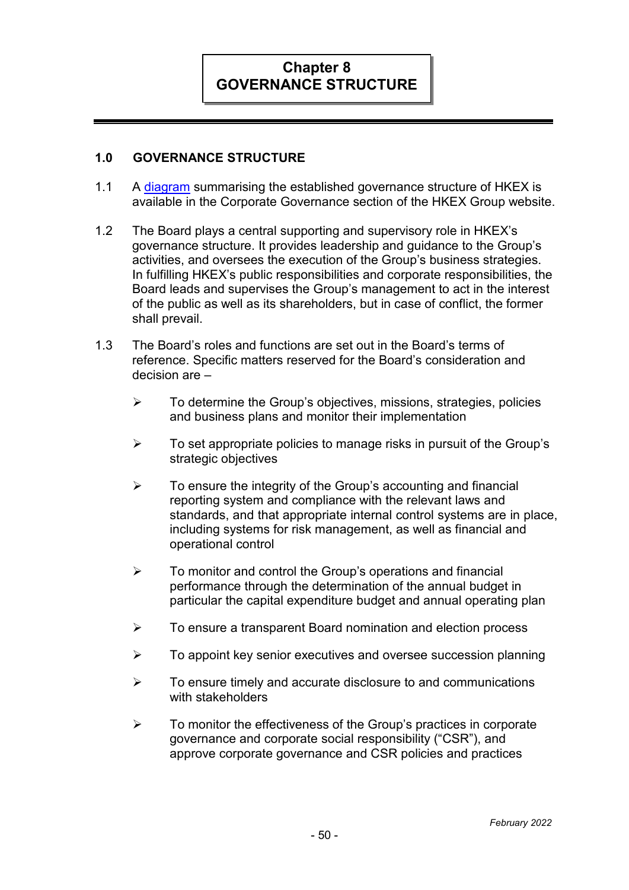# Chapter 8
# GOVERNANCE STRUCTURE

## 1.0 GOVERNANCE STRUCTURE

1.1 A [diagram](diagram) summarising the established governance structure of HKEX is available in the Corporate Governance section of the HKEX Group website.

1.2 The Board plays a central supporting and supervisory role in HKEX's governance structure. It provides leadership and guidance to the Group's activities, and oversees the execution of the Group's business strategies. In fulfilling HKEX's public responsibilities and corporate responsibilities, the Board leads and supervises the Group's management to act in the interest of the public as well as its shareholders, but in case of conflict, the former shall prevail.

1.3 The Board's roles and functions are set out in the Board's terms of reference. Specific matters reserved for the Board's consideration and decision are –

- To determine the Group's objectives, missions, strategies, policies and business plans and monitor their implementation
- To set appropriate policies to manage risks in pursuit of the Group's strategic objectives
- To ensure the integrity of the Group's accounting and financial reporting system and compliance with the relevant laws and standards, and that appropriate internal control systems are in place, including systems for risk management, as well as financial and operational control
- To monitor and control the Group's operations and financial performance through the determination of the annual budget in particular the capital expenditure budget and annual operating plan
- To ensure a transparent Board nomination and election process
- To appoint key senior executives and oversee succession planning
- To ensure timely and accurate disclosure to and communications with stakeholders
- To monitor the effectiveness of the Group's practices in corporate governance and corporate social responsibility ("CSR"), and approve corporate governance and CSR policies and practices

*February 2022*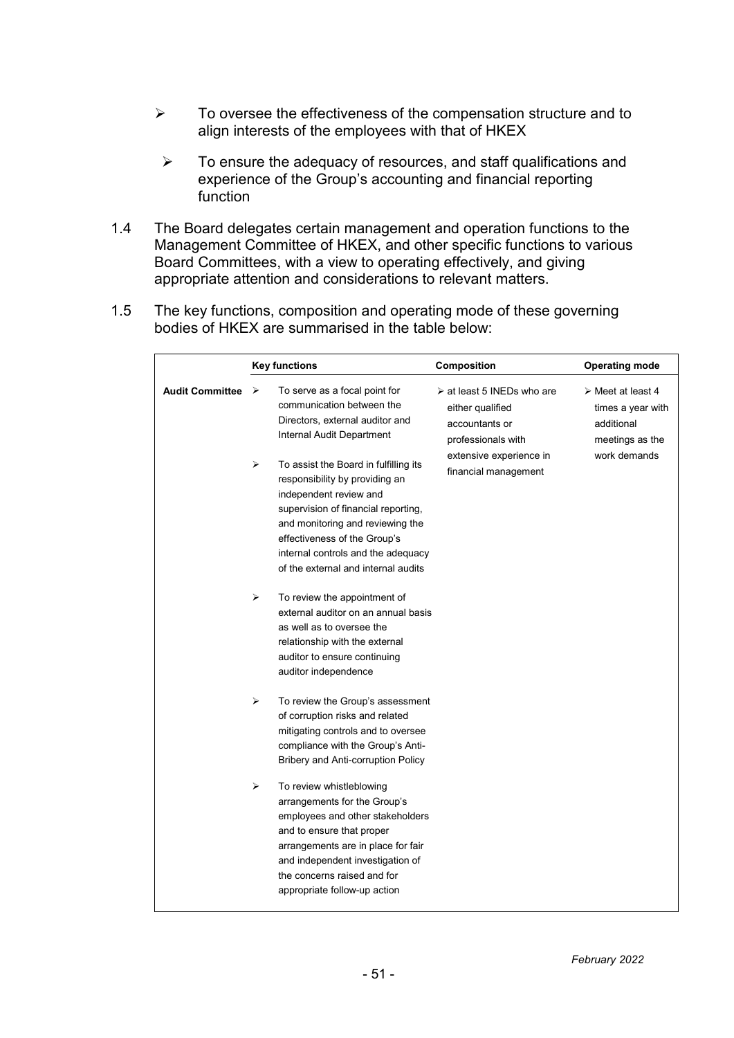- ➢ To oversee the effectiveness of the compensation structure and to align interests of the employees with that of HKEX
- ➢ To ensure the adequacy of resources, and staff qualifications and experience of the Group's accounting and financial reporting function

1.4 The Board delegates certain management and operation functions to the Management Committee of HKEX, and other specific functions to various Board Committees, with a view to operating effectively, and giving appropriate attention and considerations to relevant matters.

1.5 The key functions, composition and operating mode of these governing bodies of HKEX are summarised in the table below:

| | Key functions | Composition | Operating mode |
|---|---|---|---|
| **Audit Committee** | ➢ To serve as a focal point for communication between the Directors, external auditor and Internal Audit Department<br><br>➢ To assist the Board in fulfilling its responsibility by providing an independent review and supervision of financial reporting, and monitoring and reviewing the effectiveness of the Group's internal controls and the adequacy of the external and internal audits<br><br>➢ To review the appointment of external auditor on an annual basis as well as to oversee the relationship with the external auditor to ensure continuing auditor independence<br><br>➢ To review the Group's assessment of corruption risks and related mitigating controls and to oversee compliance with the Group's Anti-Bribery and Anti-corruption Policy<br><br>➢ To review whistleblowing arrangements for the Group's employees and other stakeholders and to ensure that proper arrangements are in place for fair and independent investigation of the concerns raised and for appropriate follow-up action | ➢ at least 5 INEDs who are either qualified accountants or professionals with extensive experience in financial management | ➢ Meet at least 4 times a year with additional meetings as the work demands |

*February 2022*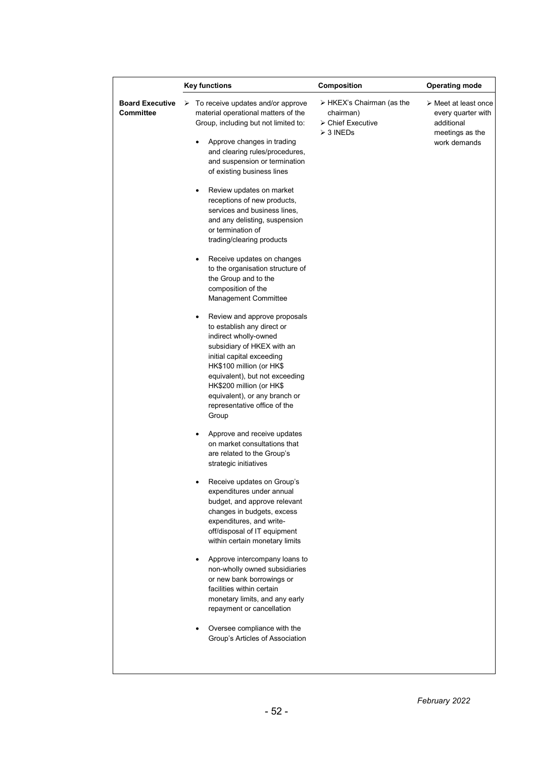| | Key functions | Composition | Operating mode |
|---|---|---|---|
| **Board Executive Committee** | ➢ To receive updates and/or approve material operational matters of the Group, including but not limited to:<br>• Approve changes in trading and clearing rules/procedures, and suspension or termination of existing business lines<br>• Review updates on market receptions of new products, services and business lines, and any delisting, suspension or termination of trading/clearing products<br>• Receive updates on changes to the organisation structure of the Group and to the composition of the Management Committee<br>• Review and approve proposals to establish any direct or indirect wholly-owned subsidiary of HKEX with an initial capital exceeding HK$100 million (or HK$ equivalent), but not exceeding HK$200 million (or HK$ equivalent), or any branch or representative office of the Group<br>• Approve and receive updates on market consultations that are related to the Group's strategic initiatives<br>• Receive updates on Group's expenditures under annual budget, and approve relevant changes in budgets, excess expenditures, and write-off/disposal of IT equipment within certain monetary limits<br>• Approve intercompany loans to non-wholly owned subsidiaries or new bank borrowings or facilities within certain monetary limits, and any early repayment or cancellation<br>• Oversee compliance with the Group's Articles of Association | ➢ HKEX's Chairman (as the chairman)<br>➢ Chief Executive<br>➢ 3 INEDs | ➢ Meet at least once every quarter with additional meetings as the work demands |

*February 2022*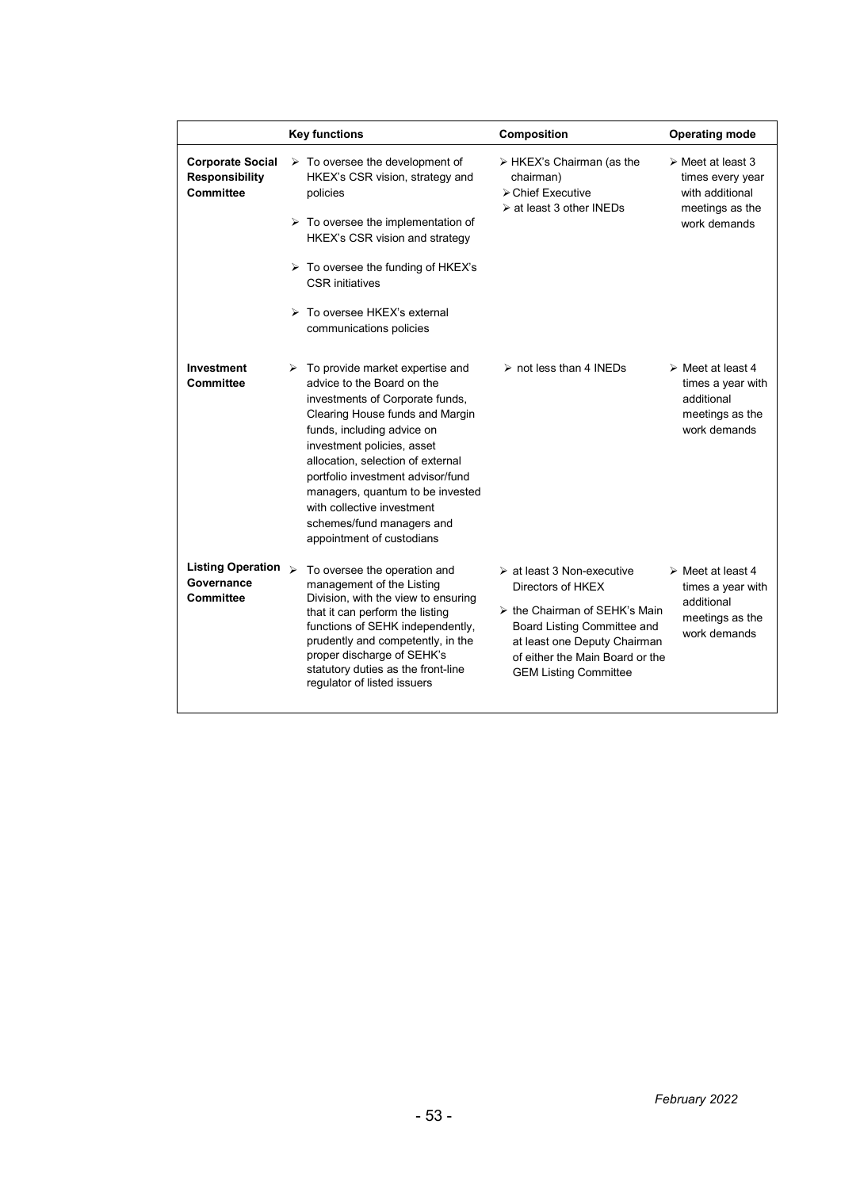| | Key functions | Composition | Operating mode |
|---|---|---|---|
| **Corporate Social Responsibility Committee** | ➢ To oversee the development of HKEX's CSR vision, strategy and policies<br>➢ To oversee the implementation of HKEX's CSR vision and strategy<br>➢ To oversee the funding of HKEX's CSR initiatives<br>➢ To oversee HKEX's external communications policies | ➢ HKEX's Chairman (as the chairman)<br>➢ Chief Executive<br>➢ at least 3 other INEDs | ➢ Meet at least 3 times every year with additional meetings as the work demands |
| **Investment Committee** | ➢ To provide market expertise and advice to the Board on the investments of Corporate funds, Clearing House funds and Margin funds, including advice on investment policies, asset allocation, selection of external portfolio investment advisor/fund managers, quantum to be invested with collective investment schemes/fund managers and appointment of custodians | ➢ not less than 4 INEDs | ➢ Meet at least 4 times a year with additional meetings as the work demands |
| **Listing Operation Governance Committee** | ➢ To oversee the operation and management of the Listing Division, with the view to ensuring that it can perform the listing functions of SEHK independently, prudently and competently, in the proper discharge of SEHK's statutory duties as the front-line regulator of listed issuers | ➢ at least 3 Non-executive Directors of HKEX<br>➢ the Chairman of SEHK's Main Board Listing Committee and at least one Deputy Chairman of either the Main Board or the GEM Listing Committee | ➢ Meet at least 4 times a year with additional meetings as the work demands |

*February 2022*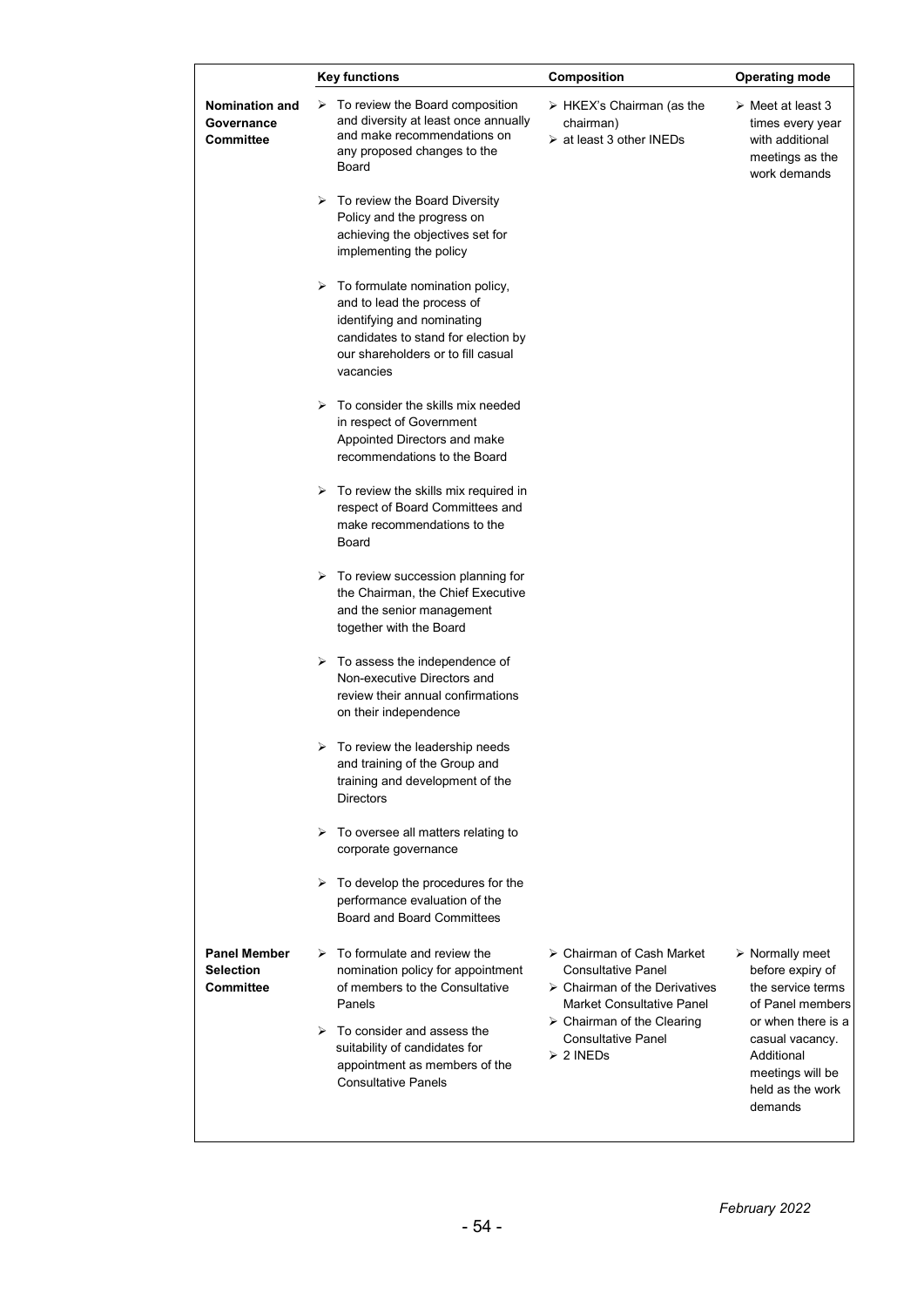| | Key functions | Composition | Operating mode |
|---|---|---|---|
| **Nomination and Governance Committee** | ➢ To review the Board composition and diversity at least once annually and make recommendations on any proposed changes to the Board<br><br>➢ To review the Board Diversity Policy and the progress on achieving the objectives set for implementing the policy<br><br>➢ To formulate nomination policy, and to lead the process of identifying and nominating candidates to stand for election by our shareholders or to fill casual vacancies<br><br>➢ To consider the skills mix needed in respect of Government Appointed Directors and make recommendations to the Board<br><br>➢ To review the skills mix required in respect of Board Committees and make recommendations to the Board<br><br>➢ To review succession planning for the Chairman, the Chief Executive and the senior management together with the Board<br><br>➢ To assess the independence of Non-executive Directors and review their annual confirmations on their independence<br><br>➢ To review the leadership needs and training of the Group and training and development of the Directors<br><br>➢ To oversee all matters relating to corporate governance<br><br>➢ To develop the procedures for the performance evaluation of the Board and Board Committees | ➢ HKEX's Chairman (as the chairman)<br>➢ at least 3 other INEDs | ➢ Meet at least 3 times every year with additional meetings as the work demands |
| **Panel Member Selection Committee** | ➢ To formulate and review the nomination policy for appointment of members to the Consultative Panels<br><br>➢ To consider and assess the suitability of candidates for appointment as members of the Consultative Panels | ➢ Chairman of Cash Market Consultative Panel<br>➢ Chairman of the Derivatives Market Consultative Panel<br>➢ Chairman of the Clearing Consultative Panel<br>➢ 2 INEDs | ➢ Normally meet before expiry of the service terms of Panel members or when there is a casual vacancy. Additional meetings will be held as the work demands |

*February 2022*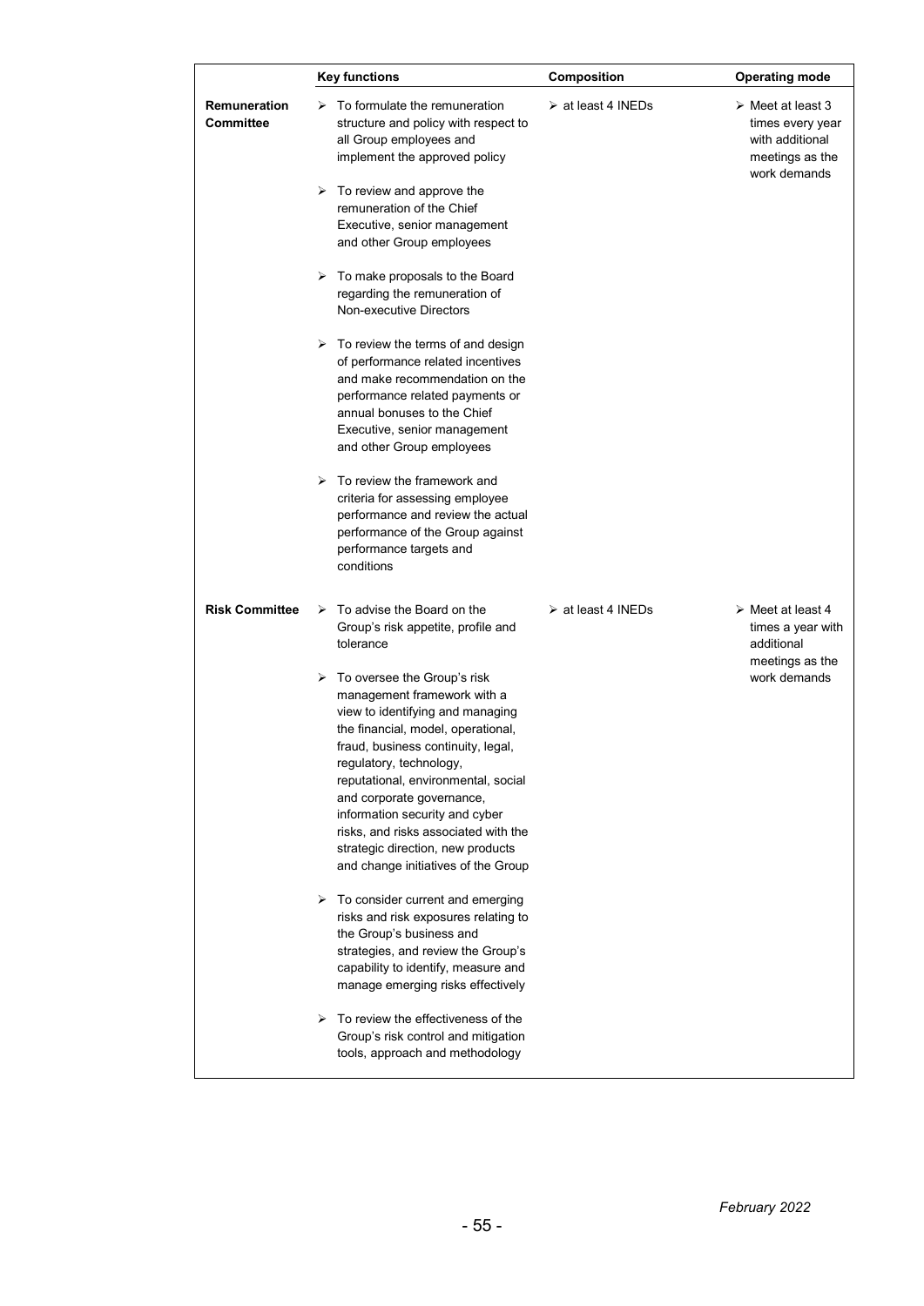| | Key functions | Composition | Operating mode |
|---|---|---|---|
| **Remuneration Committee** | ➢ To formulate the remuneration structure and policy with respect to all Group employees and implement the approved policy<br><br>➢ To review and approve the remuneration of the Chief Executive, senior management and other Group employees<br><br>➢ To make proposals to the Board regarding the remuneration of Non-executive Directors<br><br>➢ To review the terms of and design of performance related incentives and make recommendation on the performance related payments or annual bonuses to the Chief Executive, senior management and other Group employees<br><br>➢ To review the framework and criteria for assessing employee performance and review the actual performance of the Group against performance targets and conditions | ➢ at least 4 INEDs | ➢ Meet at least 3 times every year with additional meetings as the work demands |
| **Risk Committee** | ➢ To advise the Board on the Group's risk appetite, profile and tolerance<br><br>➢ To oversee the Group's risk management framework with a view to identifying and managing the financial, model, operational, fraud, business continuity, legal, regulatory, technology, reputational, environmental, social and corporate governance, information security and cyber risks, and risks associated with the strategic direction, new products and change initiatives of the Group<br><br>➢ To consider current and emerging risks and risk exposures relating to the Group's business and strategies, and review the Group's capability to identify, measure and manage emerging risks effectively<br><br>➢ To review the effectiveness of the Group's risk control and mitigation tools, approach and methodology | ➢ at least 4 INEDs | ➢ Meet at least 4 times a year with additional meetings as the work demands |

*February 2022*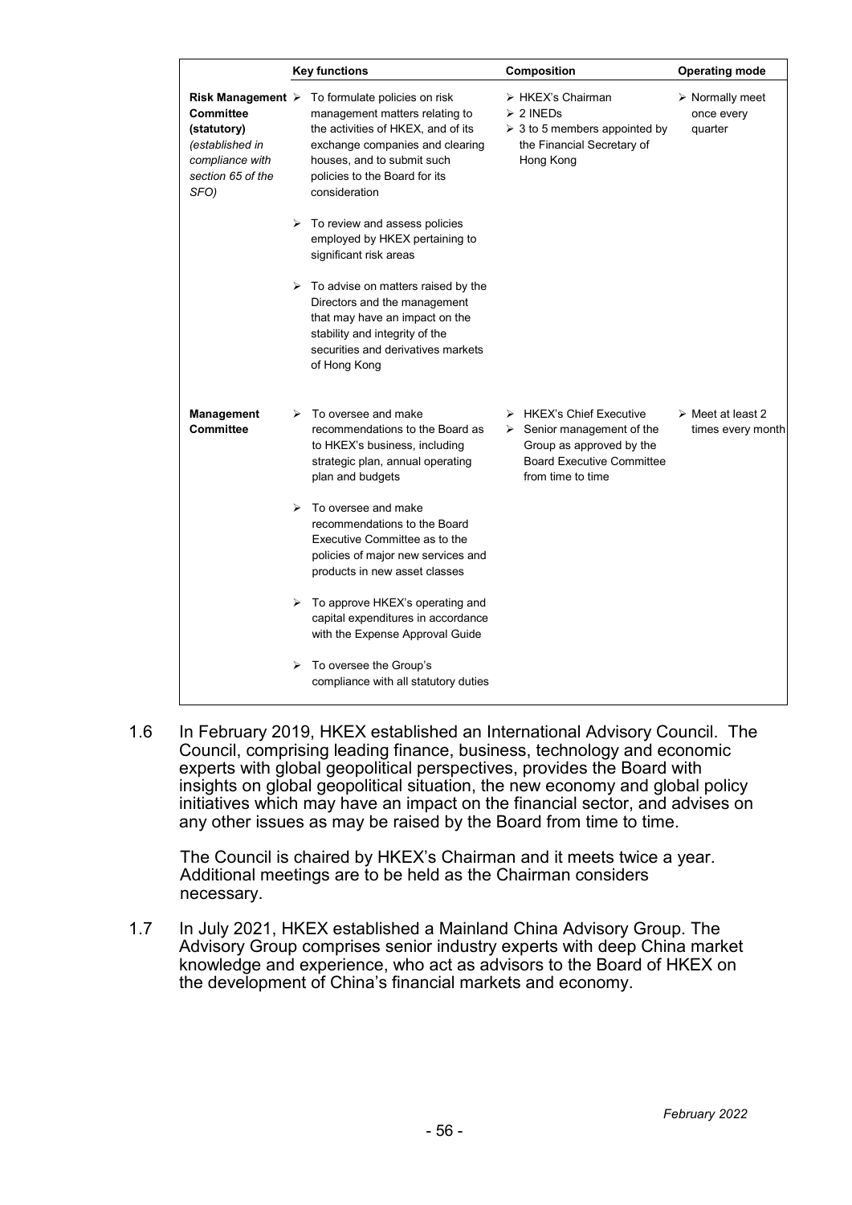| | Key functions | Composition | Operating mode |
|---|---|---|---|
| **Risk Management Committee (statutory)** *(established in compliance with section 65 of the SFO)* | ➢ To formulate policies on risk management matters relating to the activities of HKEX, and of its exchange companies and clearing houses, and to submit such policies to the Board for its consideration<br><br>➢ To review and assess policies employed by HKEX pertaining to significant risk areas<br><br>➢ To advise on matters raised by the Directors and the management that may have an impact on the stability and integrity of the securities and derivatives markets of Hong Kong | ➢ HKEX's Chairman<br>➢ 2 INEDs<br>➢ 3 to 5 members appointed by the Financial Secretary of Hong Kong | ➢ Normally meet once every quarter |
| **Management Committee** | ➢ To oversee and make recommendations to the Board as to HKEX's business, including strategic plan, annual operating plan and budgets<br><br>➢ To oversee and make recommendations to the Board Executive Committee as to the policies of major new services and products in new asset classes<br><br>➢ To approve HKEX's operating and capital expenditures in accordance with the Expense Approval Guide<br><br>➢ To oversee the Group's compliance with all statutory duties | ➢ HKEX's Chief Executive<br>➢ Senior management of the Group as approved by the Board Executive Committee from time to time | ➢ Meet at least 2 times every month |

1.6 In February 2019, HKEX established an International Advisory Council. The Council, comprising leading finance, business, technology and economic experts with global geopolitical perspectives, provides the Board with insights on global geopolitical situation, the new economy and global policy initiatives which may have an impact on the financial sector, and advises on any other issues as may be raised by the Board from time to time.

The Council is chaired by HKEX's Chairman and it meets twice a year. Additional meetings are to be held as the Chairman considers necessary.

1.7 In July 2021, HKEX established a Mainland China Advisory Group. The Advisory Group comprises senior industry experts with deep China market knowledge and experience, who act as advisors to the Board of HKEX on the development of China's financial markets and economy.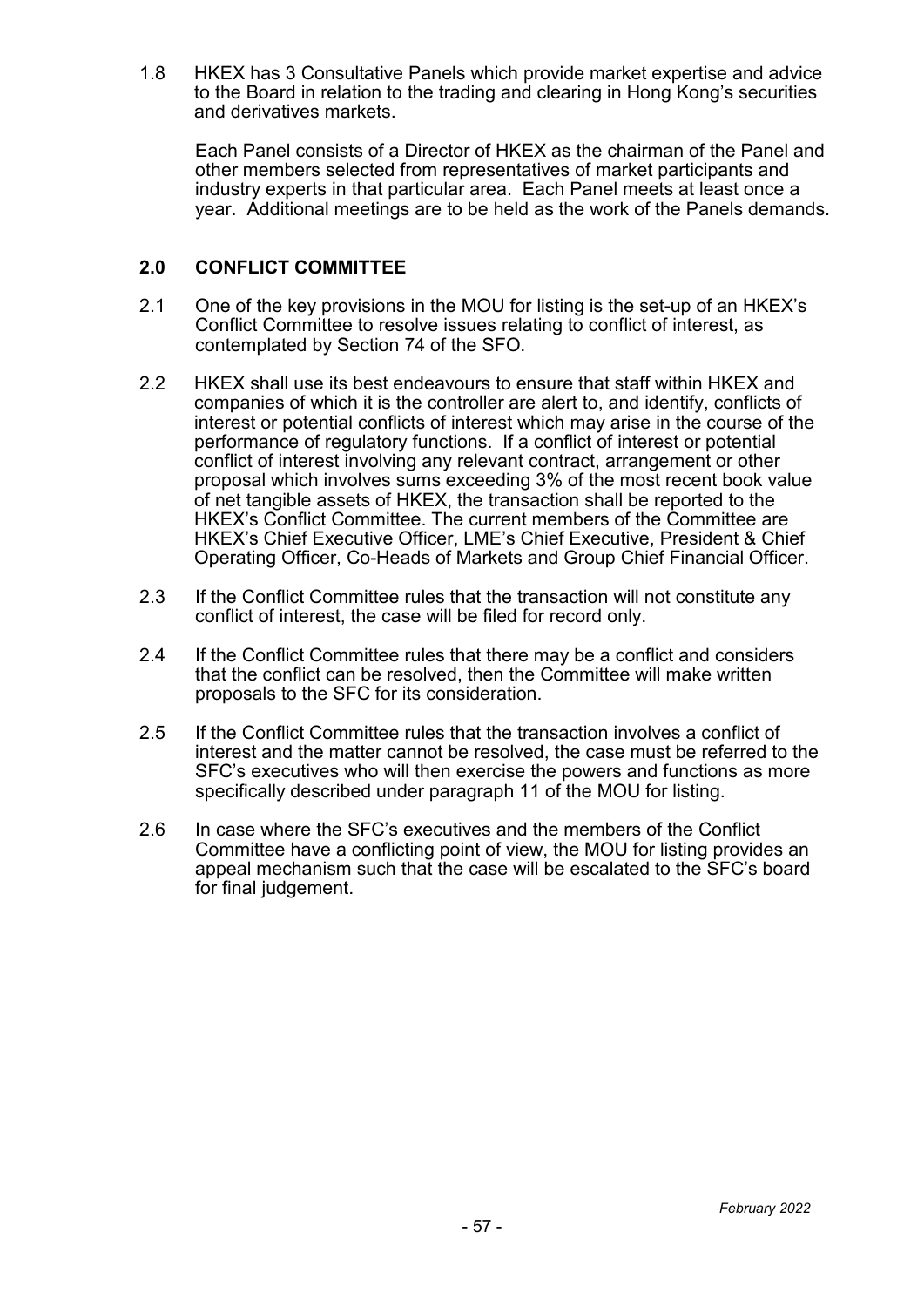1.8 HKEX has 3 Consultative Panels which provide market expertise and advice to the Board in relation to the trading and clearing in Hong Kong's securities and derivatives markets.

Each Panel consists of a Director of HKEX as the chairman of the Panel and other members selected from representatives of market participants and industry experts in that particular area. Each Panel meets at least once a year. Additional meetings are to be held as the work of the Panels demands.

## 2.0 CONFLICT COMMITTEE

2.1 One of the key provisions in the MOU for listing is the set-up of an HKEX's Conflict Committee to resolve issues relating to conflict of interest, as contemplated by Section 74 of the SFO.

2.2 HKEX shall use its best endeavours to ensure that staff within HKEX and companies of which it is the controller are alert to, and identify, conflicts of interest or potential conflicts of interest which may arise in the course of the performance of regulatory functions. If a conflict of interest or potential conflict of interest involving any relevant contract, arrangement or other proposal which involves sums exceeding 3% of the most recent book value of net tangible assets of HKEX, the transaction shall be reported to the HKEX's Conflict Committee. The current members of the Committee are HKEX's Chief Executive Officer, LME's Chief Executive, President & Chief Operating Officer, Co-Heads of Markets and Group Chief Financial Officer.

2.3 If the Conflict Committee rules that the transaction will not constitute any conflict of interest, the case will be filed for record only.

2.4 If the Conflict Committee rules that there may be a conflict and considers that the conflict can be resolved, then the Committee will make written proposals to the SFC for its consideration.

2.5 If the Conflict Committee rules that the transaction involves a conflict of interest and the matter cannot be resolved, the case must be referred to the SFC's executives who will then exercise the powers and functions as more specifically described under paragraph 11 of the MOU for listing.

2.6 In case where the SFC's executives and the members of the Conflict Committee have a conflicting point of view, the MOU for listing provides an appeal mechanism such that the case will be escalated to the SFC's board for final judgement.